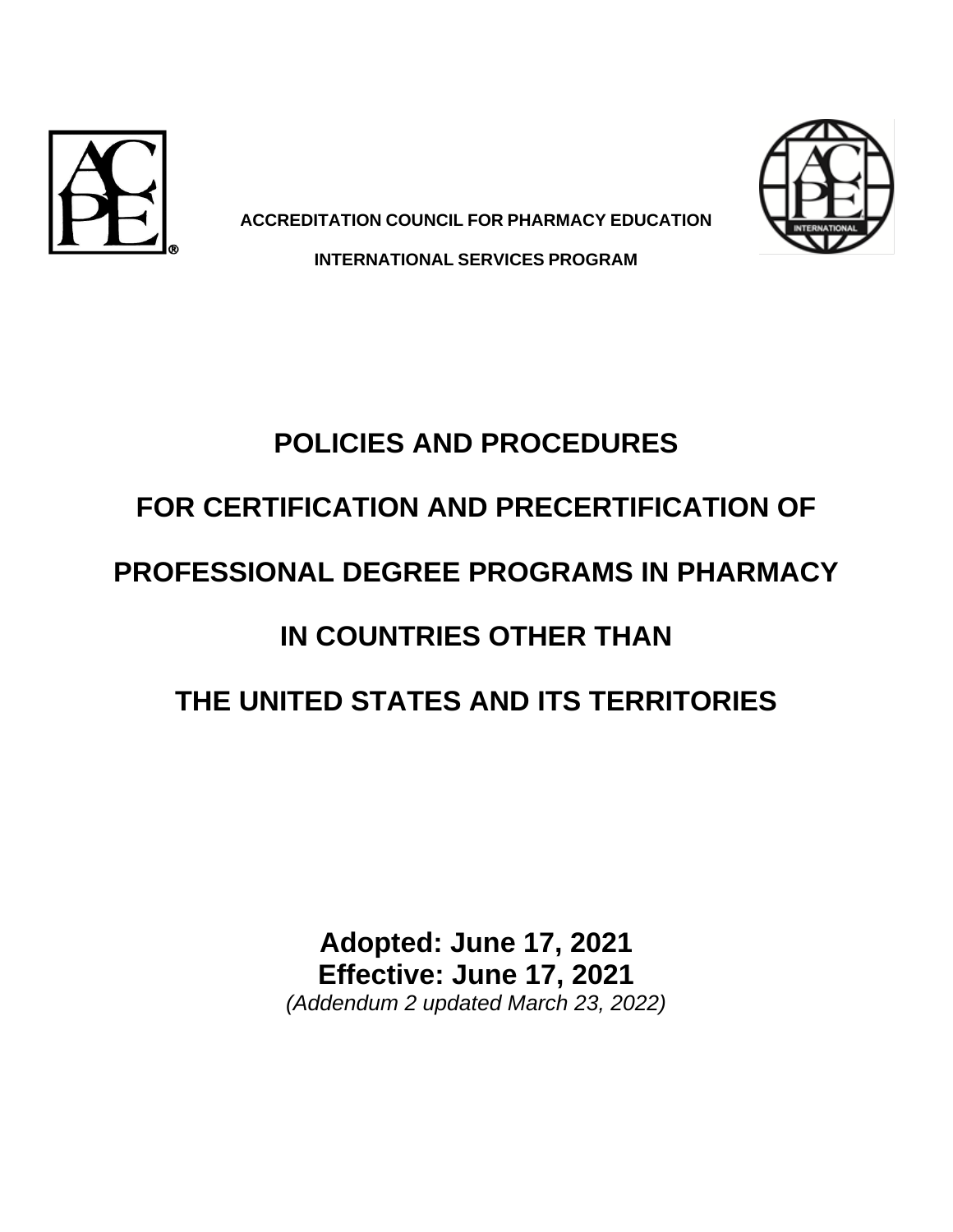**ACCREDITATION COUNCIL FOR PHARMACY EDUCATION**

**INTERNATIONAL SERVICES PROGRAM**

# POLICIES AND PROCEDURES

# FOR CERTIFICATION AND PRECERTIFICATION OF

# PROFESSIONAL DEGREE PROGRAMS IN PHARMACY

# IN COUNTRIES OTHER THAN

# THE UNITED STATES AND ITS TERRITORIES

**Adopted: June 17, 2021**
**Effective: June 17, 2021**
*(Addendum 2 updated March 23, 2022)*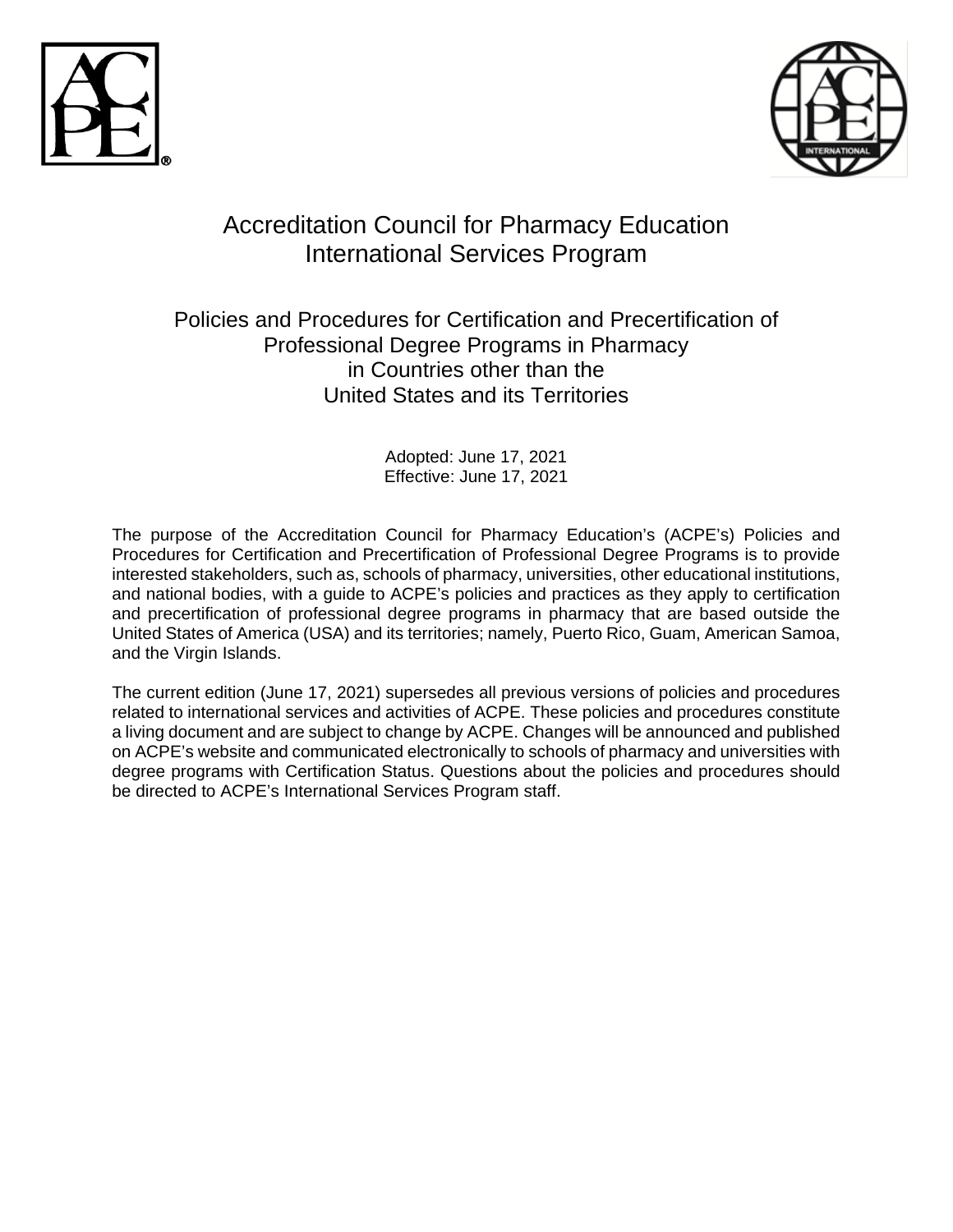# Accreditation Council for Pharmacy Education International Services Program

## Policies and Procedures for Certification and Precertification of Professional Degree Programs in Pharmacy in Countries other than the United States and its Territories

Adopted: June 17, 2021
Effective: June 17, 2021

The purpose of the Accreditation Council for Pharmacy Education's (ACPE's) Policies and Procedures for Certification and Precertification of Professional Degree Programs is to provide interested stakeholders, such as, schools of pharmacy, universities, other educational institutions, and national bodies, with a guide to ACPE's policies and practices as they apply to certification and precertification of professional degree programs in pharmacy that are based outside the United States of America (USA) and its territories; namely, Puerto Rico, Guam, American Samoa, and the Virgin Islands.

The current edition (June 17, 2021) supersedes all previous versions of policies and procedures related to international services and activities of ACPE. These policies and procedures constitute a living document and are subject to change by ACPE. Changes will be announced and published on ACPE's website and communicated electronically to schools of pharmacy and universities with degree programs with Certification Status. Questions about the policies and procedures should be directed to ACPE's International Services Program staff.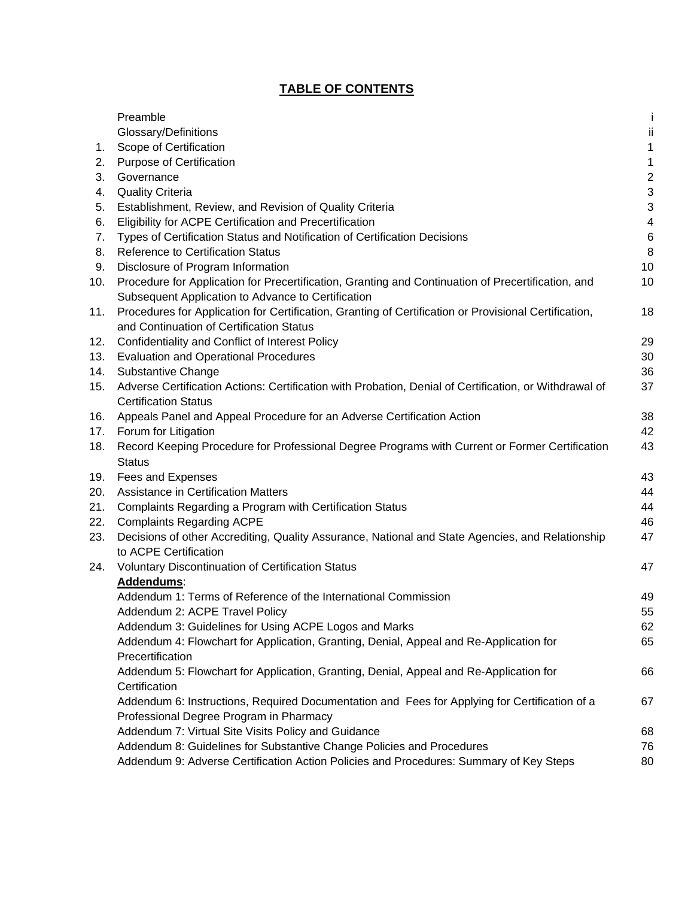# TABLE OF CONTENTS

| | | |
|---|---|---|
| | Preamble | i |
| | Glossary/Definitions | ii |
| 1. | Scope of Certification | 1 |
| 2. | Purpose of Certification | 1 |
| 3. | Governance | 2 |
| 4. | Quality Criteria | 3 |
| 5. | Establishment, Review, and Revision of Quality Criteria | 3 |
| 6. | Eligibility for ACPE Certification and Precertification | 4 |
| 7. | Types of Certification Status and Notification of Certification Decisions | 6 |
| 8. | Reference to Certification Status | 8 |
| 9. | Disclosure of Program Information | 10 |
| 10. | Procedure for Application for Precertification, Granting and Continuation of Precertification, and Subsequent Application to Advance to Certification | 10 |
| 11. | Procedures for Application for Certification, Granting of Certification or Provisional Certification, and Continuation of Certification Status | 18 |
| 12. | Confidentiality and Conflict of Interest Policy | 29 |
| 13. | Evaluation and Operational Procedures | 30 |
| 14. | Substantive Change | 36 |
| 15. | Adverse Certification Actions: Certification with Probation, Denial of Certification, or Withdrawal of Certification Status | 37 |
| 16. | Appeals Panel and Appeal Procedure for an Adverse Certification Action | 38 |
| 17. | Forum for Litigation | 42 |
| 18. | Record Keeping Procedure for Professional Degree Programs with Current or Former Certification Status | 43 |
| 19. | Fees and Expenses | 43 |
| 20. | Assistance in Certification Matters | 44 |
| 21. | Complaints Regarding a Program with Certification Status | 44 |
| 22. | Complaints Regarding ACPE | 46 |
| 23. | Decisions of other Accrediting, Quality Assurance, National and State Agencies, and Relationship to ACPE Certification | 47 |
| 24. | Voluntary Discontinuation of Certification Status | 47 |
| | **Addendums**: | |
| | Addendum 1: Terms of Reference of the International Commission | 49 |
| | Addendum 2: ACPE Travel Policy | 55 |
| | Addendum 3: Guidelines for Using ACPE Logos and Marks | 62 |
| | Addendum 4: Flowchart for Application, Granting, Denial, Appeal and Re-Application for Precertification | 65 |
| | Addendum 5: Flowchart for Application, Granting, Denial, Appeal and Re-Application for Certification | 66 |
| | Addendum 6: Instructions, Required Documentation and Fees for Applying for Certification of a Professional Degree Program in Pharmacy | 67 |
| | Addendum 7: Virtual Site Visits Policy and Guidance | 68 |
| | Addendum 8: Guidelines for Substantive Change Policies and Procedures | 76 |
| | Addendum 9: Adverse Certification Action Policies and Procedures: Summary of Key Steps | 80 |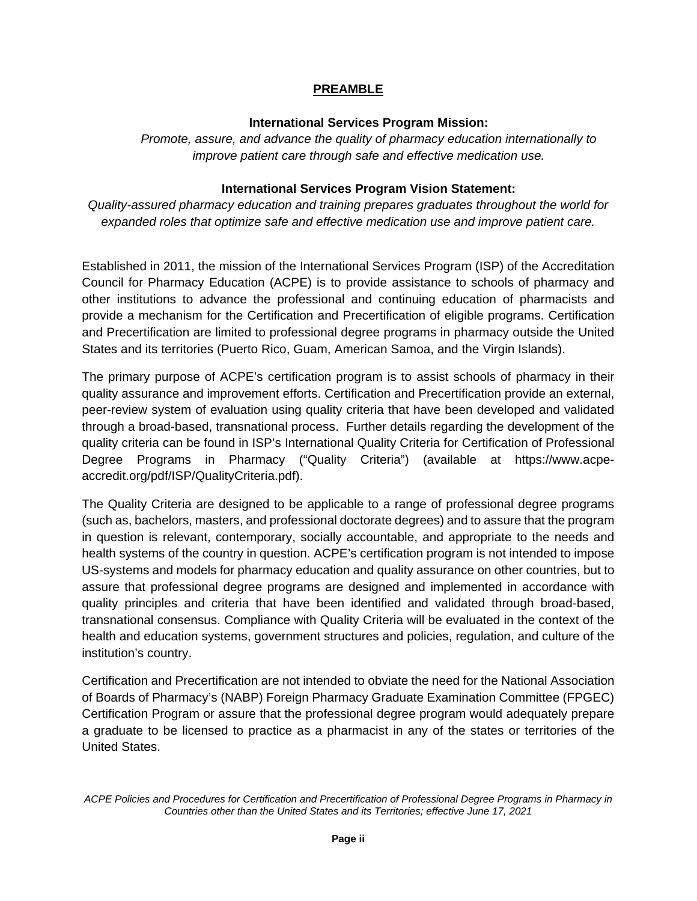## PREAMBLE

**International Services Program Mission:**

*Promote, assure, and advance the quality of pharmacy education internationally to improve patient care through safe and effective medication use.*

**International Services Program Vision Statement:**

*Quality-assured pharmacy education and training prepares graduates throughout the world for expanded roles that optimize safe and effective medication use and improve patient care.*

Established in 2011, the mission of the International Services Program (ISP) of the Accreditation Council for Pharmacy Education (ACPE) is to provide assistance to schools of pharmacy and other institutions to advance the professional and continuing education of pharmacists and provide a mechanism for the Certification and Precertification of eligible programs. Certification and Precertification are limited to professional degree programs in pharmacy outside the United States and its territories (Puerto Rico, Guam, American Samoa, and the Virgin Islands).

The primary purpose of ACPE's certification program is to assist schools of pharmacy in their quality assurance and improvement efforts. Certification and Precertification provide an external, peer-review system of evaluation using quality criteria that have been developed and validated through a broad-based, transnational process. Further details regarding the development of the quality criteria can be found in ISP's International Quality Criteria for Certification of Professional Degree Programs in Pharmacy ("Quality Criteria") (available at https://www.acpe-accredit.org/pdf/ISP/QualityCriteria.pdf).

The Quality Criteria are designed to be applicable to a range of professional degree programs (such as, bachelors, masters, and professional doctorate degrees) and to assure that the program in question is relevant, contemporary, socially accountable, and appropriate to the needs and health systems of the country in question. ACPE's certification program is not intended to impose US-systems and models for pharmacy education and quality assurance on other countries, but to assure that professional degree programs are designed and implemented in accordance with quality principles and criteria that have been identified and validated through broad-based, transnational consensus. Compliance with Quality Criteria will be evaluated in the context of the health and education systems, government structures and policies, regulation, and culture of the institution's country.

Certification and Precertification are not intended to obviate the need for the National Association of Boards of Pharmacy's (NABP) Foreign Pharmacy Graduate Examination Committee (FPGEC) Certification Program or assure that the professional degree program would adequately prepare a graduate to be licensed to practice as a pharmacist in any of the states or territories of the United States.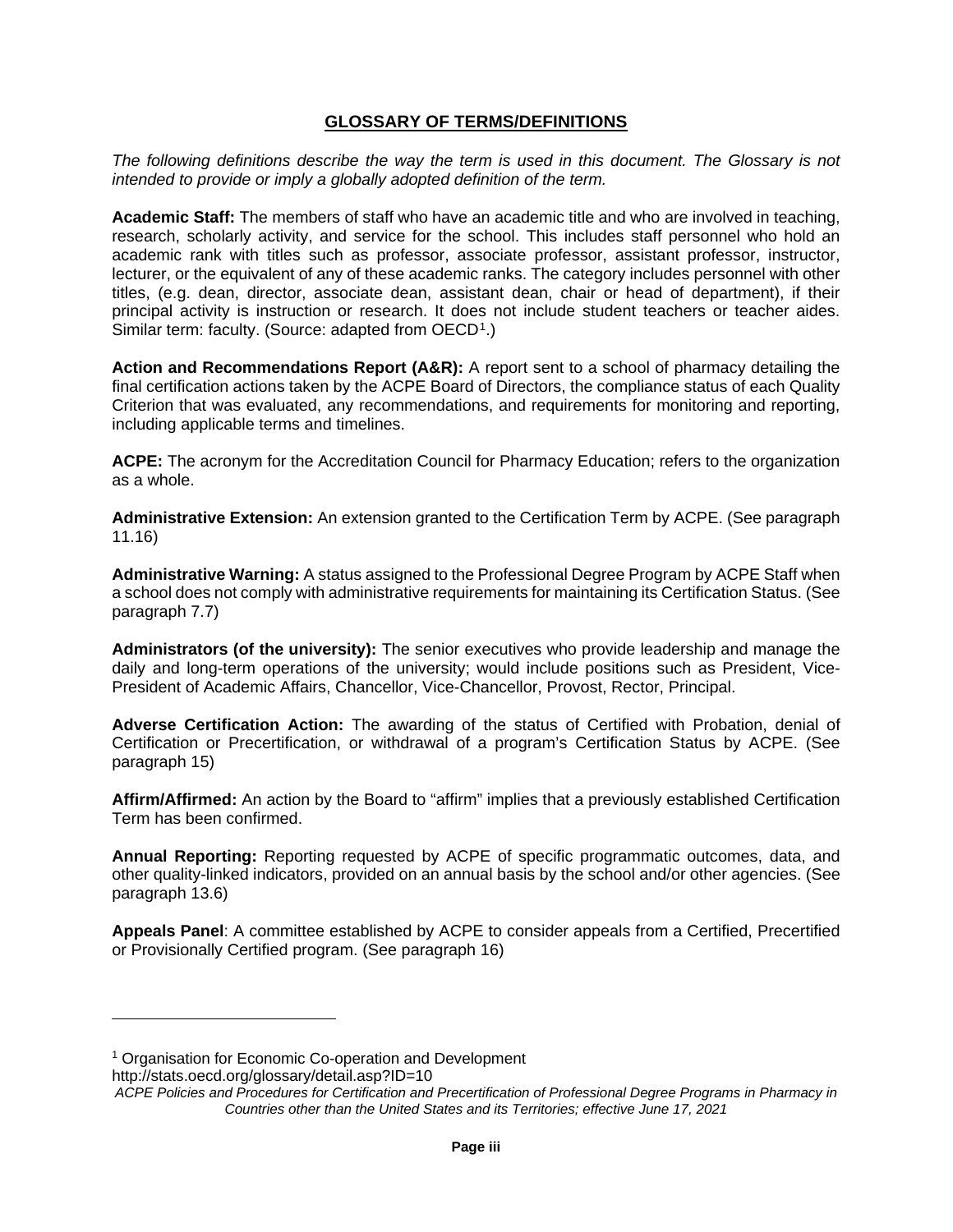## GLOSSARY OF TERMS/DEFINITIONS

*The following definitions describe the way the term is used in this document. The Glossary is not intended to provide or imply a globally adopted definition of the term.*

**Academic Staff:** The members of staff who have an academic title and who are involved in teaching, research, scholarly activity, and service for the school. This includes staff personnel who hold an academic rank with titles such as professor, associate professor, assistant professor, instructor, lecturer, or the equivalent of any of these academic ranks. The category includes personnel with other titles, (e.g. dean, director, associate dean, assistant dean, chair or head of department), if their principal activity is instruction or research. It does not include student teachers or teacher aides. Similar term: faculty. (Source: adapted from OECD[1].)

**Action and Recommendations Report (A&R):** A report sent to a school of pharmacy detailing the final certification actions taken by the ACPE Board of Directors, the compliance status of each Quality Criterion that was evaluated, any recommendations, and requirements for monitoring and reporting, including applicable terms and timelines.

**ACPE:** The acronym for the Accreditation Council for Pharmacy Education; refers to the organization as a whole.

**Administrative Extension:** An extension granted to the Certification Term by ACPE. (See paragraph 11.16)

**Administrative Warning:** A status assigned to the Professional Degree Program by ACPE Staff when a school does not comply with administrative requirements for maintaining its Certification Status. (See paragraph 7.7)

**Administrators (of the university):** The senior executives who provide leadership and manage the daily and long-term operations of the university; would include positions such as President, Vice-President of Academic Affairs, Chancellor, Vice-Chancellor, Provost, Rector, Principal.

**Adverse Certification Action:** The awarding of the status of Certified with Probation, denial of Certification or Precertification, or withdrawal of a program's Certification Status by ACPE. (See paragraph 15)

**Affirm/Affirmed:** An action by the Board to "affirm" implies that a previously established Certification Term has been confirmed.

**Annual Reporting:** Reporting requested by ACPE of specific programmatic outcomes, data, and other quality-linked indicators, provided on an annual basis by the school and/or other agencies. (See paragraph 13.6)

**Appeals Panel**: A committee established by ACPE to consider appeals from a Certified, Precertified or Provisionally Certified program. (See paragraph 16)

---

[1] Organisation for Economic Co-operation and Development
http://stats.oecd.org/glossary/detail.asp?ID=10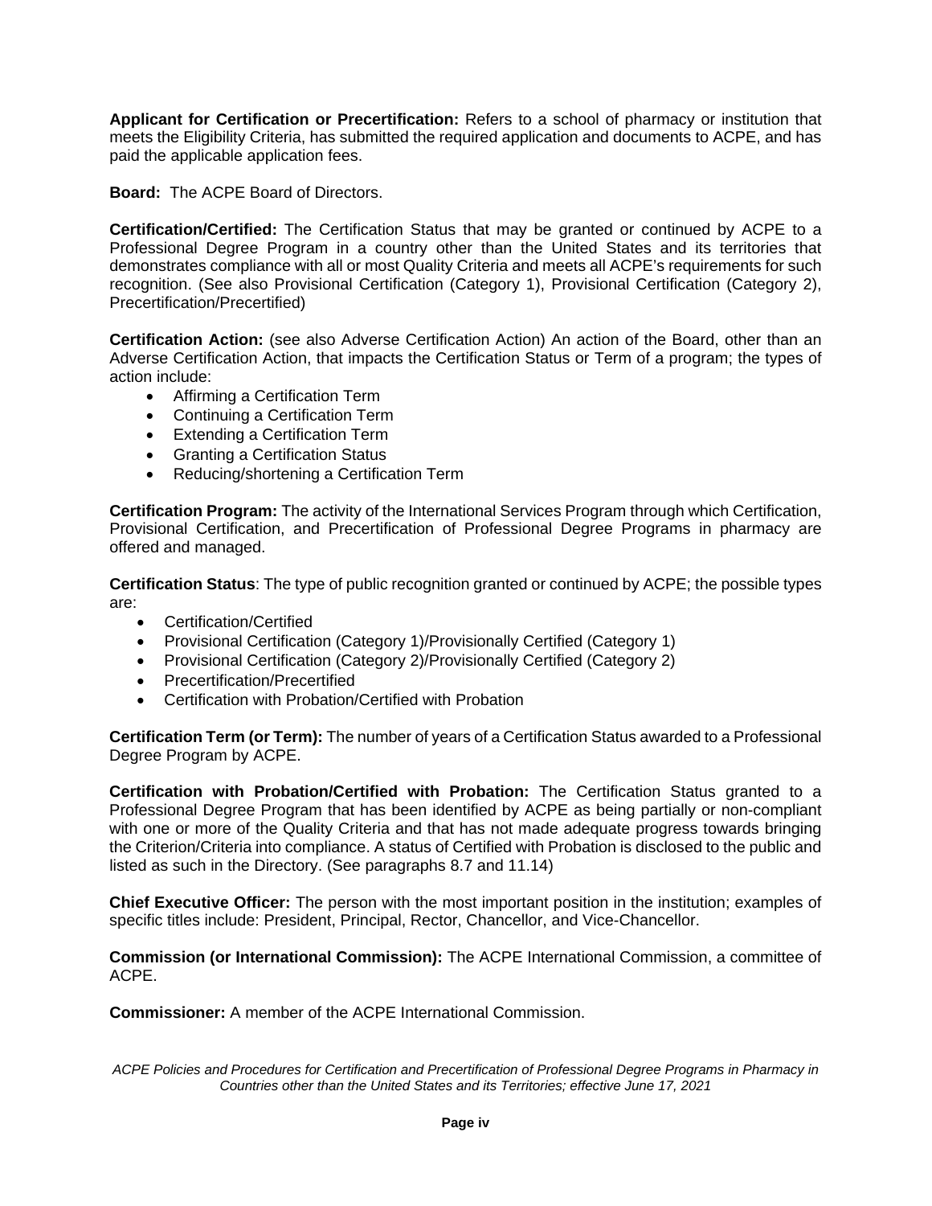**Applicant for Certification or Precertification:** Refers to a school of pharmacy or institution that meets the Eligibility Criteria, has submitted the required application and documents to ACPE, and has paid the applicable application fees.

**Board:** The ACPE Board of Directors.

**Certification/Certified:** The Certification Status that may be granted or continued by ACPE to a Professional Degree Program in a country other than the United States and its territories that demonstrates compliance with all or most Quality Criteria and meets all ACPE's requirements for such recognition. (See also Provisional Certification (Category 1), Provisional Certification (Category 2), Precertification/Precertified)

**Certification Action:** (see also Adverse Certification Action) An action of the Board, other than an Adverse Certification Action, that impacts the Certification Status or Term of a program; the types of action include:

- Affirming a Certification Term
- Continuing a Certification Term
- Extending a Certification Term
- Granting a Certification Status
- Reducing/shortening a Certification Term

**Certification Program:** The activity of the International Services Program through which Certification, Provisional Certification, and Precertification of Professional Degree Programs in pharmacy are offered and managed.

**Certification Status**: The type of public recognition granted or continued by ACPE; the possible types are:

- Certification/Certified
- Provisional Certification (Category 1)/Provisionally Certified (Category 1)
- Provisional Certification (Category 2)/Provisionally Certified (Category 2)
- Precertification/Precertified
- Certification with Probation/Certified with Probation

**Certification Term (or Term):** The number of years of a Certification Status awarded to a Professional Degree Program by ACPE.

**Certification with Probation/Certified with Probation:** The Certification Status granted to a Professional Degree Program that has been identified by ACPE as being partially or non-compliant with one or more of the Quality Criteria and that has not made adequate progress towards bringing the Criterion/Criteria into compliance. A status of Certified with Probation is disclosed to the public and listed as such in the Directory. (See paragraphs 8.7 and 11.14)

**Chief Executive Officer:** The person with the most important position in the institution; examples of specific titles include: President, Principal, Rector, Chancellor, and Vice-Chancellor.

**Commission (or International Commission):** The ACPE International Commission, a committee of ACPE.

**Commissioner:** A member of the ACPE International Commission.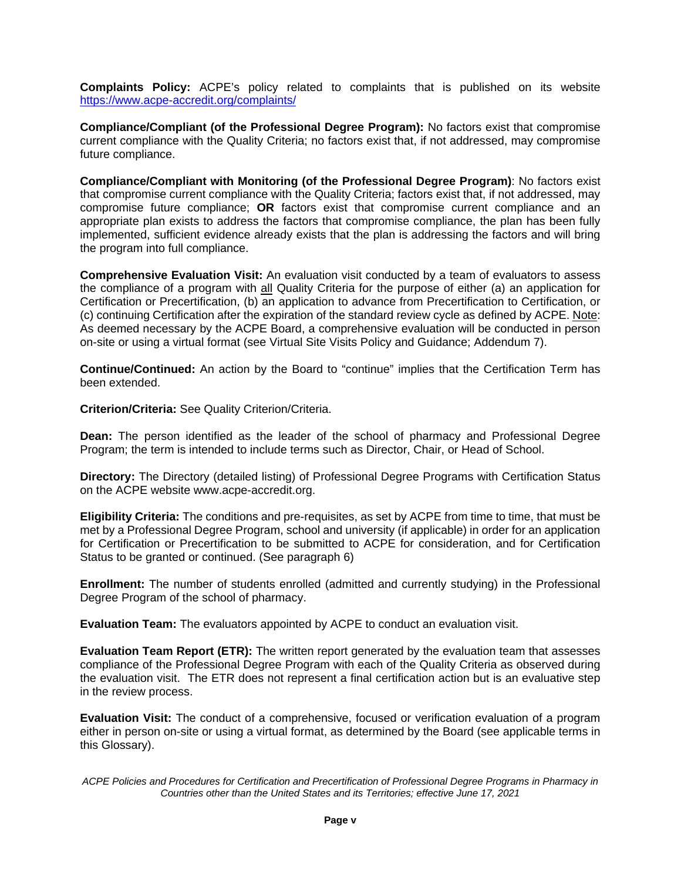**Complaints Policy:** ACPE's policy related to complaints that is published on its website https://www.acpe-accredit.org/complaints/

**Compliance/Compliant (of the Professional Degree Program):** No factors exist that compromise current compliance with the Quality Criteria; no factors exist that, if not addressed, may compromise future compliance.

**Compliance/Compliant with Monitoring (of the Professional Degree Program)**: No factors exist that compromise current compliance with the Quality Criteria; factors exist that, if not addressed, may compromise future compliance; **OR** factors exist that compromise current compliance and an appropriate plan exists to address the factors that compromise compliance, the plan has been fully implemented, sufficient evidence already exists that the plan is addressing the factors and will bring the program into full compliance.

**Comprehensive Evaluation Visit:** An evaluation visit conducted by a team of evaluators to assess the compliance of a program with all Quality Criteria for the purpose of either (a) an application for Certification or Precertification, (b) an application to advance from Precertification to Certification, or (c) continuing Certification after the expiration of the standard review cycle as defined by ACPE. Note: As deemed necessary by the ACPE Board, a comprehensive evaluation will be conducted in person on-site or using a virtual format (see Virtual Site Visits Policy and Guidance; Addendum 7).

**Continue/Continued:** An action by the Board to "continue" implies that the Certification Term has been extended.

**Criterion/Criteria:** See Quality Criterion/Criteria.

**Dean:** The person identified as the leader of the school of pharmacy and Professional Degree Program; the term is intended to include terms such as Director, Chair, or Head of School.

**Directory:** The Directory (detailed listing) of Professional Degree Programs with Certification Status on the ACPE website www.acpe-accredit.org.

**Eligibility Criteria:** The conditions and pre-requisites, as set by ACPE from time to time, that must be met by a Professional Degree Program, school and university (if applicable) in order for an application for Certification or Precertification to be submitted to ACPE for consideration, and for Certification Status to be granted or continued. (See paragraph 6)

**Enrollment:** The number of students enrolled (admitted and currently studying) in the Professional Degree Program of the school of pharmacy.

**Evaluation Team:** The evaluators appointed by ACPE to conduct an evaluation visit.

**Evaluation Team Report (ETR):** The written report generated by the evaluation team that assesses compliance of the Professional Degree Program with each of the Quality Criteria as observed during the evaluation visit. The ETR does not represent a final certification action but is an evaluative step in the review process.

**Evaluation Visit:** The conduct of a comprehensive, focused or verification evaluation of a program either in person on-site or using a virtual format, as determined by the Board (see applicable terms in this Glossary).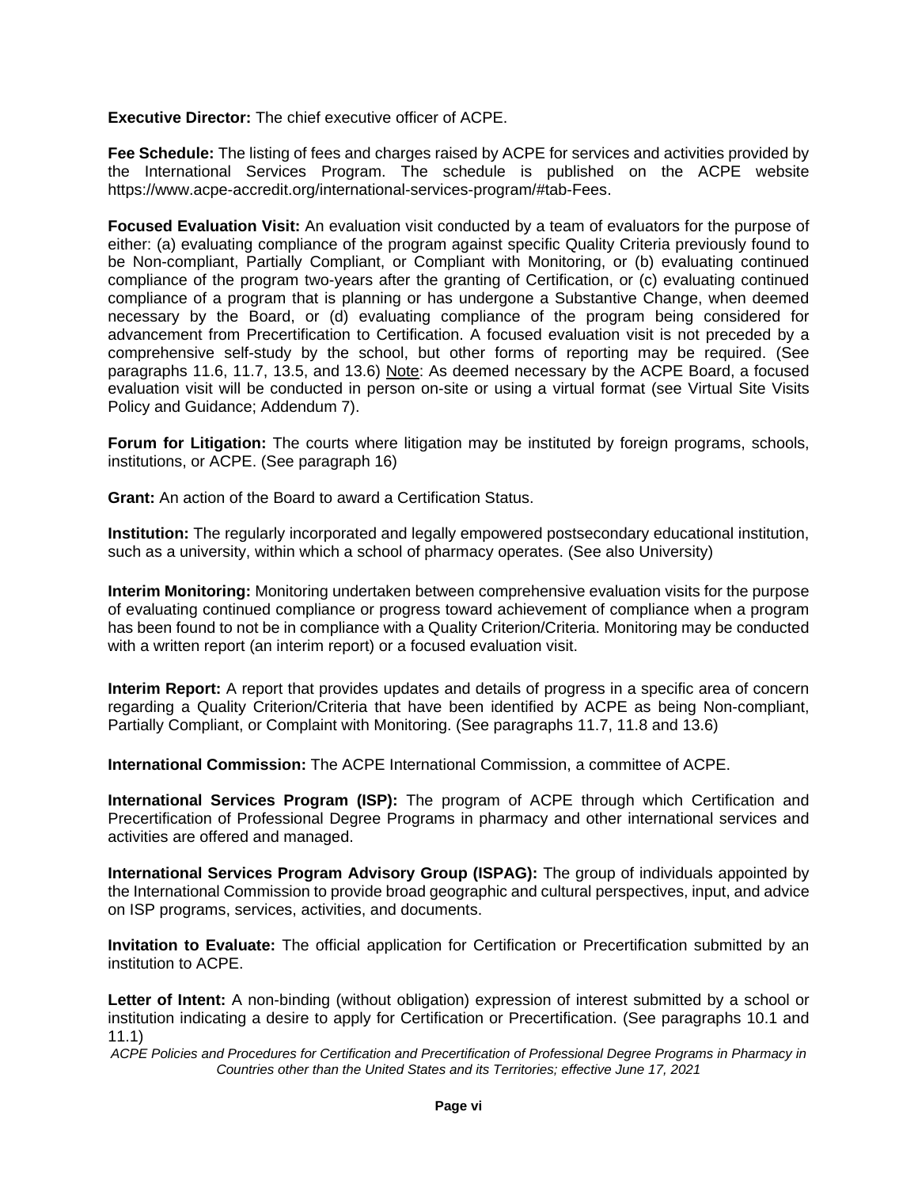**Executive Director:** The chief executive officer of ACPE.

**Fee Schedule:** The listing of fees and charges raised by ACPE for services and activities provided by the International Services Program. The schedule is published on the ACPE website https://www.acpe-accredit.org/international-services-program/#tab-Fees.

**Focused Evaluation Visit:** An evaluation visit conducted by a team of evaluators for the purpose of either: (a) evaluating compliance of the program against specific Quality Criteria previously found to be Non-compliant, Partially Compliant, or Compliant with Monitoring, or (b) evaluating continued compliance of the program two-years after the granting of Certification, or (c) evaluating continued compliance of a program that is planning or has undergone a Substantive Change, when deemed necessary by the Board, or (d) evaluating compliance of the program being considered for advancement from Precertification to Certification. A focused evaluation visit is not preceded by a comprehensive self-study by the school, but other forms of reporting may be required. (See paragraphs 11.6, 11.7, 13.5, and 13.6) <u>Note</u>: As deemed necessary by the ACPE Board, a focused evaluation visit will be conducted in person on-site or using a virtual format (see Virtual Site Visits Policy and Guidance; Addendum 7).

**Forum for Litigation:** The courts where litigation may be instituted by foreign programs, schools, institutions, or ACPE. (See paragraph 16)

**Grant:** An action of the Board to award a Certification Status.

**Institution:** The regularly incorporated and legally empowered postsecondary educational institution, such as a university, within which a school of pharmacy operates. (See also University)

**Interim Monitoring:** Monitoring undertaken between comprehensive evaluation visits for the purpose of evaluating continued compliance or progress toward achievement of compliance when a program has been found to not be in compliance with a Quality Criterion/Criteria. Monitoring may be conducted with a written report (an interim report) or a focused evaluation visit.

**Interim Report:** A report that provides updates and details of progress in a specific area of concern regarding a Quality Criterion/Criteria that have been identified by ACPE as being Non-compliant, Partially Compliant, or Complaint with Monitoring. (See paragraphs 11.7, 11.8 and 13.6)

**International Commission:** The ACPE International Commission, a committee of ACPE.

**International Services Program (ISP):** The program of ACPE through which Certification and Precertification of Professional Degree Programs in pharmacy and other international services and activities are offered and managed.

**International Services Program Advisory Group (ISPAG):** The group of individuals appointed by the International Commission to provide broad geographic and cultural perspectives, input, and advice on ISP programs, services, activities, and documents.

**Invitation to Evaluate:** The official application for Certification or Precertification submitted by an institution to ACPE.

**Letter of Intent:** A non-binding (without obligation) expression of interest submitted by a school or institution indicating a desire to apply for Certification or Precertification. (See paragraphs 10.1 and 11.1)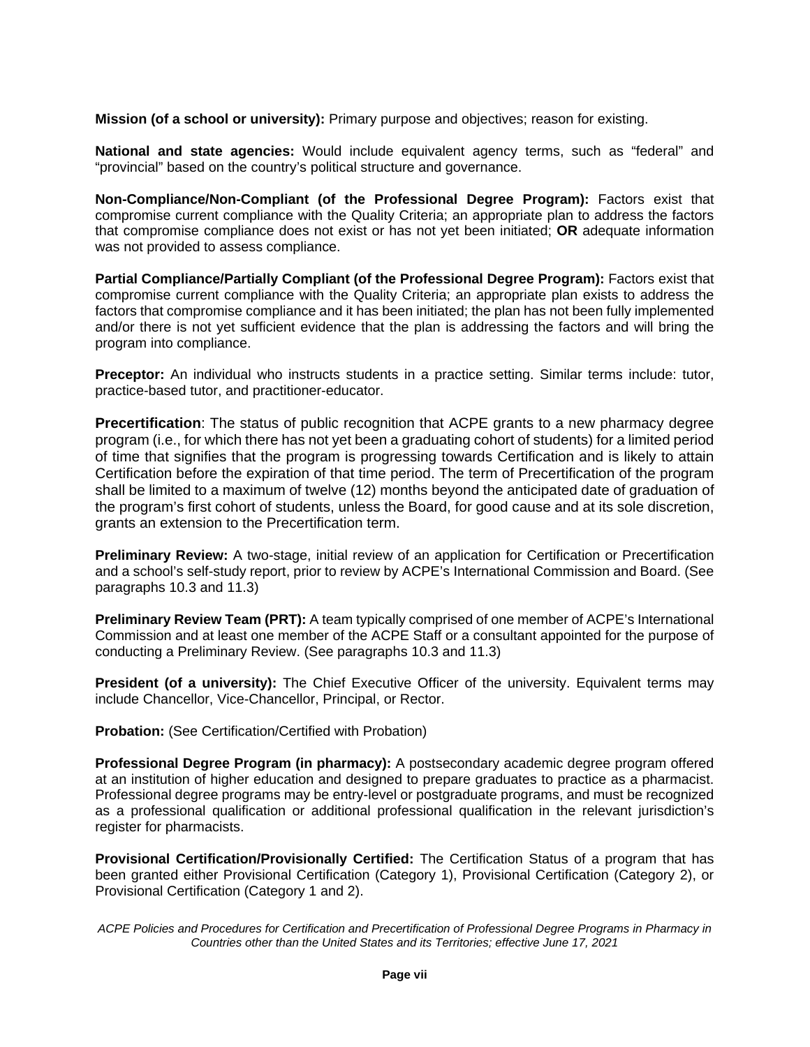**Mission (of a school or university):** Primary purpose and objectives; reason for existing.

**National and state agencies:** Would include equivalent agency terms, such as "federal" and "provincial" based on the country's political structure and governance.

**Non-Compliance/Non-Compliant (of the Professional Degree Program):** Factors exist that compromise current compliance with the Quality Criteria; an appropriate plan to address the factors that compromise compliance does not exist or has not yet been initiated; **OR** adequate information was not provided to assess compliance.

**Partial Compliance/Partially Compliant (of the Professional Degree Program):** Factors exist that compromise current compliance with the Quality Criteria; an appropriate plan exists to address the factors that compromise compliance and it has been initiated; the plan has not been fully implemented and/or there is not yet sufficient evidence that the plan is addressing the factors and will bring the program into compliance.

**Preceptor:** An individual who instructs students in a practice setting. Similar terms include: tutor, practice-based tutor, and practitioner-educator.

**Precertification**: The status of public recognition that ACPE grants to a new pharmacy degree program (i.e., for which there has not yet been a graduating cohort of students) for a limited period of time that signifies that the program is progressing towards Certification and is likely to attain Certification before the expiration of that time period. The term of Precertification of the program shall be limited to a maximum of twelve (12) months beyond the anticipated date of graduation of the program's first cohort of students, unless the Board, for good cause and at its sole discretion, grants an extension to the Precertification term.

**Preliminary Review:** A two-stage, initial review of an application for Certification or Precertification and a school's self-study report, prior to review by ACPE's International Commission and Board. (See paragraphs 10.3 and 11.3)

**Preliminary Review Team (PRT):** A team typically comprised of one member of ACPE's International Commission and at least one member of the ACPE Staff or a consultant appointed for the purpose of conducting a Preliminary Review. (See paragraphs 10.3 and 11.3)

**President (of a university):** The Chief Executive Officer of the university. Equivalent terms may include Chancellor, Vice-Chancellor, Principal, or Rector.

**Probation:** (See Certification/Certified with Probation)

**Professional Degree Program (in pharmacy):** A postsecondary academic degree program offered at an institution of higher education and designed to prepare graduates to practice as a pharmacist. Professional degree programs may be entry-level or postgraduate programs, and must be recognized as a professional qualification or additional professional qualification in the relevant jurisdiction's register for pharmacists.

**Provisional Certification/Provisionally Certified:** The Certification Status of a program that has been granted either Provisional Certification (Category 1), Provisional Certification (Category 2), or Provisional Certification (Category 1 and 2).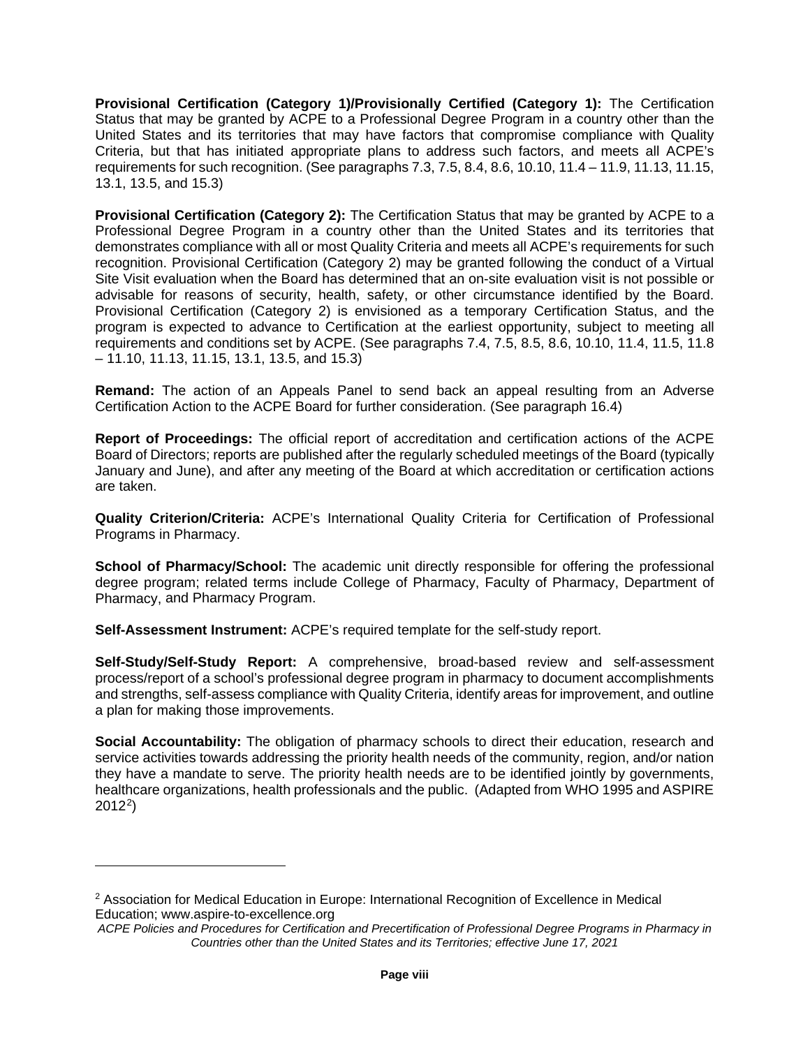**Provisional Certification (Category 1)/Provisionally Certified (Category 1):** The Certification Status that may be granted by ACPE to a Professional Degree Program in a country other than the United States and its territories that may have factors that compromise compliance with Quality Criteria, but that has initiated appropriate plans to address such factors, and meets all ACPE's requirements for such recognition. (See paragraphs 7.3, 7.5, 8.4, 8.6, 10.10, 11.4 – 11.9, 11.13, 11.15, 13.1, 13.5, and 15.3)

**Provisional Certification (Category 2):** The Certification Status that may be granted by ACPE to a Professional Degree Program in a country other than the United States and its territories that demonstrates compliance with all or most Quality Criteria and meets all ACPE's requirements for such recognition. Provisional Certification (Category 2) may be granted following the conduct of a Virtual Site Visit evaluation when the Board has determined that an on-site evaluation visit is not possible or advisable for reasons of security, health, safety, or other circumstance identified by the Board. Provisional Certification (Category 2) is envisioned as a temporary Certification Status, and the program is expected to advance to Certification at the earliest opportunity, subject to meeting all requirements and conditions set by ACPE. (See paragraphs 7.4, 7.5, 8.5, 8.6, 10.10, 11.4, 11.5, 11.8 – 11.10, 11.13, 11.15, 13.1, 13.5, and 15.3)

**Remand:** The action of an Appeals Panel to send back an appeal resulting from an Adverse Certification Action to the ACPE Board for further consideration. (See paragraph 16.4)

**Report of Proceedings:** The official report of accreditation and certification actions of the ACPE Board of Directors; reports are published after the regularly scheduled meetings of the Board (typically January and June), and after any meeting of the Board at which accreditation or certification actions are taken.

**Quality Criterion/Criteria:** ACPE's International Quality Criteria for Certification of Professional Programs in Pharmacy.

**School of Pharmacy/School:** The academic unit directly responsible for offering the professional degree program; related terms include College of Pharmacy, Faculty of Pharmacy, Department of Pharmacy, and Pharmacy Program.

**Self-Assessment Instrument:** ACPE's required template for the self-study report.

**Self-Study/Self-Study Report:** A comprehensive, broad-based review and self-assessment process/report of a school's professional degree program in pharmacy to document accomplishments and strengths, self-assess compliance with Quality Criteria, identify areas for improvement, and outline a plan for making those improvements.

**Social Accountability:** The obligation of pharmacy schools to direct their education, research and service activities towards addressing the priority health needs of the community, region, and/or nation they have a mandate to serve. The priority health needs are to be identified jointly by governments, healthcare organizations, health professionals and the public. (Adapted from WHO 1995 and ASPIRE 2012[2])

[2] Association for Medical Education in Europe: International Recognition of Excellence in Medical Education; www.aspire-to-excellence.org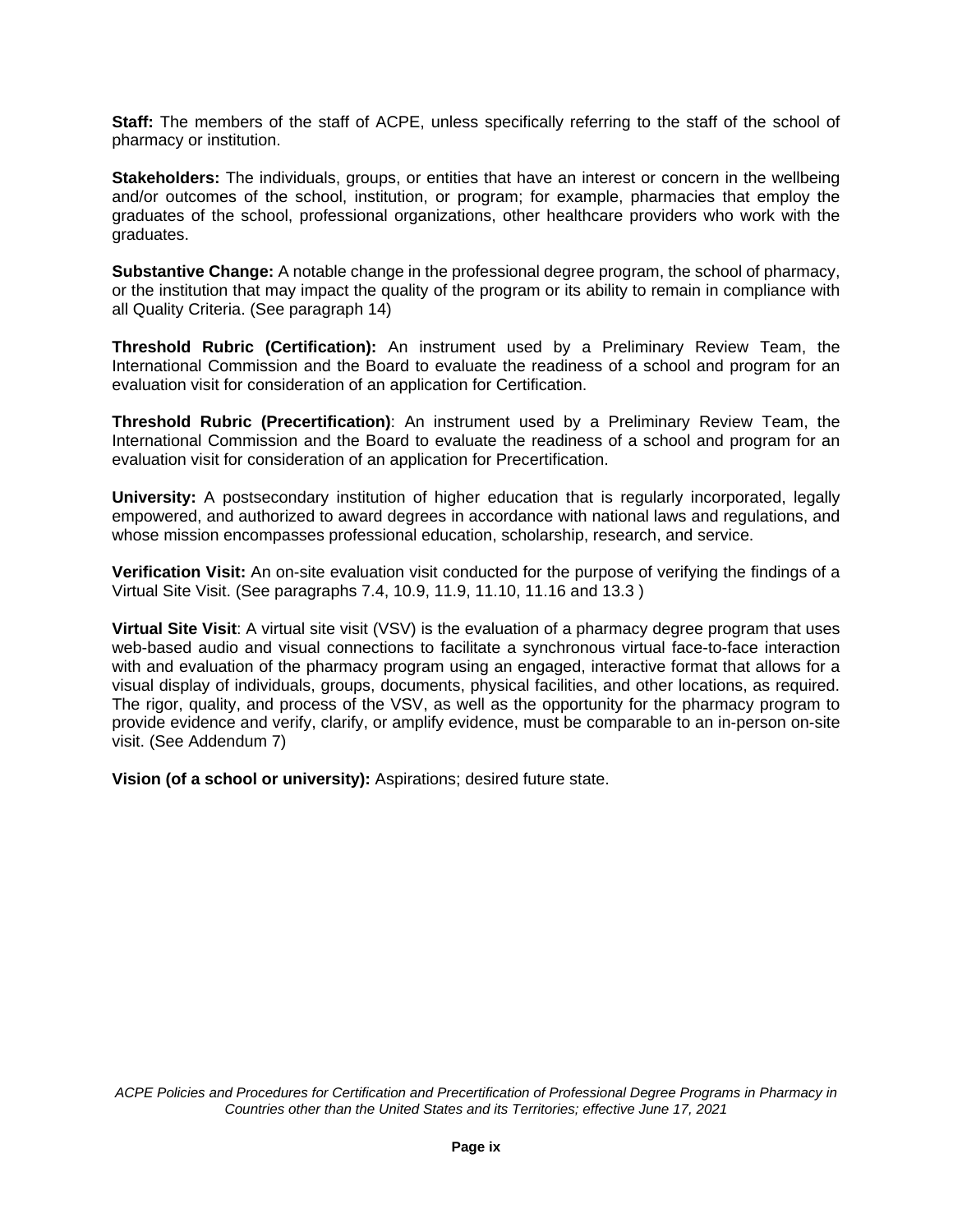**Staff:** The members of the staff of ACPE, unless specifically referring to the staff of the school of pharmacy or institution.

**Stakeholders:** The individuals, groups, or entities that have an interest or concern in the wellbeing and/or outcomes of the school, institution, or program; for example, pharmacies that employ the graduates of the school, professional organizations, other healthcare providers who work with the graduates.

**Substantive Change:** A notable change in the professional degree program, the school of pharmacy, or the institution that may impact the quality of the program or its ability to remain in compliance with all Quality Criteria. (See paragraph 14)

**Threshold Rubric (Certification):** An instrument used by a Preliminary Review Team, the International Commission and the Board to evaluate the readiness of a school and program for an evaluation visit for consideration of an application for Certification.

**Threshold Rubric (Precertification)**: An instrument used by a Preliminary Review Team, the International Commission and the Board to evaluate the readiness of a school and program for an evaluation visit for consideration of an application for Precertification.

**University:** A postsecondary institution of higher education that is regularly incorporated, legally empowered, and authorized to award degrees in accordance with national laws and regulations, and whose mission encompasses professional education, scholarship, research, and service.

**Verification Visit:** An on-site evaluation visit conducted for the purpose of verifying the findings of a Virtual Site Visit. (See paragraphs 7.4, 10.9, 11.9, 11.10, 11.16 and 13.3 )

**Virtual Site Visit**: A virtual site visit (VSV) is the evaluation of a pharmacy degree program that uses web-based audio and visual connections to facilitate a synchronous virtual face-to-face interaction with and evaluation of the pharmacy program using an engaged, interactive format that allows for a visual display of individuals, groups, documents, physical facilities, and other locations, as required. The rigor, quality, and process of the VSV, as well as the opportunity for the pharmacy program to provide evidence and verify, clarify, or amplify evidence, must be comparable to an in-person on-site visit. (See Addendum 7)

**Vision (of a school or university):** Aspirations; desired future state.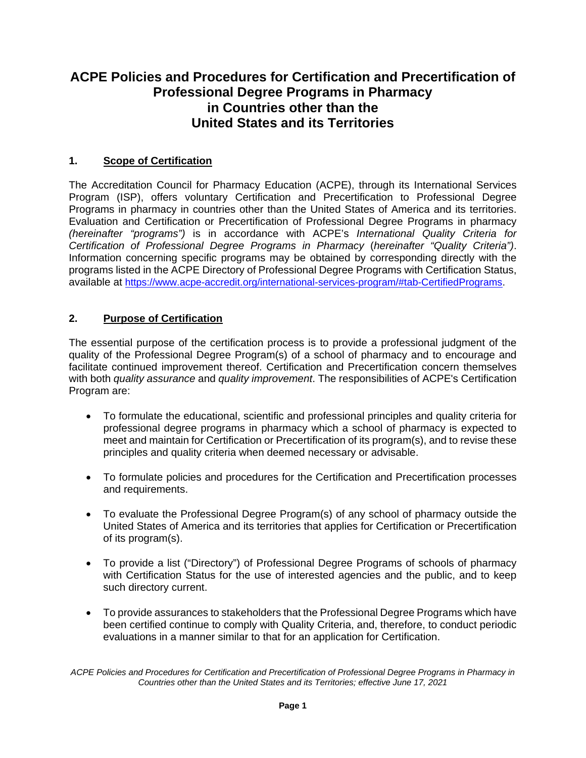# ACPE Policies and Procedures for Certification and Precertification of Professional Degree Programs in Pharmacy in Countries other than the United States and its Territories

## 1. Scope of Certification

The Accreditation Council for Pharmacy Education (ACPE), through its International Services Program (ISP), offers voluntary Certification and Precertification to Professional Degree Programs in pharmacy in countries other than the United States of America and its territories. Evaluation and Certification or Precertification of Professional Degree Programs in pharmacy *(hereinafter "programs")* is in accordance with ACPE's *International Quality Criteria for Certification of Professional Degree Programs in Pharmacy* (*hereinafter "Quality Criteria")*. Information concerning specific programs may be obtained by corresponding directly with the programs listed in the ACPE Directory of Professional Degree Programs with Certification Status, available at https://www.acpe-accredit.org/international-services-program/#tab-CertifiedPrograms.

## 2. Purpose of Certification

The essential purpose of the certification process is to provide a professional judgment of the quality of the Professional Degree Program(s) of a school of pharmacy and to encourage and facilitate continued improvement thereof. Certification and Precertification concern themselves with both *quality assurance* and *quality improvement*. The responsibilities of ACPE's Certification Program are:

- To formulate the educational, scientific and professional principles and quality criteria for professional degree programs in pharmacy which a school of pharmacy is expected to meet and maintain for Certification or Precertification of its program(s), and to revise these principles and quality criteria when deemed necessary or advisable.

- To formulate policies and procedures for the Certification and Precertification processes and requirements.

- To evaluate the Professional Degree Program(s) of any school of pharmacy outside the United States of America and its territories that applies for Certification or Precertification of its program(s).

- To provide a list ("Directory") of Professional Degree Programs of schools of pharmacy with Certification Status for the use of interested agencies and the public, and to keep such directory current.

- To provide assurances to stakeholders that the Professional Degree Programs which have been certified continue to comply with Quality Criteria, and, therefore, to conduct periodic evaluations in a manner similar to that for an application for Certification.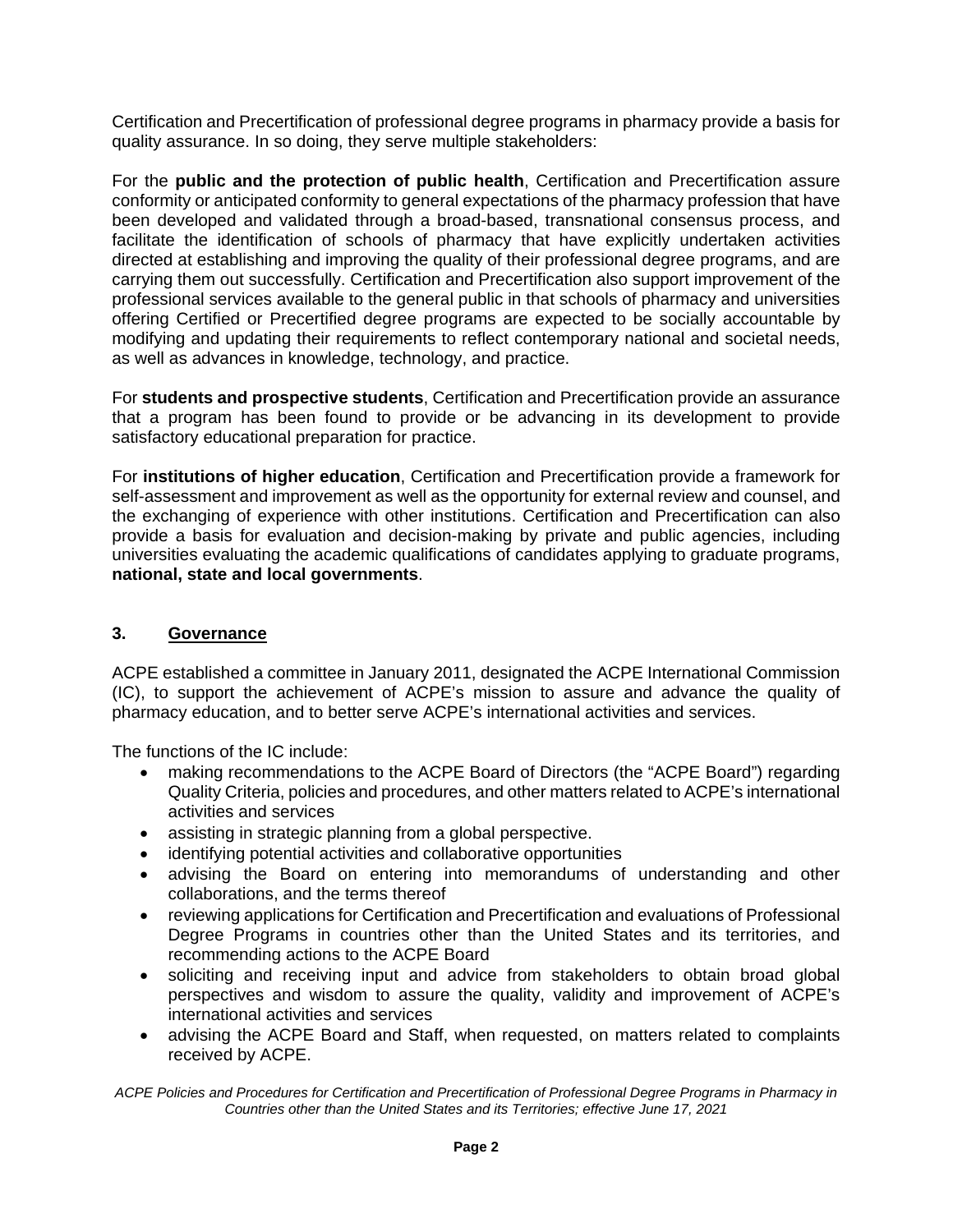Certification and Precertification of professional degree programs in pharmacy provide a basis for quality assurance. In so doing, they serve multiple stakeholders:

For the **public and the protection of public health**, Certification and Precertification assure conformity or anticipated conformity to general expectations of the pharmacy profession that have been developed and validated through a broad-based, transnational consensus process, and facilitate the identification of schools of pharmacy that have explicitly undertaken activities directed at establishing and improving the quality of their professional degree programs, and are carrying them out successfully. Certification and Precertification also support improvement of the professional services available to the general public in that schools of pharmacy and universities offering Certified or Precertified degree programs are expected to be socially accountable by modifying and updating their requirements to reflect contemporary national and societal needs, as well as advances in knowledge, technology, and practice.

For **students and prospective students**, Certification and Precertification provide an assurance that a program has been found to provide or be advancing in its development to provide satisfactory educational preparation for practice.

For **institutions of higher education**, Certification and Precertification provide a framework for self-assessment and improvement as well as the opportunity for external review and counsel, and the exchanging of experience with other institutions. Certification and Precertification can also provide a basis for evaluation and decision-making by private and public agencies, including universities evaluating the academic qualifications of candidates applying to graduate programs, **national, state and local governments**.

## 3. Governance

ACPE established a committee in January 2011, designated the ACPE International Commission (IC), to support the achievement of ACPE's mission to assure and advance the quality of pharmacy education, and to better serve ACPE's international activities and services.

The functions of the IC include:

- making recommendations to the ACPE Board of Directors (the "ACPE Board") regarding Quality Criteria, policies and procedures, and other matters related to ACPE's international activities and services
- assisting in strategic planning from a global perspective.
- identifying potential activities and collaborative opportunities
- advising the Board on entering into memorandums of understanding and other collaborations, and the terms thereof
- reviewing applications for Certification and Precertification and evaluations of Professional Degree Programs in countries other than the United States and its territories, and recommending actions to the ACPE Board
- soliciting and receiving input and advice from stakeholders to obtain broad global perspectives and wisdom to assure the quality, validity and improvement of ACPE's international activities and services
- advising the ACPE Board and Staff, when requested, on matters related to complaints received by ACPE.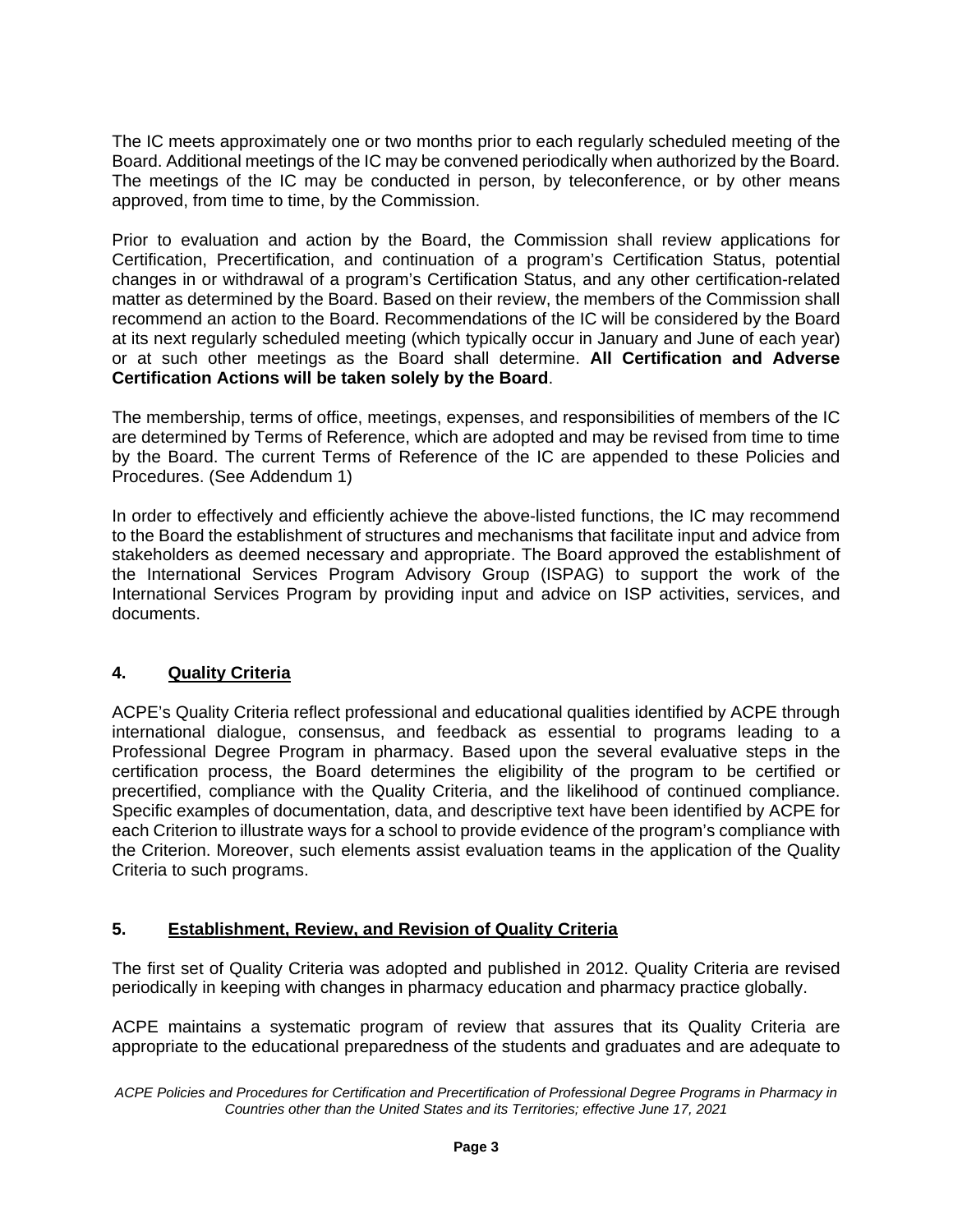The IC meets approximately one or two months prior to each regularly scheduled meeting of the Board. Additional meetings of the IC may be convened periodically when authorized by the Board. The meetings of the IC may be conducted in person, by teleconference, or by other means approved, from time to time, by the Commission.

Prior to evaluation and action by the Board, the Commission shall review applications for Certification, Precertification, and continuation of a program's Certification Status, potential changes in or withdrawal of a program's Certification Status, and any other certification-related matter as determined by the Board. Based on their review, the members of the Commission shall recommend an action to the Board. Recommendations of the IC will be considered by the Board at its next regularly scheduled meeting (which typically occur in January and June of each year) or at such other meetings as the Board shall determine. **All Certification and Adverse Certification Actions will be taken solely by the Board**.

The membership, terms of office, meetings, expenses, and responsibilities of members of the IC are determined by Terms of Reference, which are adopted and may be revised from time to time by the Board. The current Terms of Reference of the IC are appended to these Policies and Procedures. (See Addendum 1)

In order to effectively and efficiently achieve the above-listed functions, the IC may recommend to the Board the establishment of structures and mechanisms that facilitate input and advice from stakeholders as deemed necessary and appropriate. The Board approved the establishment of the International Services Program Advisory Group (ISPAG) to support the work of the International Services Program by providing input and advice on ISP activities, services, and documents.

## 4. Quality Criteria

ACPE's Quality Criteria reflect professional and educational qualities identified by ACPE through international dialogue, consensus, and feedback as essential to programs leading to a Professional Degree Program in pharmacy. Based upon the several evaluative steps in the certification process, the Board determines the eligibility of the program to be certified or precertified, compliance with the Quality Criteria, and the likelihood of continued compliance. Specific examples of documentation, data, and descriptive text have been identified by ACPE for each Criterion to illustrate ways for a school to provide evidence of the program's compliance with the Criterion. Moreover, such elements assist evaluation teams in the application of the Quality Criteria to such programs.

## 5. Establishment, Review, and Revision of Quality Criteria

The first set of Quality Criteria was adopted and published in 2012. Quality Criteria are revised periodically in keeping with changes in pharmacy education and pharmacy practice globally.

ACPE maintains a systematic program of review that assures that its Quality Criteria are appropriate to the educational preparedness of the students and graduates and are adequate to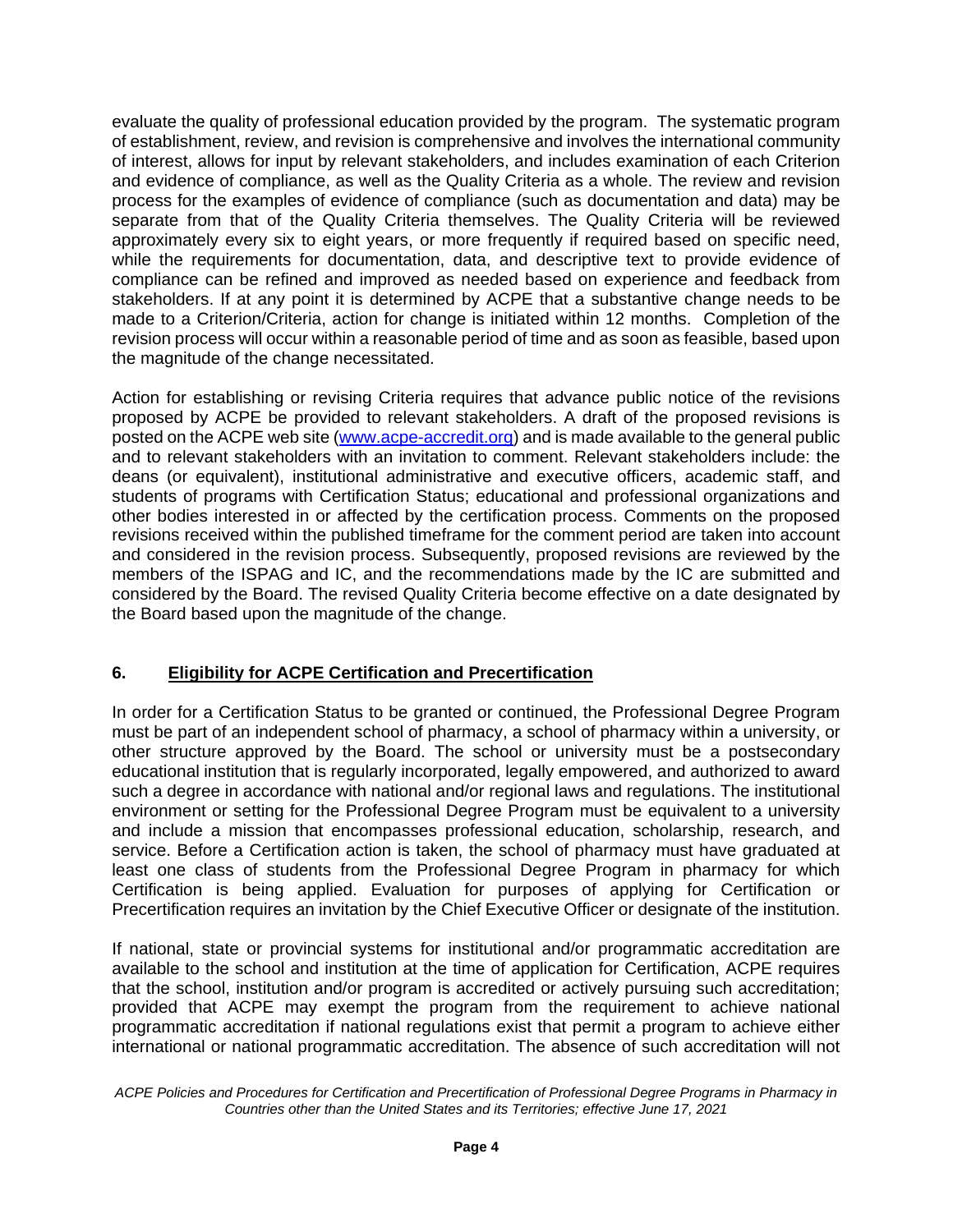evaluate the quality of professional education provided by the program. The systematic program of establishment, review, and revision is comprehensive and involves the international community of interest, allows for input by relevant stakeholders, and includes examination of each Criterion and evidence of compliance, as well as the Quality Criteria as a whole. The review and revision process for the examples of evidence of compliance (such as documentation and data) may be separate from that of the Quality Criteria themselves. The Quality Criteria will be reviewed approximately every six to eight years, or more frequently if required based on specific need, while the requirements for documentation, data, and descriptive text to provide evidence of compliance can be refined and improved as needed based on experience and feedback from stakeholders. If at any point it is determined by ACPE that a substantive change needs to be made to a Criterion/Criteria, action for change is initiated within 12 months. Completion of the revision process will occur within a reasonable period of time and as soon as feasible, based upon the magnitude of the change necessitated.

Action for establishing or revising Criteria requires that advance public notice of the revisions proposed by ACPE be provided to relevant stakeholders. A draft of the proposed revisions is posted on the ACPE web site (www.acpe-accredit.org) and is made available to the general public and to relevant stakeholders with an invitation to comment. Relevant stakeholders include: the deans (or equivalent), institutional administrative and executive officers, academic staff, and students of programs with Certification Status; educational and professional organizations and other bodies interested in or affected by the certification process. Comments on the proposed revisions received within the published timeframe for the comment period are taken into account and considered in the revision process. Subsequently, proposed revisions are reviewed by the members of the ISPAG and IC, and the recommendations made by the IC are submitted and considered by the Board. The revised Quality Criteria become effective on a date designated by the Board based upon the magnitude of the change.

## 6. Eligibility for ACPE Certification and Precertification

In order for a Certification Status to be granted or continued, the Professional Degree Program must be part of an independent school of pharmacy, a school of pharmacy within a university, or other structure approved by the Board. The school or university must be a postsecondary educational institution that is regularly incorporated, legally empowered, and authorized to award such a degree in accordance with national and/or regional laws and regulations. The institutional environment or setting for the Professional Degree Program must be equivalent to a university and include a mission that encompasses professional education, scholarship, research, and service. Before a Certification action is taken, the school of pharmacy must have graduated at least one class of students from the Professional Degree Program in pharmacy for which Certification is being applied. Evaluation for purposes of applying for Certification or Precertification requires an invitation by the Chief Executive Officer or designate of the institution.

If national, state or provincial systems for institutional and/or programmatic accreditation are available to the school and institution at the time of application for Certification, ACPE requires that the school, institution and/or program is accredited or actively pursuing such accreditation; provided that ACPE may exempt the program from the requirement to achieve national programmatic accreditation if national regulations exist that permit a program to achieve either international or national programmatic accreditation. The absence of such accreditation will not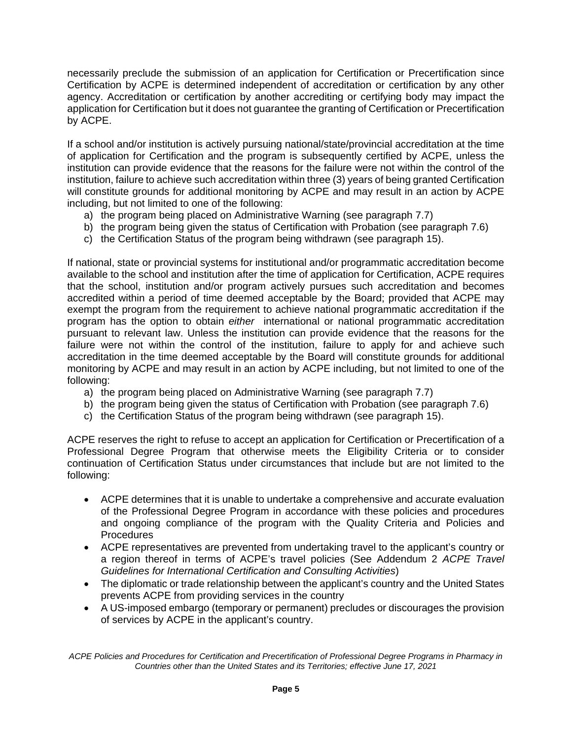necessarily preclude the submission of an application for Certification or Precertification since Certification by ACPE is determined independent of accreditation or certification by any other agency. Accreditation or certification by another accrediting or certifying body may impact the application for Certification but it does not guarantee the granting of Certification or Precertification by ACPE.

If a school and/or institution is actively pursuing national/state/provincial accreditation at the time of application for Certification and the program is subsequently certified by ACPE, unless the institution can provide evidence that the reasons for the failure were not within the control of the institution, failure to achieve such accreditation within three (3) years of being granted Certification will constitute grounds for additional monitoring by ACPE and may result in an action by ACPE including, but not limited to one of the following:

a) the program being placed on Administrative Warning (see paragraph 7.7)
b) the program being given the status of Certification with Probation (see paragraph 7.6)
c) the Certification Status of the program being withdrawn (see paragraph 15).

If national, state or provincial systems for institutional and/or programmatic accreditation become available to the school and institution after the time of application for Certification, ACPE requires that the school, institution and/or program actively pursues such accreditation and becomes accredited within a period of time deemed acceptable by the Board; provided that ACPE may exempt the program from the requirement to achieve national programmatic accreditation if the program has the option to obtain *either* international or national programmatic accreditation pursuant to relevant law. Unless the institution can provide evidence that the reasons for the failure were not within the control of the institution, failure to apply for and achieve such accreditation in the time deemed acceptable by the Board will constitute grounds for additional monitoring by ACPE and may result in an action by ACPE including, but not limited to one of the following:

a) the program being placed on Administrative Warning (see paragraph 7.7)
b) the program being given the status of Certification with Probation (see paragraph 7.6)
c) the Certification Status of the program being withdrawn (see paragraph 15).

ACPE reserves the right to refuse to accept an application for Certification or Precertification of a Professional Degree Program that otherwise meets the Eligibility Criteria or to consider continuation of Certification Status under circumstances that include but are not limited to the following:

- ACPE determines that it is unable to undertake a comprehensive and accurate evaluation of the Professional Degree Program in accordance with these policies and procedures and ongoing compliance of the program with the Quality Criteria and Policies and Procedures
- ACPE representatives are prevented from undertaking travel to the applicant's country or a region thereof in terms of ACPE's travel policies (See Addendum 2 *ACPE Travel Guidelines for International Certification and Consulting Activities*)
- The diplomatic or trade relationship between the applicant's country and the United States prevents ACPE from providing services in the country
- A US-imposed embargo (temporary or permanent) precludes or discourages the provision of services by ACPE in the applicant's country.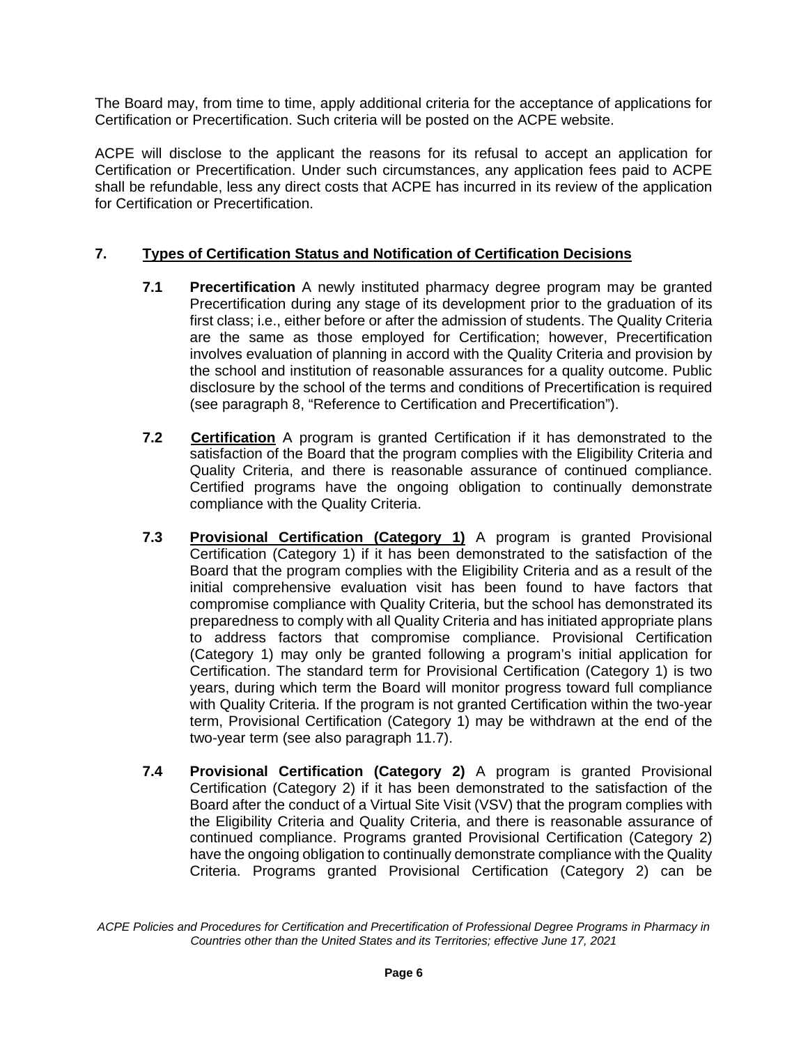The Board may, from time to time, apply additional criteria for the acceptance of applications for Certification or Precertification. Such criteria will be posted on the ACPE website.

ACPE will disclose to the applicant the reasons for its refusal to accept an application for Certification or Precertification. Under such circumstances, any application fees paid to ACPE shall be refundable, less any direct costs that ACPE has incurred in its review of the application for Certification or Precertification.

## 7. Types of Certification Status and Notification of Certification Decisions

**7.1 Precertification** A newly instituted pharmacy degree program may be granted Precertification during any stage of its development prior to the graduation of its first class; i.e., either before or after the admission of students. The Quality Criteria are the same as those employed for Certification; however, Precertification involves evaluation of planning in accord with the Quality Criteria and provision by the school and institution of reasonable assurances for a quality outcome. Public disclosure by the school of the terms and conditions of Precertification is required (see paragraph 8, "Reference to Certification and Precertification").

**7.2 Certification** A program is granted Certification if it has demonstrated to the satisfaction of the Board that the program complies with the Eligibility Criteria and Quality Criteria, and there is reasonable assurance of continued compliance. Certified programs have the ongoing obligation to continually demonstrate compliance with the Quality Criteria.

**7.3 Provisional Certification (Category 1)** A program is granted Provisional Certification (Category 1) if it has been demonstrated to the satisfaction of the Board that the program complies with the Eligibility Criteria and as a result of the initial comprehensive evaluation visit has been found to have factors that compromise compliance with Quality Criteria, but the school has demonstrated its preparedness to comply with all Quality Criteria and has initiated appropriate plans to address factors that compromise compliance. Provisional Certification (Category 1) may only be granted following a program's initial application for Certification. The standard term for Provisional Certification (Category 1) is two years, during which term the Board will monitor progress toward full compliance with Quality Criteria. If the program is not granted Certification within the two-year term, Provisional Certification (Category 1) may be withdrawn at the end of the two-year term (see also paragraph 11.7).

**7.4 Provisional Certification (Category 2)** A program is granted Provisional Certification (Category 2) if it has been demonstrated to the satisfaction of the Board after the conduct of a Virtual Site Visit (VSV) that the program complies with the Eligibility Criteria and Quality Criteria, and there is reasonable assurance of continued compliance. Programs granted Provisional Certification (Category 2) have the ongoing obligation to continually demonstrate compliance with the Quality Criteria. Programs granted Provisional Certification (Category 2) can be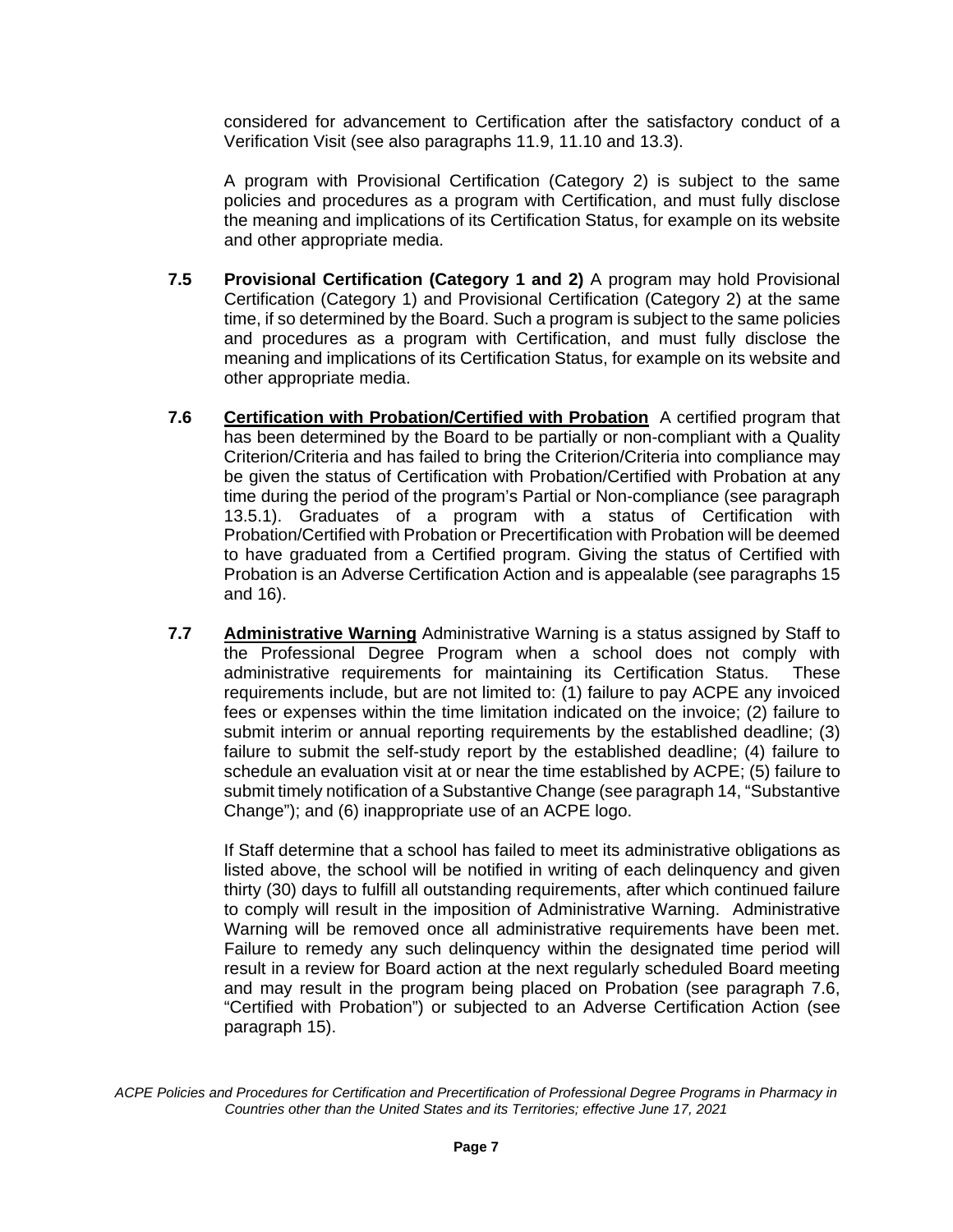considered for advancement to Certification after the satisfactory conduct of a Verification Visit (see also paragraphs 11.9, 11.10 and 13.3).

A program with Provisional Certification (Category 2) is subject to the same policies and procedures as a program with Certification, and must fully disclose the meaning and implications of its Certification Status, for example on its website and other appropriate media.

**7.5 Provisional Certification (Category 1 and 2)** A program may hold Provisional Certification (Category 1) and Provisional Certification (Category 2) at the same time, if so determined by the Board. Such a program is subject to the same policies and procedures as a program with Certification, and must fully disclose the meaning and implications of its Certification Status, for example on its website and other appropriate media.

**7.6 Certification with Probation/Certified with Probation** A certified program that has been determined by the Board to be partially or non-compliant with a Quality Criterion/Criteria and has failed to bring the Criterion/Criteria into compliance may be given the status of Certification with Probation/Certified with Probation at any time during the period of the program's Partial or Non-compliance (see paragraph 13.5.1). Graduates of a program with a status of Certification with Probation/Certified with Probation or Precertification with Probation will be deemed to have graduated from a Certified program. Giving the status of Certified with Probation is an Adverse Certification Action and is appealable (see paragraphs 15 and 16).

**7.7 Administrative Warning** Administrative Warning is a status assigned by Staff to the Professional Degree Program when a school does not comply with administrative requirements for maintaining its Certification Status. These requirements include, but are not limited to: (1) failure to pay ACPE any invoiced fees or expenses within the time limitation indicated on the invoice; (2) failure to submit interim or annual reporting requirements by the established deadline; (3) failure to submit the self-study report by the established deadline; (4) failure to schedule an evaluation visit at or near the time established by ACPE; (5) failure to submit timely notification of a Substantive Change (see paragraph 14, "Substantive Change"); and (6) inappropriate use of an ACPE logo.

If Staff determine that a school has failed to meet its administrative obligations as listed above, the school will be notified in writing of each delinquency and given thirty (30) days to fulfill all outstanding requirements, after which continued failure to comply will result in the imposition of Administrative Warning. Administrative Warning will be removed once all administrative requirements have been met. Failure to remedy any such delinquency within the designated time period will result in a review for Board action at the next regularly scheduled Board meeting and may result in the program being placed on Probation (see paragraph 7.6, "Certified with Probation") or subjected to an Adverse Certification Action (see paragraph 15).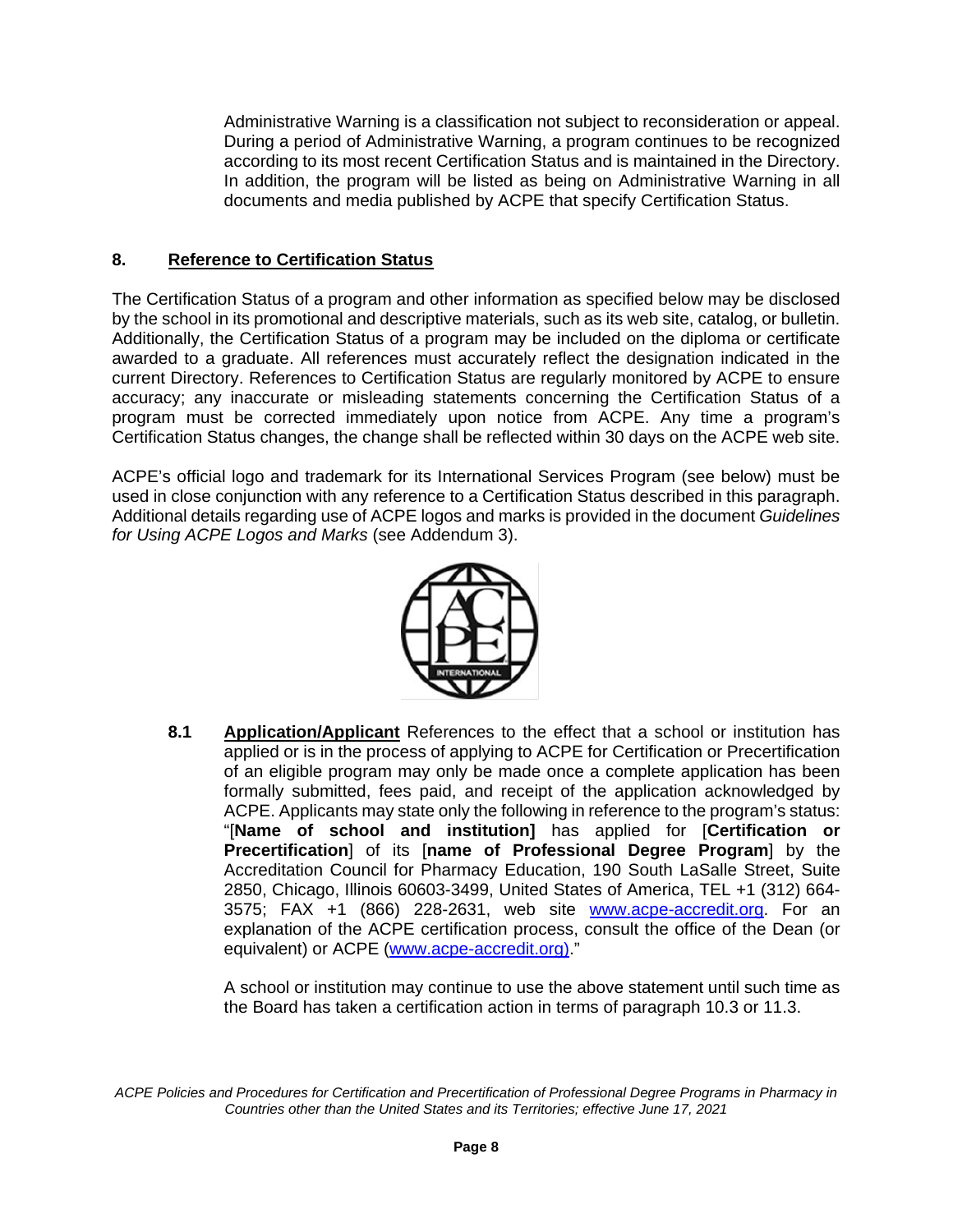Administrative Warning is a classification not subject to reconsideration or appeal. During a period of Administrative Warning, a program continues to be recognized according to its most recent Certification Status and is maintained in the Directory. In addition, the program will be listed as being on Administrative Warning in all documents and media published by ACPE that specify Certification Status.

## 8. Reference to Certification Status

The Certification Status of a program and other information as specified below may be disclosed by the school in its promotional and descriptive materials, such as its web site, catalog, or bulletin. Additionally, the Certification Status of a program may be included on the diploma or certificate awarded to a graduate. All references must accurately reflect the designation indicated in the current Directory. References to Certification Status are regularly monitored by ACPE to ensure accuracy; any inaccurate or misleading statements concerning the Certification Status of a program must be corrected immediately upon notice from ACPE. Any time a program's Certification Status changes, the change shall be reflected within 30 days on the ACPE web site.

ACPE's official logo and trademark for its International Services Program (see below) must be used in close conjunction with any reference to a Certification Status described in this paragraph. Additional details regarding use of ACPE logos and marks is provided in the document *Guidelines for Using ACPE Logos and Marks* (see Addendum 3).

**8.1 Application/Applicant** References to the effect that a school or institution has applied or is in the process of applying to ACPE for Certification or Precertification of an eligible program may only be made once a complete application has been formally submitted, fees paid, and receipt of the application acknowledged by ACPE. Applicants may state only the following in reference to the program's status: "[**Name of school and institution]** has applied for [**Certification or Precertification**] of its [**name of Professional Degree Program**] by the Accreditation Council for Pharmacy Education, 190 South LaSalle Street, Suite 2850, Chicago, Illinois 60603-3499, United States of America, TEL +1 (312) 664-3575; FAX +1 (866) 228-2631, web site www.acpe-accredit.org. For an explanation of the ACPE certification process, consult the office of the Dean (or equivalent) or ACPE (www.acpe-accredit.org)."

A school or institution may continue to use the above statement until such time as the Board has taken a certification action in terms of paragraph 10.3 or 11.3.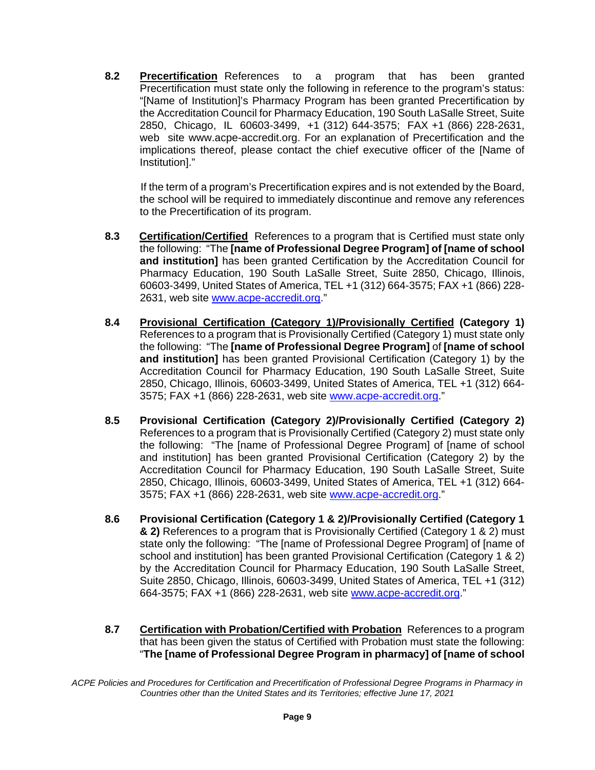**8.2** **Precertification** References to a program that has been granted Precertification must state only the following in reference to the program's status: "[Name of Institution]'s Pharmacy Program has been granted Precertification by the Accreditation Council for Pharmacy Education, 190 South LaSalle Street, Suite 2850, Chicago, IL 60603-3499, +1 (312) 644-3575; FAX +1 (866) 228-2631, web site www.acpe-accredit.org. For an explanation of Precertification and the implications thereof, please contact the chief executive officer of the [Name of Institution]."

If the term of a program's Precertification expires and is not extended by the Board, the school will be required to immediately discontinue and remove any references to the Precertification of its program.

**8.3** **Certification/Certified** References to a program that is Certified must state only the following: "The **[name of Professional Degree Program] of [name of school and institution]** has been granted Certification by the Accreditation Council for Pharmacy Education, 190 South LaSalle Street, Suite 2850, Chicago, Illinois, 60603-3499, United States of America, TEL +1 (312) 664-3575; FAX +1 (866) 228-2631, web site www.acpe-accredit.org."

**8.4** **Provisional Certification (Category 1)/Provisionally Certified (Category 1)** References to a program that is Provisionally Certified (Category 1) must state only the following: "The **[name of Professional Degree Program]** of **[name of school and institution]** has been granted Provisional Certification (Category 1) by the Accreditation Council for Pharmacy Education, 190 South LaSalle Street, Suite 2850, Chicago, Illinois, 60603-3499, United States of America, TEL +1 (312) 664-3575; FAX +1 (866) 228-2631, web site www.acpe-accredit.org."

**8.5** **Provisional Certification (Category 2)/Provisionally Certified (Category 2)** References to a program that is Provisionally Certified (Category 2) must state only the following: "The [name of Professional Degree Program] of [name of school and institution] has been granted Provisional Certification (Category 2) by the Accreditation Council for Pharmacy Education, 190 South LaSalle Street, Suite 2850, Chicago, Illinois, 60603-3499, United States of America, TEL +1 (312) 664-3575; FAX +1 (866) 228-2631, web site www.acpe-accredit.org."

**8.6** **Provisional Certification (Category 1 & 2)/Provisionally Certified (Category 1 & 2)** References to a program that is Provisionally Certified (Category 1 & 2) must state only the following: "The [name of Professional Degree Program] of [name of school and institution] has been granted Provisional Certification (Category 1 & 2) by the Accreditation Council for Pharmacy Education, 190 South LaSalle Street, Suite 2850, Chicago, Illinois, 60603-3499, United States of America, TEL +1 (312) 664-3575; FAX +1 (866) 228-2631, web site www.acpe-accredit.org."

**8.7** **Certification with Probation/Certified with Probation** References to a program that has been given the status of Certified with Probation must state the following: "**The [name of Professional Degree Program in pharmacy] of [name of school**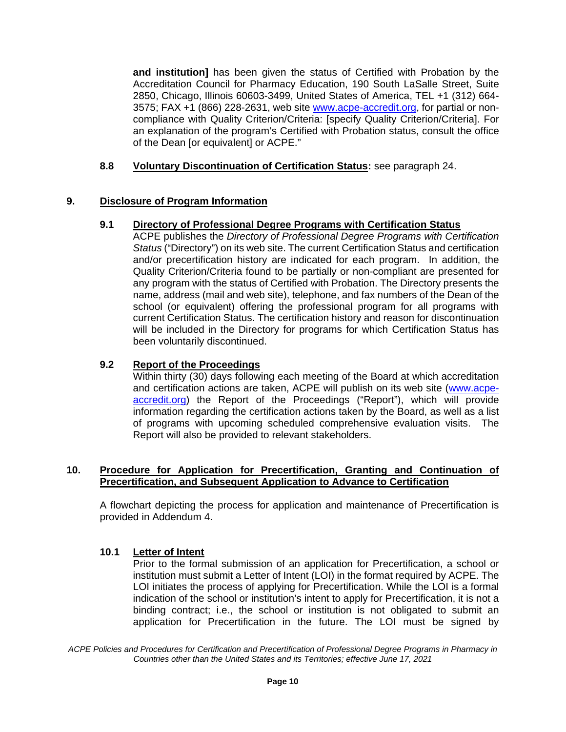**and institution]** has been given the status of Certified with Probation by the Accreditation Council for Pharmacy Education, 190 South LaSalle Street, Suite 2850, Chicago, Illinois 60603-3499, United States of America, TEL +1 (312) 664-3575; FAX +1 (866) 228-2631, web site [www.acpe-accredit.org](http://www.acpe-accredit.org), for partial or non-compliance with Quality Criterion/Criteria: [specify Quality Criterion/Criteria]. For an explanation of the program's Certified with Probation status, consult the office of the Dean [or equivalent] or ACPE."

**8.8 Voluntary Discontinuation of Certification Status:** see paragraph 24.

## 9. Disclosure of Program Information

### 9.1 Directory of Professional Degree Programs with Certification Status

ACPE publishes the *Directory of Professional Degree Programs with Certification Status* ("Directory") on its web site. The current Certification Status and certification and/or precertification history are indicated for each program. In addition, the Quality Criterion/Criteria found to be partially or non-compliant are presented for any program with the status of Certified with Probation. The Directory presents the name, address (mail and web site), telephone, and fax numbers of the Dean of the school (or equivalent) offering the professional program for all programs with current Certification Status. The certification history and reason for discontinuation will be included in the Directory for programs for which Certification Status has been voluntarily discontinued.

### 9.2 Report of the Proceedings

Within thirty (30) days following each meeting of the Board at which accreditation and certification actions are taken, ACPE will publish on its web site ([www.acpe-accredit.org](http://www.acpe-accredit.org)) the Report of the Proceedings ("Report"), which will provide information regarding the certification actions taken by the Board, as well as a list of programs with upcoming scheduled comprehensive evaluation visits. The Report will also be provided to relevant stakeholders.

## 10. Procedure for Application for Precertification, Granting and Continuation of Precertification, and Subsequent Application to Advance to Certification

A flowchart depicting the process for application and maintenance of Precertification is provided in Addendum 4.

### 10.1 Letter of Intent

Prior to the formal submission of an application for Precertification, a school or institution must submit a Letter of Intent (LOI) in the format required by ACPE. The LOI initiates the process of applying for Precertification. While the LOI is a formal indication of the school or institution's intent to apply for Precertification, it is not a binding contract; i.e., the school or institution is not obligated to submit an application for Precertification in the future. The LOI must be signed by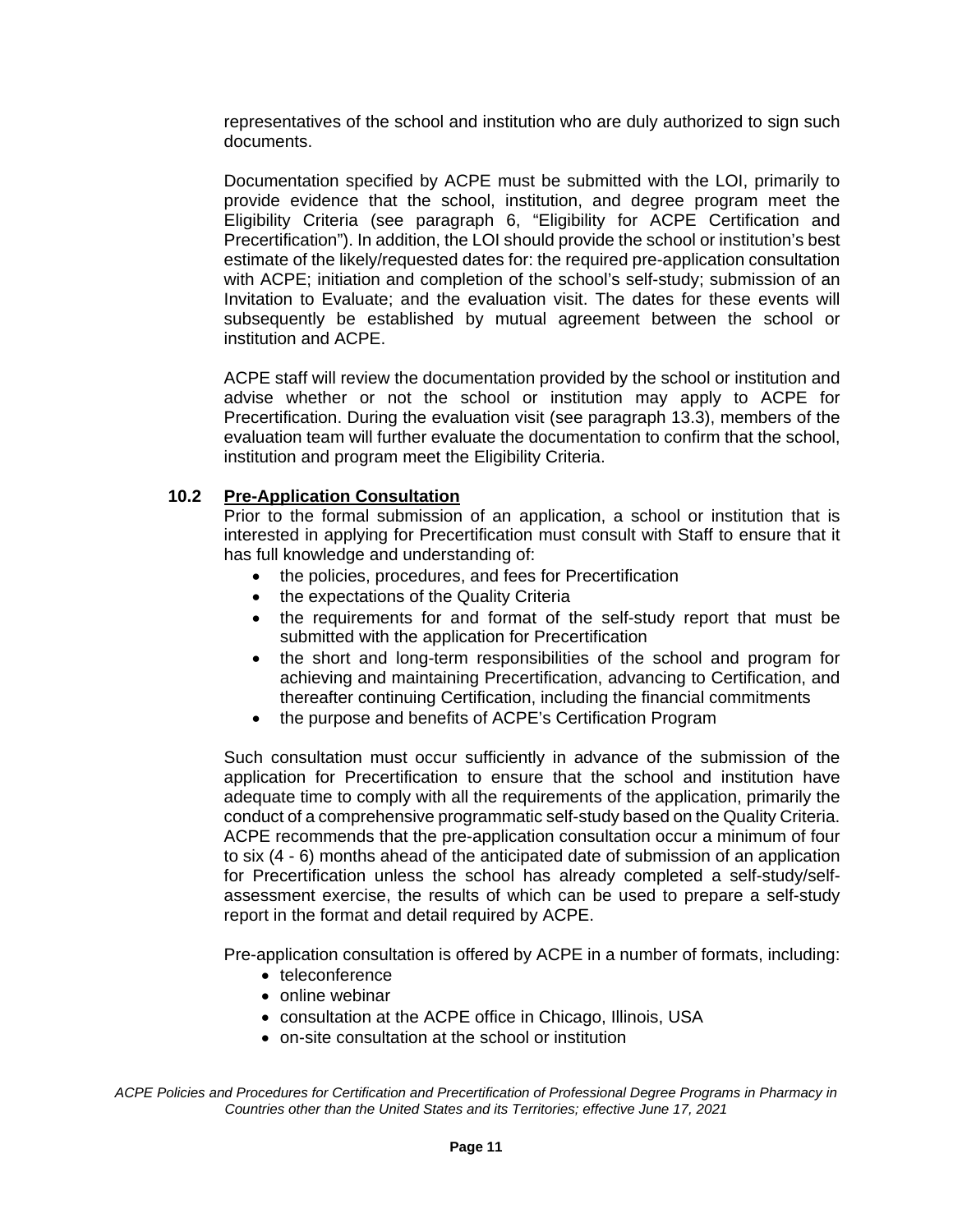representatives of the school and institution who are duly authorized to sign such documents.

Documentation specified by ACPE must be submitted with the LOI, primarily to provide evidence that the school, institution, and degree program meet the Eligibility Criteria (see paragraph 6, "Eligibility for ACPE Certification and Precertification"). In addition, the LOI should provide the school or institution's best estimate of the likely/requested dates for: the required pre-application consultation with ACPE; initiation and completion of the school's self-study; submission of an Invitation to Evaluate; and the evaluation visit. The dates for these events will subsequently be established by mutual agreement between the school or institution and ACPE.

ACPE staff will review the documentation provided by the school or institution and advise whether or not the school or institution may apply to ACPE for Precertification. During the evaluation visit (see paragraph 13.3), members of the evaluation team will further evaluate the documentation to confirm that the school, institution and program meet the Eligibility Criteria.

### 10.2 <u>Pre-Application Consultation</u>

Prior to the formal submission of an application, a school or institution that is interested in applying for Precertification must consult with Staff to ensure that it has full knowledge and understanding of:

- the policies, procedures, and fees for Precertification
- the expectations of the Quality Criteria
- the requirements for and format of the self-study report that must be submitted with the application for Precertification
- the short and long-term responsibilities of the school and program for achieving and maintaining Precertification, advancing to Certification, and thereafter continuing Certification, including the financial commitments
- the purpose and benefits of ACPE's Certification Program

Such consultation must occur sufficiently in advance of the submission of the application for Precertification to ensure that the school and institution have adequate time to comply with all the requirements of the application, primarily the conduct of a comprehensive programmatic self-study based on the Quality Criteria. ACPE recommends that the pre-application consultation occur a minimum of four to six (4 - 6) months ahead of the anticipated date of submission of an application for Precertification unless the school has already completed a self-study/self-assessment exercise, the results of which can be used to prepare a self-study report in the format and detail required by ACPE.

Pre-application consultation is offered by ACPE in a number of formats, including:

- teleconference
- online webinar
- consultation at the ACPE office in Chicago, Illinois, USA
- on-site consultation at the school or institution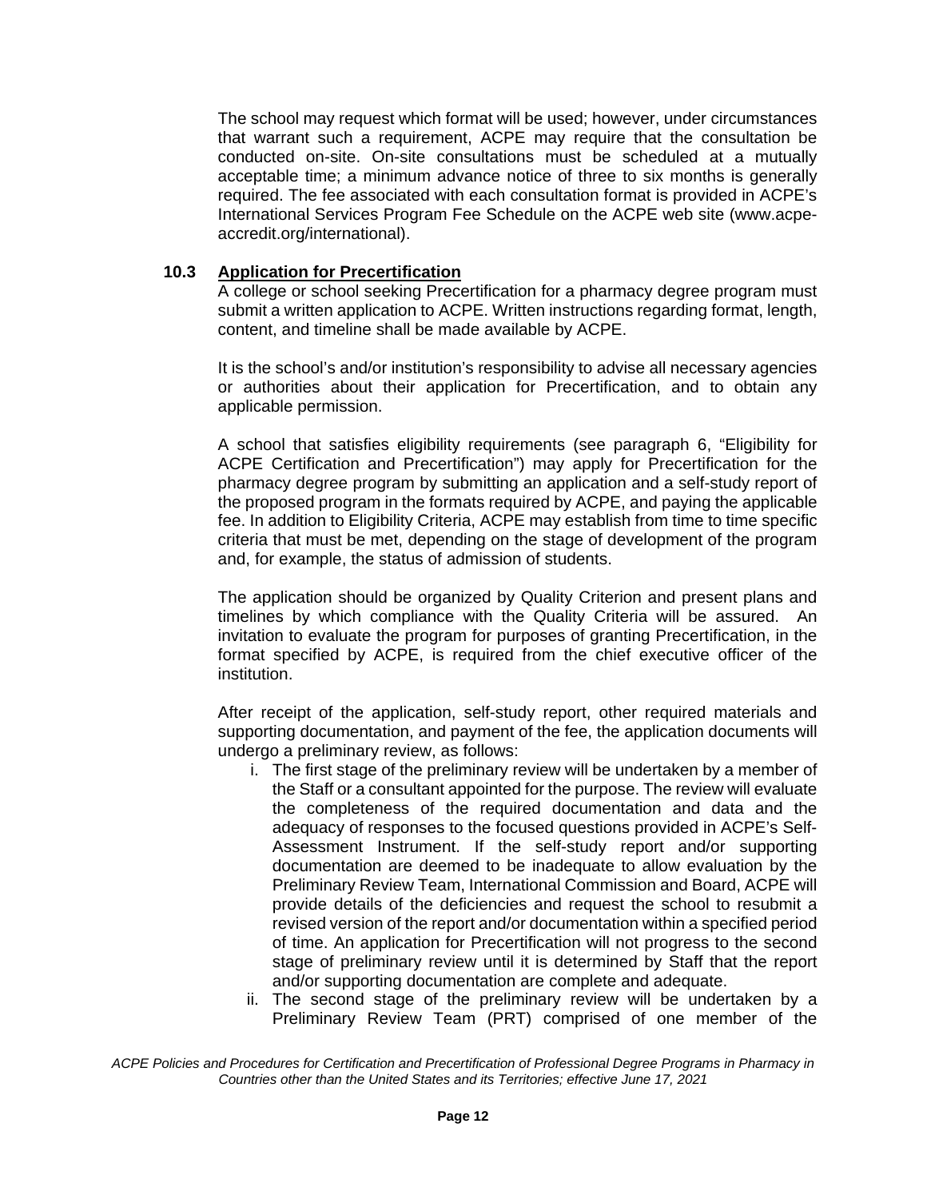The school may request which format will be used; however, under circumstances that warrant such a requirement, ACPE may require that the consultation be conducted on-site. On-site consultations must be scheduled at a mutually acceptable time; a minimum advance notice of three to six months is generally required. The fee associated with each consultation format is provided in ACPE's International Services Program Fee Schedule on the ACPE web site (www.acpe-accredit.org/international).

### 10.3 Application for Precertification

A college or school seeking Precertification for a pharmacy degree program must submit a written application to ACPE. Written instructions regarding format, length, content, and timeline shall be made available by ACPE.

It is the school's and/or institution's responsibility to advise all necessary agencies or authorities about their application for Precertification, and to obtain any applicable permission.

A school that satisfies eligibility requirements (see paragraph 6, "Eligibility for ACPE Certification and Precertification") may apply for Precertification for the pharmacy degree program by submitting an application and a self-study report of the proposed program in the formats required by ACPE, and paying the applicable fee. In addition to Eligibility Criteria, ACPE may establish from time to time specific criteria that must be met, depending on the stage of development of the program and, for example, the status of admission of students.

The application should be organized by Quality Criterion and present plans and timelines by which compliance with the Quality Criteria will be assured. An invitation to evaluate the program for purposes of granting Precertification, in the format specified by ACPE, is required from the chief executive officer of the institution.

After receipt of the application, self-study report, other required materials and supporting documentation, and payment of the fee, the application documents will undergo a preliminary review, as follows:

i. The first stage of the preliminary review will be undertaken by a member of the Staff or a consultant appointed for the purpose. The review will evaluate the completeness of the required documentation and data and the adequacy of responses to the focused questions provided in ACPE's Self-Assessment Instrument. If the self-study report and/or supporting documentation are deemed to be inadequate to allow evaluation by the Preliminary Review Team, International Commission and Board, ACPE will provide details of the deficiencies and request the school to resubmit a revised version of the report and/or documentation within a specified period of time. An application for Precertification will not progress to the second stage of preliminary review until it is determined by Staff that the report and/or supporting documentation are complete and adequate.

ii. The second stage of the preliminary review will be undertaken by a Preliminary Review Team (PRT) comprised of one member of the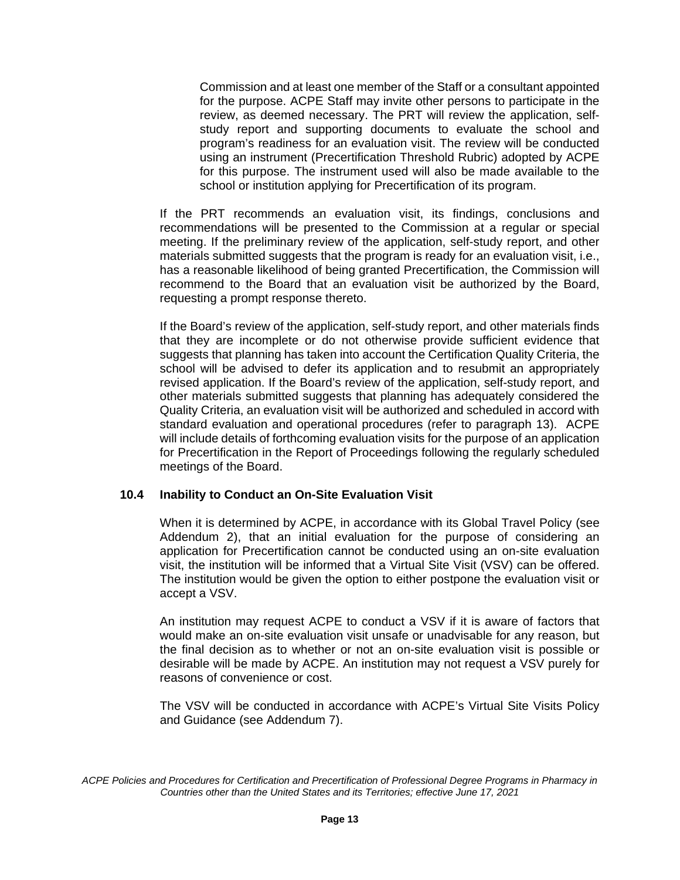Commission and at least one member of the Staff or a consultant appointed for the purpose. ACPE Staff may invite other persons to participate in the review, as deemed necessary. The PRT will review the application, self-study report and supporting documents to evaluate the school and program's readiness for an evaluation visit. The review will be conducted using an instrument (Precertification Threshold Rubric) adopted by ACPE for this purpose. The instrument used will also be made available to the school or institution applying for Precertification of its program.

If the PRT recommends an evaluation visit, its findings, conclusions and recommendations will be presented to the Commission at a regular or special meeting. If the preliminary review of the application, self-study report, and other materials submitted suggests that the program is ready for an evaluation visit, i.e., has a reasonable likelihood of being granted Precertification, the Commission will recommend to the Board that an evaluation visit be authorized by the Board, requesting a prompt response thereto.

If the Board's review of the application, self-study report, and other materials finds that they are incomplete or do not otherwise provide sufficient evidence that suggests that planning has taken into account the Certification Quality Criteria, the school will be advised to defer its application and to resubmit an appropriately revised application. If the Board's review of the application, self-study report, and other materials submitted suggests that planning has adequately considered the Quality Criteria, an evaluation visit will be authorized and scheduled in accord with standard evaluation and operational procedures (refer to paragraph 13). ACPE will include details of forthcoming evaluation visits for the purpose of an application for Precertification in the Report of Proceedings following the regularly scheduled meetings of the Board.

### 10.4 Inability to Conduct an On-Site Evaluation Visit

When it is determined by ACPE, in accordance with its Global Travel Policy (see Addendum 2), that an initial evaluation for the purpose of considering an application for Precertification cannot be conducted using an on-site evaluation visit, the institution will be informed that a Virtual Site Visit (VSV) can be offered. The institution would be given the option to either postpone the evaluation visit or accept a VSV.

An institution may request ACPE to conduct a VSV if it is aware of factors that would make an on-site evaluation visit unsafe or unadvisable for any reason, but the final decision as to whether or not an on-site evaluation visit is possible or desirable will be made by ACPE. An institution may not request a VSV purely for reasons of convenience or cost.

The VSV will be conducted in accordance with ACPE's Virtual Site Visits Policy and Guidance (see Addendum 7).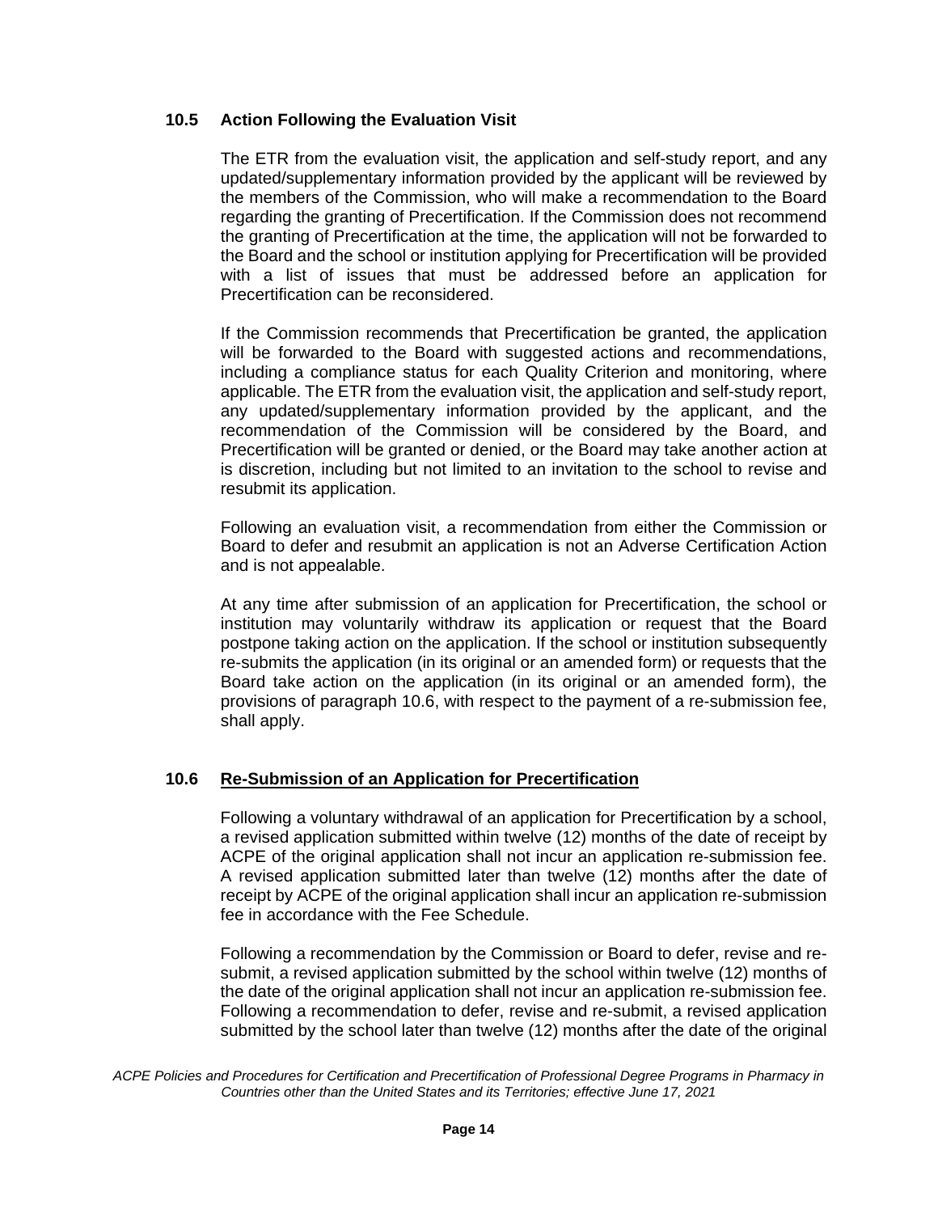### 10.5 Action Following the Evaluation Visit

The ETR from the evaluation visit, the application and self-study report, and any updated/supplementary information provided by the applicant will be reviewed by the members of the Commission, who will make a recommendation to the Board regarding the granting of Precertification. If the Commission does not recommend the granting of Precertification at the time, the application will not be forwarded to the Board and the school or institution applying for Precertification will be provided with a list of issues that must be addressed before an application for Precertification can be reconsidered.

If the Commission recommends that Precertification be granted, the application will be forwarded to the Board with suggested actions and recommendations, including a compliance status for each Quality Criterion and monitoring, where applicable. The ETR from the evaluation visit, the application and self-study report, any updated/supplementary information provided by the applicant, and the recommendation of the Commission will be considered by the Board, and Precertification will be granted or denied, or the Board may take another action at is discretion, including but not limited to an invitation to the school to revise and resubmit its application.

Following an evaluation visit, a recommendation from either the Commission or Board to defer and resubmit an application is not an Adverse Certification Action and is not appealable.

At any time after submission of an application for Precertification, the school or institution may voluntarily withdraw its application or request that the Board postpone taking action on the application. If the school or institution subsequently re-submits the application (in its original or an amended form) or requests that the Board take action on the application (in its original or an amended form), the provisions of paragraph 10.6, with respect to the payment of a re-submission fee, shall apply.

### 10.6 <u>Re-Submission of an Application for Precertification</u>

Following a voluntary withdrawal of an application for Precertification by a school, a revised application submitted within twelve (12) months of the date of receipt by ACPE of the original application shall not incur an application re-submission fee. A revised application submitted later than twelve (12) months after the date of receipt by ACPE of the original application shall incur an application re-submission fee in accordance with the Fee Schedule.

Following a recommendation by the Commission or Board to defer, revise and re-submit, a revised application submitted by the school within twelve (12) months of the date of the original application shall not incur an application re-submission fee. Following a recommendation to defer, revise and re-submit, a revised application submitted by the school later than twelve (12) months after the date of the original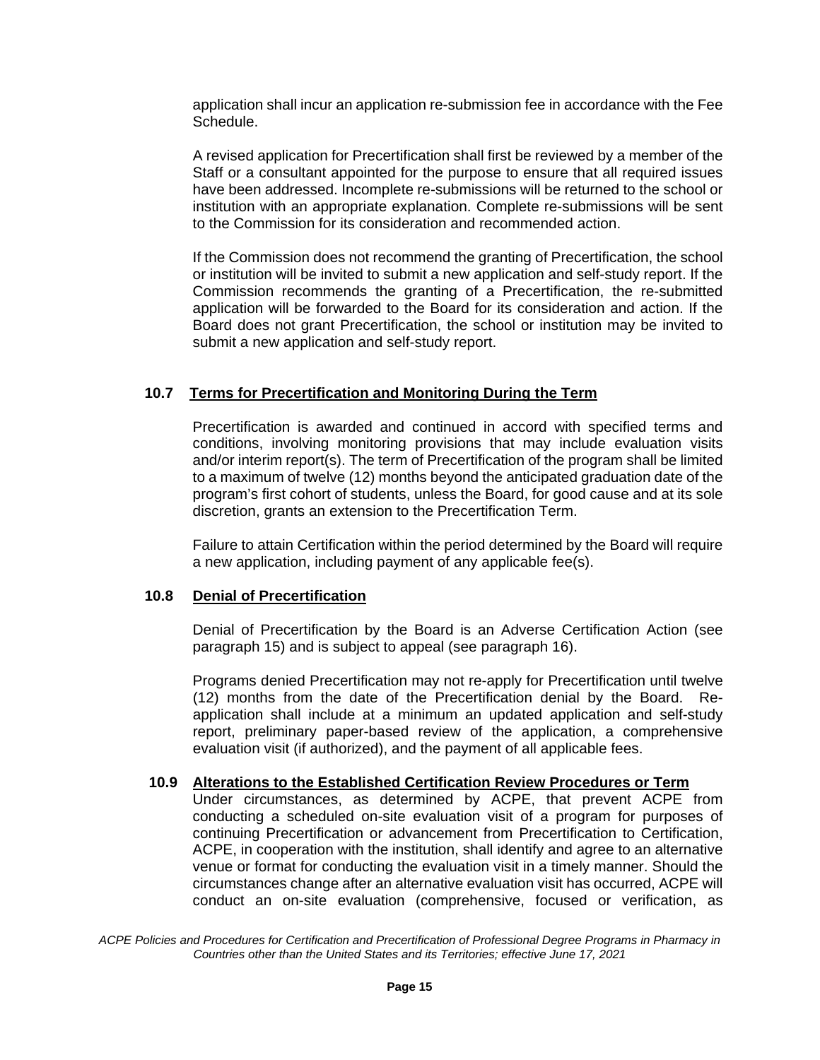application shall incur an application re-submission fee in accordance with the Fee Schedule.

A revised application for Precertification shall first be reviewed by a member of the Staff or a consultant appointed for the purpose to ensure that all required issues have been addressed. Incomplete re-submissions will be returned to the school or institution with an appropriate explanation. Complete re-submissions will be sent to the Commission for its consideration and recommended action.

If the Commission does not recommend the granting of Precertification, the school or institution will be invited to submit a new application and self-study report. If the Commission recommends the granting of a Precertification, the re-submitted application will be forwarded to the Board for its consideration and action. If the Board does not grant Precertification, the school or institution may be invited to submit a new application and self-study report.

### 10.7 Terms for Precertification and Monitoring During the Term

Precertification is awarded and continued in accord with specified terms and conditions, involving monitoring provisions that may include evaluation visits and/or interim report(s). The term of Precertification of the program shall be limited to a maximum of twelve (12) months beyond the anticipated graduation date of the program's first cohort of students, unless the Board, for good cause and at its sole discretion, grants an extension to the Precertification Term.

Failure to attain Certification within the period determined by the Board will require a new application, including payment of any applicable fee(s).

### 10.8 Denial of Precertification

Denial of Precertification by the Board is an Adverse Certification Action (see paragraph 15) and is subject to appeal (see paragraph 16).

Programs denied Precertification may not re-apply for Precertification until twelve (12) months from the date of the Precertification denial by the Board. Re-application shall include at a minimum an updated application and self-study report, preliminary paper-based review of the application, a comprehensive evaluation visit (if authorized), and the payment of all applicable fees.

### 10.9 Alterations to the Established Certification Review Procedures or Term

Under circumstances, as determined by ACPE, that prevent ACPE from conducting a scheduled on-site evaluation visit of a program for purposes of continuing Precertification or advancement from Precertification to Certification, ACPE, in cooperation with the institution, shall identify and agree to an alternative venue or format for conducting the evaluation visit in a timely manner. Should the circumstances change after an alternative evaluation visit has occurred, ACPE will conduct an on-site evaluation (comprehensive, focused or verification, as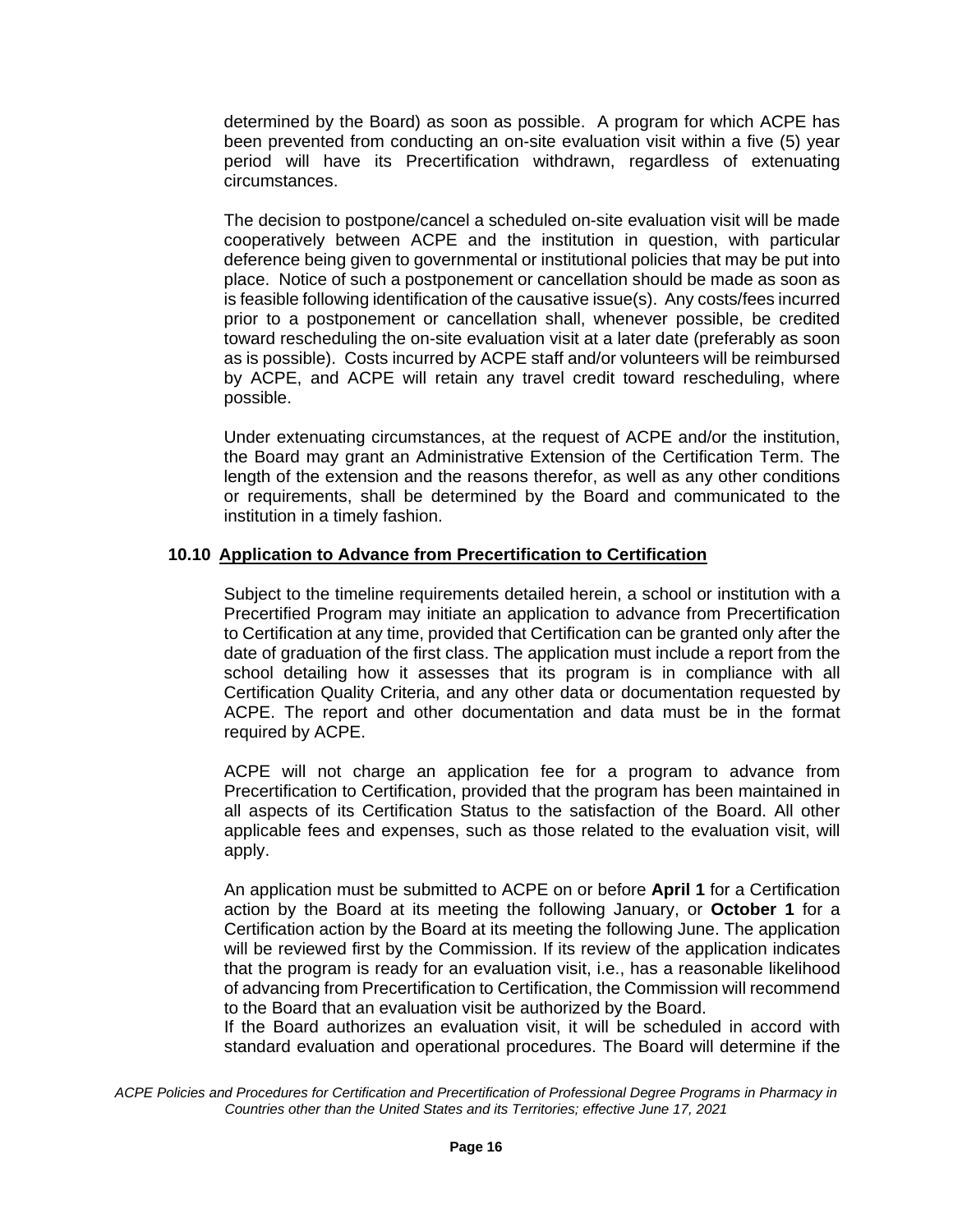determined by the Board) as soon as possible. A program for which ACPE has been prevented from conducting an on-site evaluation visit within a five (5) year period will have its Precertification withdrawn, regardless of extenuating circumstances.

The decision to postpone/cancel a scheduled on-site evaluation visit will be made cooperatively between ACPE and the institution in question, with particular deference being given to governmental or institutional policies that may be put into place. Notice of such a postponement or cancellation should be made as soon as is feasible following identification of the causative issue(s). Any costs/fees incurred prior to a postponement or cancellation shall, whenever possible, be credited toward rescheduling the on-site evaluation visit at a later date (preferably as soon as is possible). Costs incurred by ACPE staff and/or volunteers will be reimbursed by ACPE, and ACPE will retain any travel credit toward rescheduling, where possible.

Under extenuating circumstances, at the request of ACPE and/or the institution, the Board may grant an Administrative Extension of the Certification Term. The length of the extension and the reasons therefor, as well as any other conditions or requirements, shall be determined by the Board and communicated to the institution in a timely fashion.

### 10.10 Application to Advance from Precertification to Certification

Subject to the timeline requirements detailed herein, a school or institution with a Precertified Program may initiate an application to advance from Precertification to Certification at any time, provided that Certification can be granted only after the date of graduation of the first class. The application must include a report from the school detailing how it assesses that its program is in compliance with all Certification Quality Criteria, and any other data or documentation requested by ACPE. The report and other documentation and data must be in the format required by ACPE.

ACPE will not charge an application fee for a program to advance from Precertification to Certification, provided that the program has been maintained in all aspects of its Certification Status to the satisfaction of the Board. All other applicable fees and expenses, such as those related to the evaluation visit, will apply.

An application must be submitted to ACPE on or before **April 1** for a Certification action by the Board at its meeting the following January, or **October 1** for a Certification action by the Board at its meeting the following June. The application will be reviewed first by the Commission. If its review of the application indicates that the program is ready for an evaluation visit, i.e., has a reasonable likelihood of advancing from Precertification to Certification, the Commission will recommend to the Board that an evaluation visit be authorized by the Board.

If the Board authorizes an evaluation visit, it will be scheduled in accord with standard evaluation and operational procedures. The Board will determine if the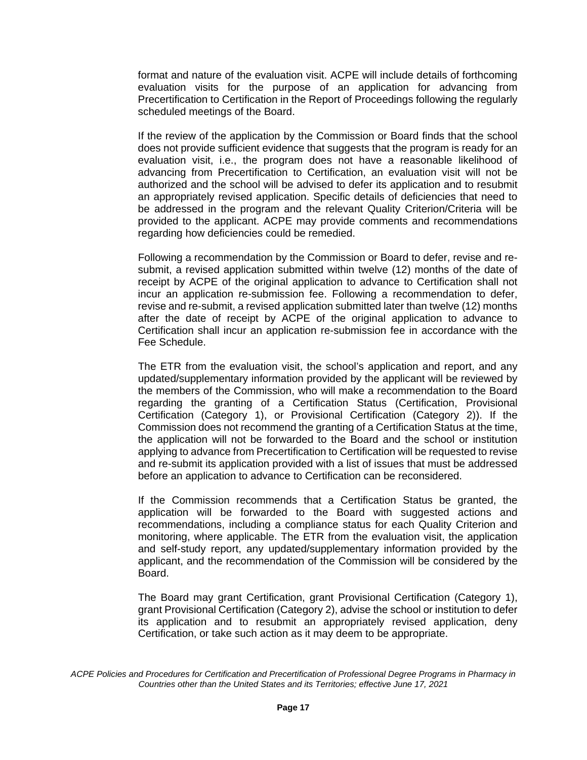format and nature of the evaluation visit. ACPE will include details of forthcoming evaluation visits for the purpose of an application for advancing from Precertification to Certification in the Report of Proceedings following the regularly scheduled meetings of the Board.

If the review of the application by the Commission or Board finds that the school does not provide sufficient evidence that suggests that the program is ready for an evaluation visit, i.e., the program does not have a reasonable likelihood of advancing from Precertification to Certification, an evaluation visit will not be authorized and the school will be advised to defer its application and to resubmit an appropriately revised application. Specific details of deficiencies that need to be addressed in the program and the relevant Quality Criterion/Criteria will be provided to the applicant. ACPE may provide comments and recommendations regarding how deficiencies could be remedied.

Following a recommendation by the Commission or Board to defer, revise and re-submit, a revised application submitted within twelve (12) months of the date of receipt by ACPE of the original application to advance to Certification shall not incur an application re-submission fee. Following a recommendation to defer, revise and re-submit, a revised application submitted later than twelve (12) months after the date of receipt by ACPE of the original application to advance to Certification shall incur an application re-submission fee in accordance with the Fee Schedule.

The ETR from the evaluation visit, the school's application and report, and any updated/supplementary information provided by the applicant will be reviewed by the members of the Commission, who will make a recommendation to the Board regarding the granting of a Certification Status (Certification, Provisional Certification (Category 1), or Provisional Certification (Category 2)). If the Commission does not recommend the granting of a Certification Status at the time, the application will not be forwarded to the Board and the school or institution applying to advance from Precertification to Certification will be requested to revise and re-submit its application provided with a list of issues that must be addressed before an application to advance to Certification can be reconsidered.

If the Commission recommends that a Certification Status be granted, the application will be forwarded to the Board with suggested actions and recommendations, including a compliance status for each Quality Criterion and monitoring, where applicable. The ETR from the evaluation visit, the application and self-study report, any updated/supplementary information provided by the applicant, and the recommendation of the Commission will be considered by the Board.

The Board may grant Certification, grant Provisional Certification (Category 1), grant Provisional Certification (Category 2), advise the school or institution to defer its application and to resubmit an appropriately revised application, deny Certification, or take such action as it may deem to be appropriate.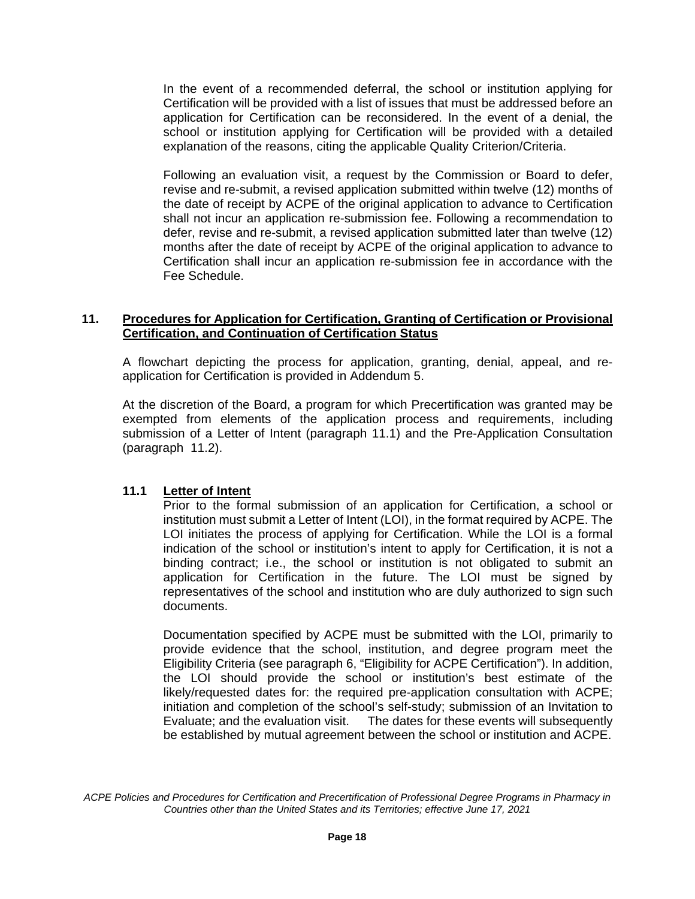In the event of a recommended deferral, the school or institution applying for Certification will be provided with a list of issues that must be addressed before an application for Certification can be reconsidered. In the event of a denial, the school or institution applying for Certification will be provided with a detailed explanation of the reasons, citing the applicable Quality Criterion/Criteria.

Following an evaluation visit, a request by the Commission or Board to defer, revise and re-submit, a revised application submitted within twelve (12) months of the date of receipt by ACPE of the original application to advance to Certification shall not incur an application re-submission fee. Following a recommendation to defer, revise and re-submit, a revised application submitted later than twelve (12) months after the date of receipt by ACPE of the original application to advance to Certification shall incur an application re-submission fee in accordance with the Fee Schedule.

## 11. Procedures for Application for Certification, Granting of Certification or Provisional Certification, and Continuation of Certification Status

A flowchart depicting the process for application, granting, denial, appeal, and re-application for Certification is provided in Addendum 5.

At the discretion of the Board, a program for which Precertification was granted may be exempted from elements of the application process and requirements, including submission of a Letter of Intent (paragraph 11.1) and the Pre-Application Consultation (paragraph 11.2).

### 11.1 Letter of Intent

Prior to the formal submission of an application for Certification, a school or institution must submit a Letter of Intent (LOI), in the format required by ACPE. The LOI initiates the process of applying for Certification. While the LOI is a formal indication of the school or institution's intent to apply for Certification, it is not a binding contract; i.e., the school or institution is not obligated to submit an application for Certification in the future. The LOI must be signed by representatives of the school and institution who are duly authorized to sign such documents.

Documentation specified by ACPE must be submitted with the LOI, primarily to provide evidence that the school, institution, and degree program meet the Eligibility Criteria (see paragraph 6, "Eligibility for ACPE Certification"). In addition, the LOI should provide the school or institution's best estimate of the likely/requested dates for: the required pre-application consultation with ACPE; initiation and completion of the school's self-study; submission of an Invitation to Evaluate; and the evaluation visit. The dates for these events will subsequently be established by mutual agreement between the school or institution and ACPE.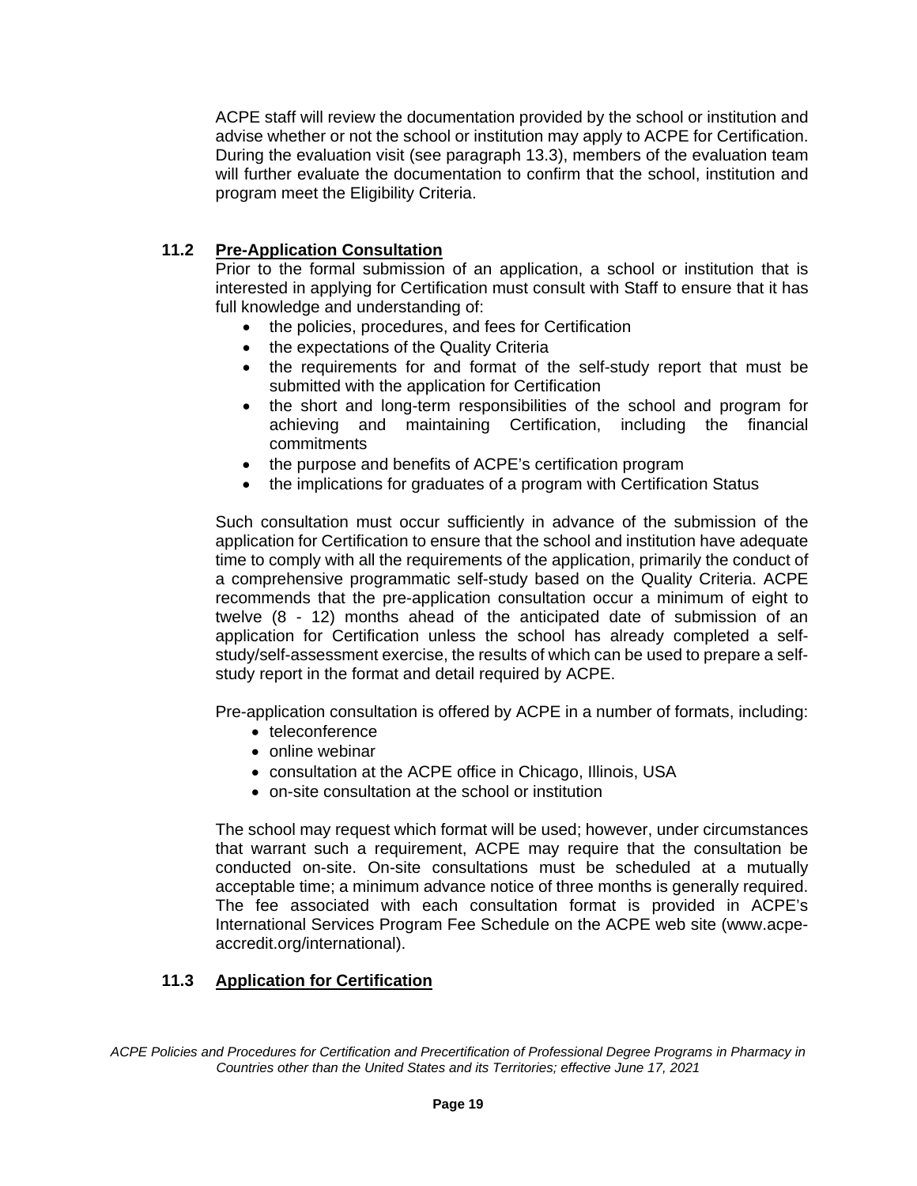ACPE staff will review the documentation provided by the school or institution and advise whether or not the school or institution may apply to ACPE for Certification. During the evaluation visit (see paragraph 13.3), members of the evaluation team will further evaluate the documentation to confirm that the school, institution and program meet the Eligibility Criteria.

### 11.2 Pre-Application Consultation

Prior to the formal submission of an application, a school or institution that is interested in applying for Certification must consult with Staff to ensure that it has full knowledge and understanding of:

- the policies, procedures, and fees for Certification
- the expectations of the Quality Criteria
- the requirements for and format of the self-study report that must be submitted with the application for Certification
- the short and long-term responsibilities of the school and program for achieving and maintaining Certification, including the financial commitments
- the purpose and benefits of ACPE's certification program
- the implications for graduates of a program with Certification Status

Such consultation must occur sufficiently in advance of the submission of the application for Certification to ensure that the school and institution have adequate time to comply with all the requirements of the application, primarily the conduct of a comprehensive programmatic self-study based on the Quality Criteria. ACPE recommends that the pre-application consultation occur a minimum of eight to twelve (8 - 12) months ahead of the anticipated date of submission of an application for Certification unless the school has already completed a self-study/self-assessment exercise, the results of which can be used to prepare a self-study report in the format and detail required by ACPE.

Pre-application consultation is offered by ACPE in a number of formats, including:

- teleconference
- online webinar
- consultation at the ACPE office in Chicago, Illinois, USA
- on-site consultation at the school or institution

The school may request which format will be used; however, under circumstances that warrant such a requirement, ACPE may require that the consultation be conducted on-site. On-site consultations must be scheduled at a mutually acceptable time; a minimum advance notice of three months is generally required. The fee associated with each consultation format is provided in ACPE's International Services Program Fee Schedule on the ACPE web site (www.acpe-accredit.org/international).

### 11.3 Application for Certification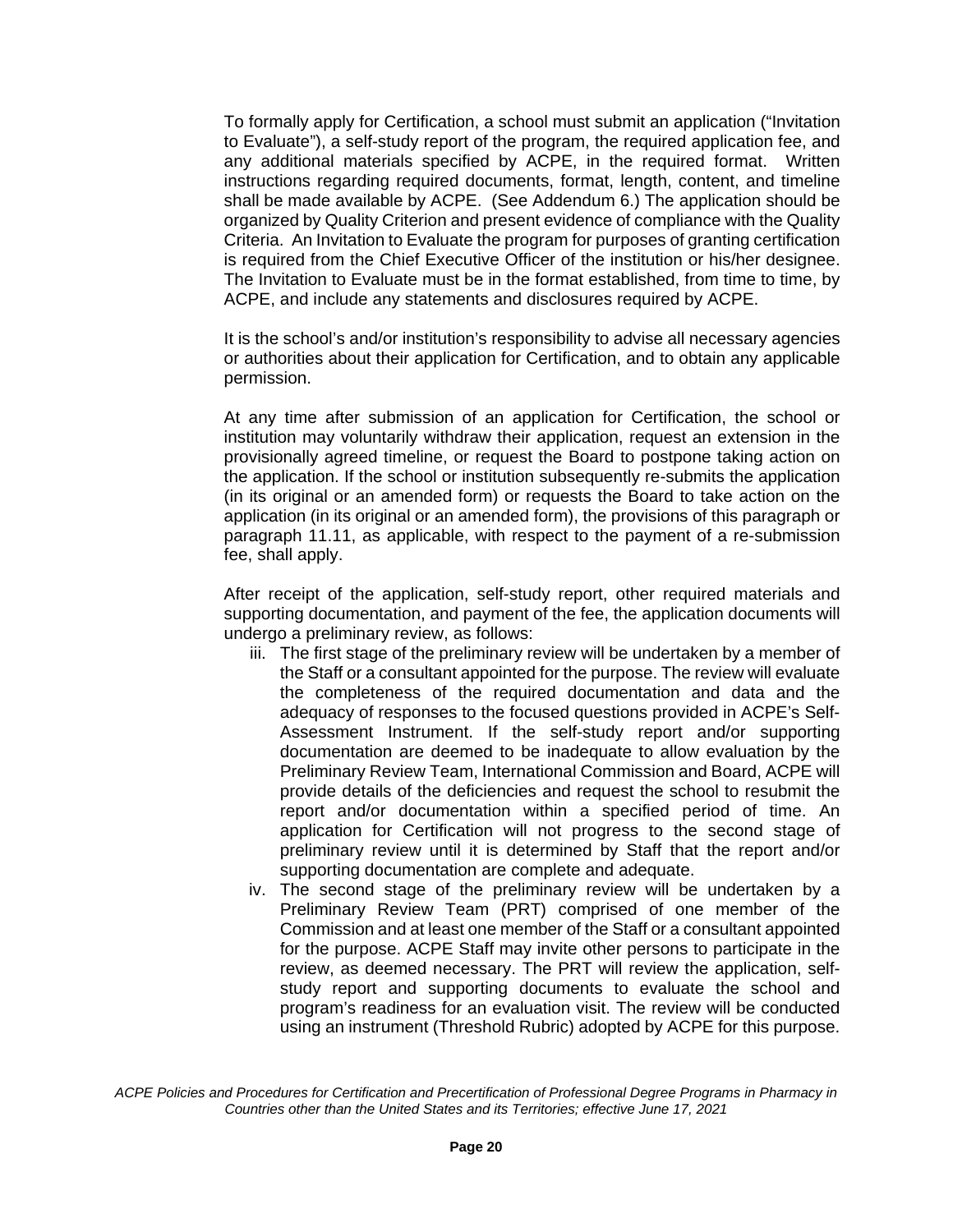To formally apply for Certification, a school must submit an application ("Invitation to Evaluate"), a self-study report of the program, the required application fee, and any additional materials specified by ACPE, in the required format. Written instructions regarding required documents, format, length, content, and timeline shall be made available by ACPE. (See Addendum 6.) The application should be organized by Quality Criterion and present evidence of compliance with the Quality Criteria. An Invitation to Evaluate the program for purposes of granting certification is required from the Chief Executive Officer of the institution or his/her designee. The Invitation to Evaluate must be in the format established, from time to time, by ACPE, and include any statements and disclosures required by ACPE.

It is the school's and/or institution's responsibility to advise all necessary agencies or authorities about their application for Certification, and to obtain any applicable permission.

At any time after submission of an application for Certification, the school or institution may voluntarily withdraw their application, request an extension in the provisionally agreed timeline, or request the Board to postpone taking action on the application. If the school or institution subsequently re-submits the application (in its original or an amended form) or requests the Board to take action on the application (in its original or an amended form), the provisions of this paragraph or paragraph 11.11, as applicable, with respect to the payment of a re-submission fee, shall apply.

After receipt of the application, self-study report, other required materials and supporting documentation, and payment of the fee, the application documents will undergo a preliminary review, as follows:

iii. The first stage of the preliminary review will be undertaken by a member of the Staff or a consultant appointed for the purpose. The review will evaluate the completeness of the required documentation and data and the adequacy of responses to the focused questions provided in ACPE's Self-Assessment Instrument. If the self-study report and/or supporting documentation are deemed to be inadequate to allow evaluation by the Preliminary Review Team, International Commission and Board, ACPE will provide details of the deficiencies and request the school to resubmit the report and/or documentation within a specified period of time. An application for Certification will not progress to the second stage of preliminary review until it is determined by Staff that the report and/or supporting documentation are complete and adequate.

iv. The second stage of the preliminary review will be undertaken by a Preliminary Review Team (PRT) comprised of one member of the Commission and at least one member of the Staff or a consultant appointed for the purpose. ACPE Staff may invite other persons to participate in the review, as deemed necessary. The PRT will review the application, self-study report and supporting documents to evaluate the school and program's readiness for an evaluation visit. The review will be conducted using an instrument (Threshold Rubric) adopted by ACPE for this purpose.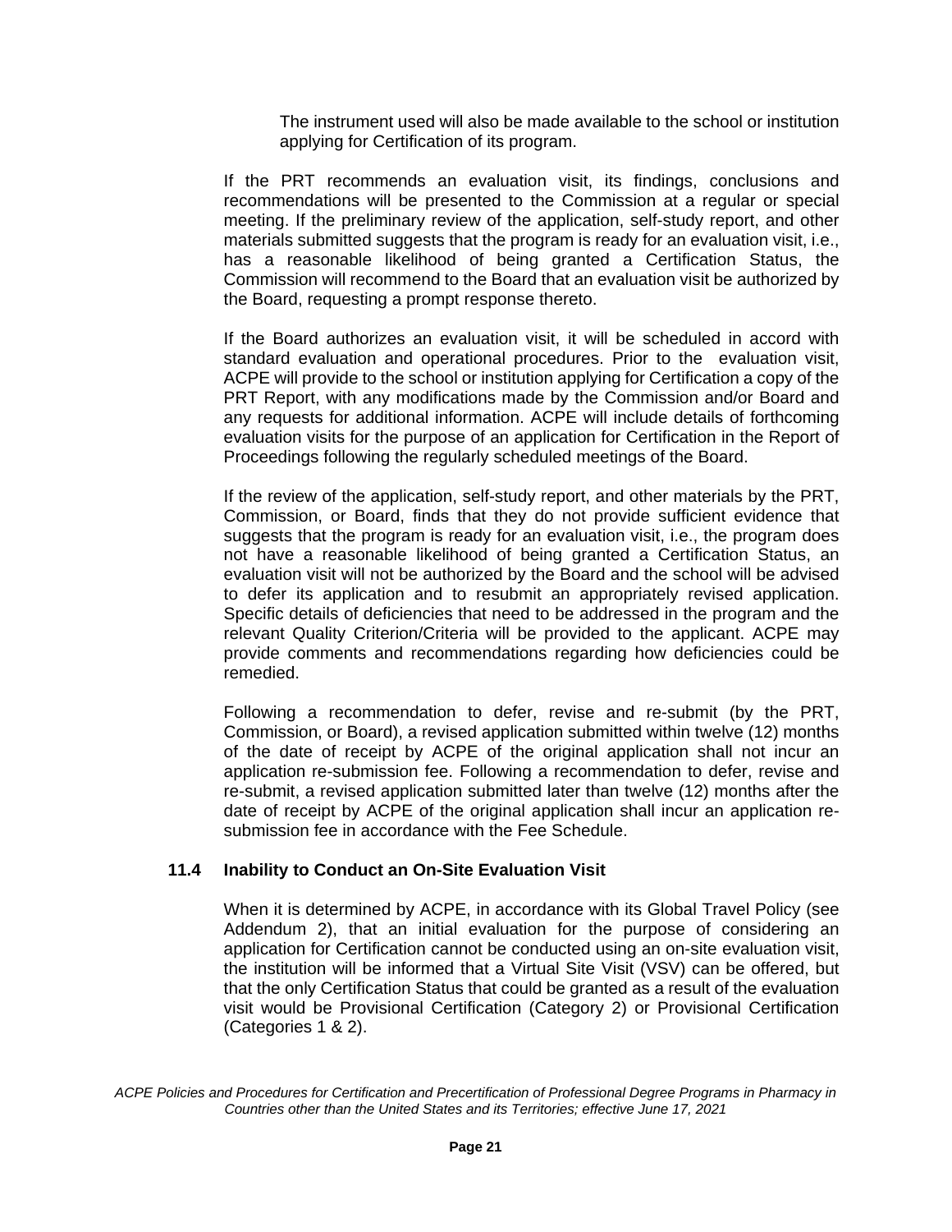The instrument used will also be made available to the school or institution applying for Certification of its program.

If the PRT recommends an evaluation visit, its findings, conclusions and recommendations will be presented to the Commission at a regular or special meeting. If the preliminary review of the application, self-study report, and other materials submitted suggests that the program is ready for an evaluation visit, i.e., has a reasonable likelihood of being granted a Certification Status, the Commission will recommend to the Board that an evaluation visit be authorized by the Board, requesting a prompt response thereto.

If the Board authorizes an evaluation visit, it will be scheduled in accord with standard evaluation and operational procedures. Prior to the evaluation visit, ACPE will provide to the school or institution applying for Certification a copy of the PRT Report, with any modifications made by the Commission and/or Board and any requests for additional information. ACPE will include details of forthcoming evaluation visits for the purpose of an application for Certification in the Report of Proceedings following the regularly scheduled meetings of the Board.

If the review of the application, self-study report, and other materials by the PRT, Commission, or Board, finds that they do not provide sufficient evidence that suggests that the program is ready for an evaluation visit, i.e., the program does not have a reasonable likelihood of being granted a Certification Status, an evaluation visit will not be authorized by the Board and the school will be advised to defer its application and to resubmit an appropriately revised application. Specific details of deficiencies that need to be addressed in the program and the relevant Quality Criterion/Criteria will be provided to the applicant. ACPE may provide comments and recommendations regarding how deficiencies could be remedied.

Following a recommendation to defer, revise and re-submit (by the PRT, Commission, or Board), a revised application submitted within twelve (12) months of the date of receipt by ACPE of the original application shall not incur an application re-submission fee. Following a recommendation to defer, revise and re-submit, a revised application submitted later than twelve (12) months after the date of receipt by ACPE of the original application shall incur an application re-submission fee in accordance with the Fee Schedule.

### 11.4 Inability to Conduct an On-Site Evaluation Visit

When it is determined by ACPE, in accordance with its Global Travel Policy (see Addendum 2), that an initial evaluation for the purpose of considering an application for Certification cannot be conducted using an on-site evaluation visit, the institution will be informed that a Virtual Site Visit (VSV) can be offered, but that the only Certification Status that could be granted as a result of the evaluation visit would be Provisional Certification (Category 2) or Provisional Certification (Categories 1 & 2).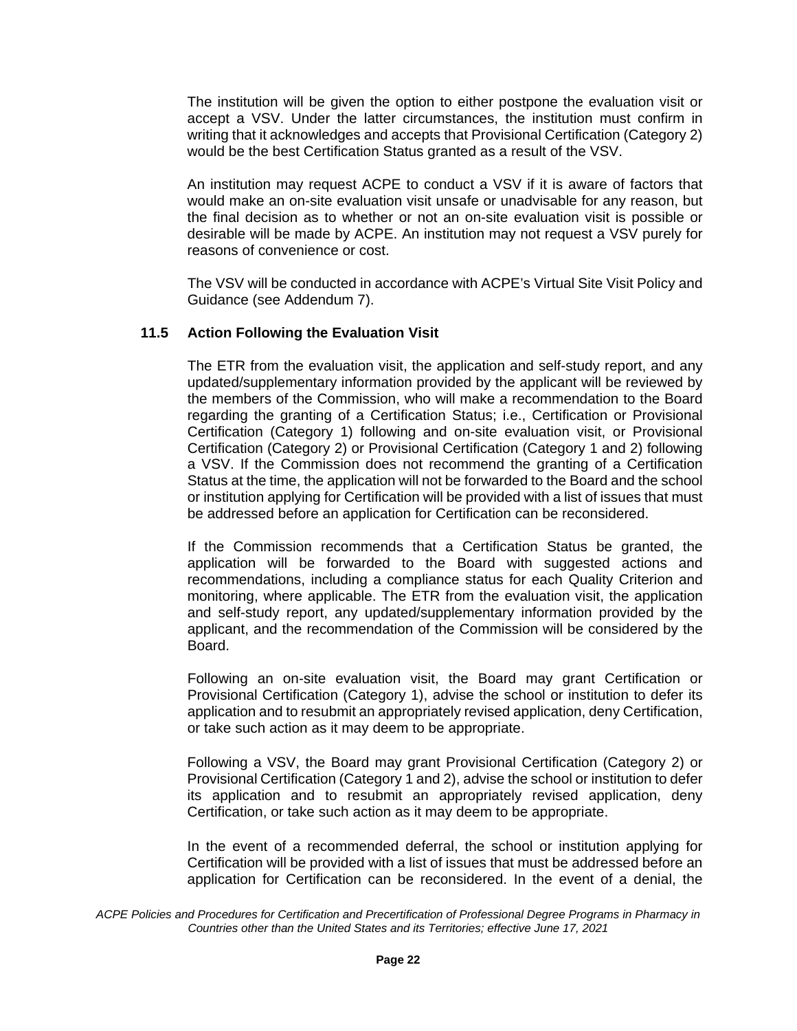The institution will be given the option to either postpone the evaluation visit or accept a VSV. Under the latter circumstances, the institution must confirm in writing that it acknowledges and accepts that Provisional Certification (Category 2) would be the best Certification Status granted as a result of the VSV.

An institution may request ACPE to conduct a VSV if it is aware of factors that would make an on-site evaluation visit unsafe or unadvisable for any reason, but the final decision as to whether or not an on-site evaluation visit is possible or desirable will be made by ACPE. An institution may not request a VSV purely for reasons of convenience or cost.

The VSV will be conducted in accordance with ACPE's Virtual Site Visit Policy and Guidance (see Addendum 7).

### 11.5 Action Following the Evaluation Visit

The ETR from the evaluation visit, the application and self-study report, and any updated/supplementary information provided by the applicant will be reviewed by the members of the Commission, who will make a recommendation to the Board regarding the granting of a Certification Status; i.e., Certification or Provisional Certification (Category 1) following and on-site evaluation visit, or Provisional Certification (Category 2) or Provisional Certification (Category 1 and 2) following a VSV. If the Commission does not recommend the granting of a Certification Status at the time, the application will not be forwarded to the Board and the school or institution applying for Certification will be provided with a list of issues that must be addressed before an application for Certification can be reconsidered.

If the Commission recommends that a Certification Status be granted, the application will be forwarded to the Board with suggested actions and recommendations, including a compliance status for each Quality Criterion and monitoring, where applicable. The ETR from the evaluation visit, the application and self-study report, any updated/supplementary information provided by the applicant, and the recommendation of the Commission will be considered by the Board.

Following an on-site evaluation visit, the Board may grant Certification or Provisional Certification (Category 1), advise the school or institution to defer its application and to resubmit an appropriately revised application, deny Certification, or take such action as it may deem to be appropriate.

Following a VSV, the Board may grant Provisional Certification (Category 2) or Provisional Certification (Category 1 and 2), advise the school or institution to defer its application and to resubmit an appropriately revised application, deny Certification, or take such action as it may deem to be appropriate.

In the event of a recommended deferral, the school or institution applying for Certification will be provided with a list of issues that must be addressed before an application for Certification can be reconsidered. In the event of a denial, the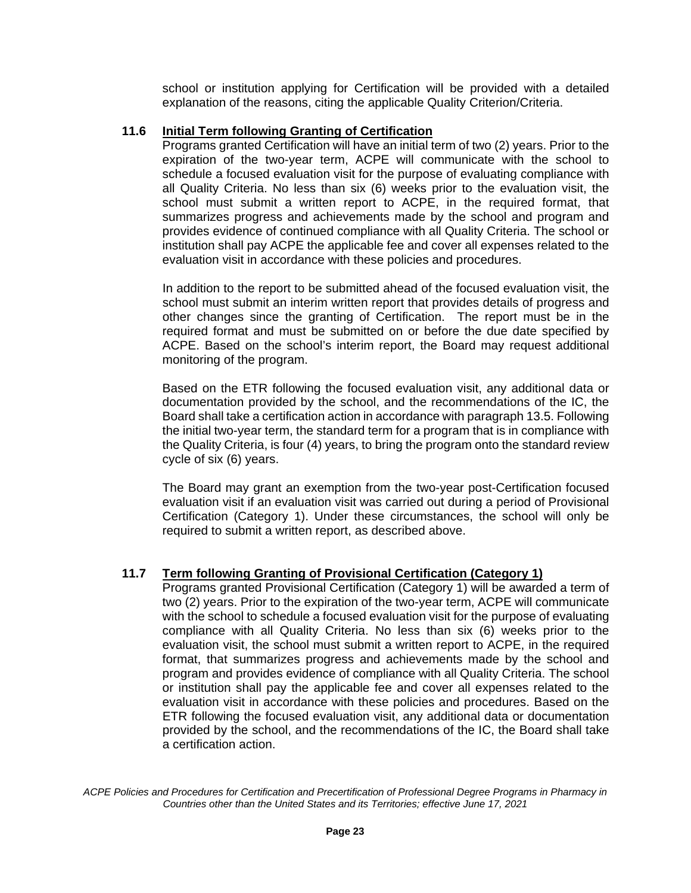school or institution applying for Certification will be provided with a detailed explanation of the reasons, citing the applicable Quality Criterion/Criteria.

### 11.6 Initial Term following Granting of Certification

Programs granted Certification will have an initial term of two (2) years. Prior to the expiration of the two-year term, ACPE will communicate with the school to schedule a focused evaluation visit for the purpose of evaluating compliance with all Quality Criteria. No less than six (6) weeks prior to the evaluation visit, the school must submit a written report to ACPE, in the required format, that summarizes progress and achievements made by the school and program and provides evidence of continued compliance with all Quality Criteria. The school or institution shall pay ACPE the applicable fee and cover all expenses related to the evaluation visit in accordance with these policies and procedures.

In addition to the report to be submitted ahead of the focused evaluation visit, the school must submit an interim written report that provides details of progress and other changes since the granting of Certification. The report must be in the required format and must be submitted on or before the due date specified by ACPE. Based on the school's interim report, the Board may request additional monitoring of the program.

Based on the ETR following the focused evaluation visit, any additional data or documentation provided by the school, and the recommendations of the IC, the Board shall take a certification action in accordance with paragraph 13.5. Following the initial two-year term, the standard term for a program that is in compliance with the Quality Criteria, is four (4) years, to bring the program onto the standard review cycle of six (6) years.

The Board may grant an exemption from the two-year post-Certification focused evaluation visit if an evaluation visit was carried out during a period of Provisional Certification (Category 1). Under these circumstances, the school will only be required to submit a written report, as described above.

### 11.7 Term following Granting of Provisional Certification (Category 1)

Programs granted Provisional Certification (Category 1) will be awarded a term of two (2) years. Prior to the expiration of the two-year term, ACPE will communicate with the school to schedule a focused evaluation visit for the purpose of evaluating compliance with all Quality Criteria. No less than six (6) weeks prior to the evaluation visit, the school must submit a written report to ACPE, in the required format, that summarizes progress and achievements made by the school and program and provides evidence of compliance with all Quality Criteria. The school or institution shall pay the applicable fee and cover all expenses related to the evaluation visit in accordance with these policies and procedures. Based on the ETR following the focused evaluation visit, any additional data or documentation provided by the school, and the recommendations of the IC, the Board shall take a certification action.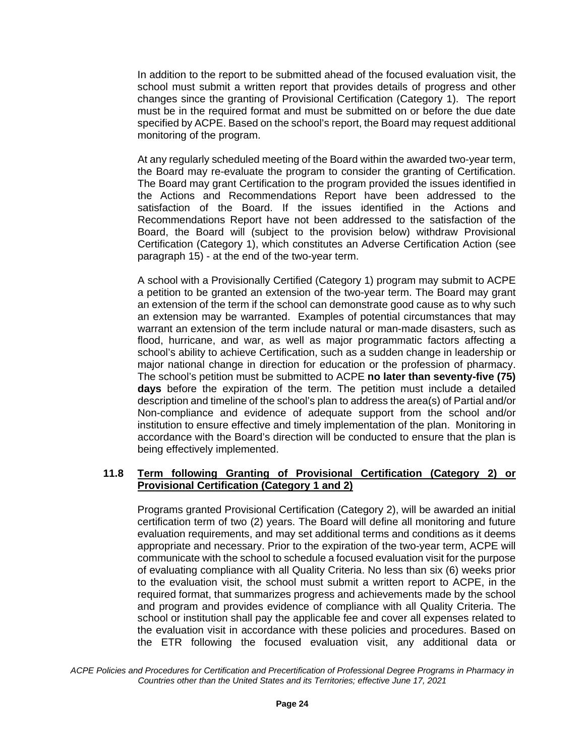In addition to the report to be submitted ahead of the focused evaluation visit, the school must submit a written report that provides details of progress and other changes since the granting of Provisional Certification (Category 1). The report must be in the required format and must be submitted on or before the due date specified by ACPE. Based on the school's report, the Board may request additional monitoring of the program.

At any regularly scheduled meeting of the Board within the awarded two-year term, the Board may re-evaluate the program to consider the granting of Certification. The Board may grant Certification to the program provided the issues identified in the Actions and Recommendations Report have been addressed to the satisfaction of the Board. If the issues identified in the Actions and Recommendations Report have not been addressed to the satisfaction of the Board, the Board will (subject to the provision below) withdraw Provisional Certification (Category 1), which constitutes an Adverse Certification Action (see paragraph 15) - at the end of the two-year term.

A school with a Provisionally Certified (Category 1) program may submit to ACPE a petition to be granted an extension of the two-year term. The Board may grant an extension of the term if the school can demonstrate good cause as to why such an extension may be warranted. Examples of potential circumstances that may warrant an extension of the term include natural or man-made disasters, such as flood, hurricane, and war, as well as major programmatic factors affecting a school's ability to achieve Certification, such as a sudden change in leadership or major national change in direction for education or the profession of pharmacy. The school's petition must be submitted to ACPE **no later than seventy-five (75) days** before the expiration of the term. The petition must include a detailed description and timeline of the school's plan to address the area(s) of Partial and/or Non-compliance and evidence of adequate support from the school and/or institution to ensure effective and timely implementation of the plan. Monitoring in accordance with the Board's direction will be conducted to ensure that the plan is being effectively implemented.

### 11.8 Term following Granting of Provisional Certification (Category 2) or Provisional Certification (Category 1 and 2)

Programs granted Provisional Certification (Category 2), will be awarded an initial certification term of two (2) years. The Board will define all monitoring and future evaluation requirements, and may set additional terms and conditions as it deems appropriate and necessary. Prior to the expiration of the two-year term, ACPE will communicate with the school to schedule a focused evaluation visit for the purpose of evaluating compliance with all Quality Criteria. No less than six (6) weeks prior to the evaluation visit, the school must submit a written report to ACPE, in the required format, that summarizes progress and achievements made by the school and program and provides evidence of compliance with all Quality Criteria. The school or institution shall pay the applicable fee and cover all expenses related to the evaluation visit in accordance with these policies and procedures. Based on the ETR following the focused evaluation visit, any additional data or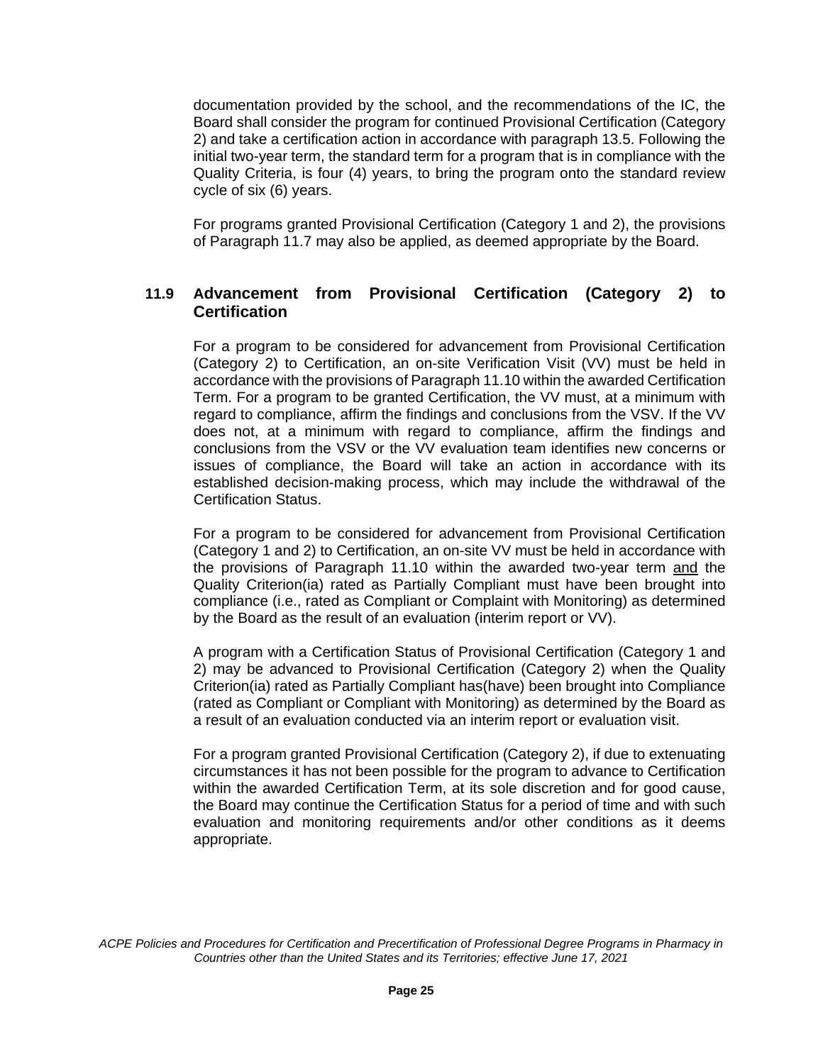documentation provided by the school, and the recommendations of the IC, the Board shall consider the program for continued Provisional Certification (Category 2) and take a certification action in accordance with paragraph 13.5. Following the initial two-year term, the standard term for a program that is in compliance with the Quality Criteria, is four (4) years, to bring the program onto the standard review cycle of six (6) years.

For programs granted Provisional Certification (Category 1 and 2), the provisions of Paragraph 11.7 may also be applied, as deemed appropriate by the Board.

### 11.9 Advancement from Provisional Certification (Category 2) to Certification

For a program to be considered for advancement from Provisional Certification (Category 2) to Certification, an on-site Verification Visit (VV) must be held in accordance with the provisions of Paragraph 11.10 within the awarded Certification Term. For a program to be granted Certification, the VV must, at a minimum with regard to compliance, affirm the findings and conclusions from the VSV. If the VV does not, at a minimum with regard to compliance, affirm the findings and conclusions from the VSV or the VV evaluation team identifies new concerns or issues of compliance, the Board will take an action in accordance with its established decision-making process, which may include the withdrawal of the Certification Status.

For a program to be considered for advancement from Provisional Certification (Category 1 and 2) to Certification, an on-site VV must be held in accordance with the provisions of Paragraph 11.10 within the awarded two-year term <u>and</u> the Quality Criterion(ia) rated as Partially Compliant must have been brought into compliance (i.e., rated as Compliant or Complaint with Monitoring) as determined by the Board as the result of an evaluation (interim report or VV).

A program with a Certification Status of Provisional Certification (Category 1 and 2) may be advanced to Provisional Certification (Category 2) when the Quality Criterion(ia) rated as Partially Compliant has(have) been brought into Compliance (rated as Compliant or Compliant with Monitoring) as determined by the Board as a result of an evaluation conducted via an interim report or evaluation visit.

For a program granted Provisional Certification (Category 2), if due to extenuating circumstances it has not been possible for the program to advance to Certification within the awarded Certification Term, at its sole discretion and for good cause, the Board may continue the Certification Status for a period of time and with such evaluation and monitoring requirements and/or other conditions as it deems appropriate.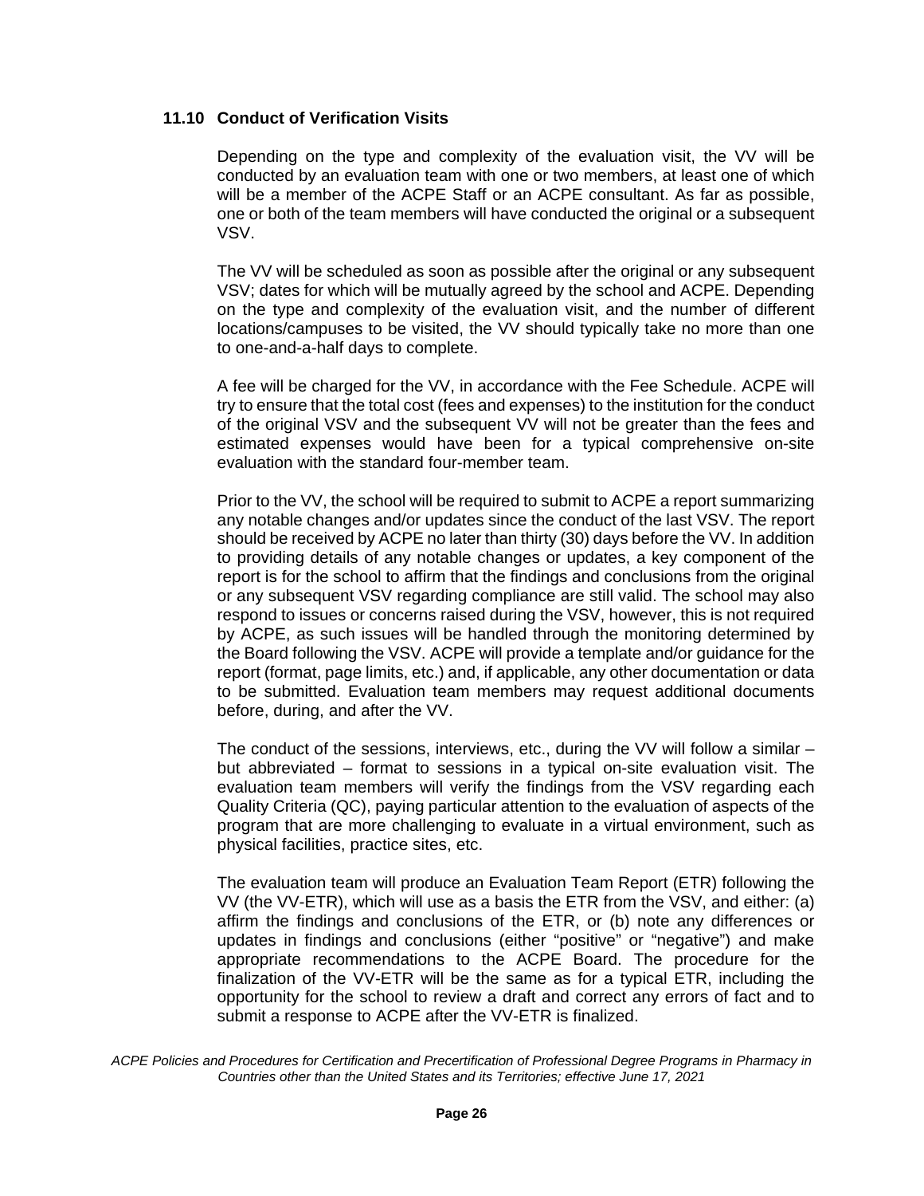### 11.10 Conduct of Verification Visits

Depending on the type and complexity of the evaluation visit, the VV will be conducted by an evaluation team with one or two members, at least one of which will be a member of the ACPE Staff or an ACPE consultant. As far as possible, one or both of the team members will have conducted the original or a subsequent VSV.

The VV will be scheduled as soon as possible after the original or any subsequent VSV; dates for which will be mutually agreed by the school and ACPE. Depending on the type and complexity of the evaluation visit, and the number of different locations/campuses to be visited, the VV should typically take no more than one to one-and-a-half days to complete.

A fee will be charged for the VV, in accordance with the Fee Schedule. ACPE will try to ensure that the total cost (fees and expenses) to the institution for the conduct of the original VSV and the subsequent VV will not be greater than the fees and estimated expenses would have been for a typical comprehensive on-site evaluation with the standard four-member team.

Prior to the VV, the school will be required to submit to ACPE a report summarizing any notable changes and/or updates since the conduct of the last VSV. The report should be received by ACPE no later than thirty (30) days before the VV. In addition to providing details of any notable changes or updates, a key component of the report is for the school to affirm that the findings and conclusions from the original or any subsequent VSV regarding compliance are still valid. The school may also respond to issues or concerns raised during the VSV, however, this is not required by ACPE, as such issues will be handled through the monitoring determined by the Board following the VSV. ACPE will provide a template and/or guidance for the report (format, page limits, etc.) and, if applicable, any other documentation or data to be submitted. Evaluation team members may request additional documents before, during, and after the VV.

The conduct of the sessions, interviews, etc., during the VV will follow a similar – but abbreviated – format to sessions in a typical on-site evaluation visit. The evaluation team members will verify the findings from the VSV regarding each Quality Criteria (QC), paying particular attention to the evaluation of aspects of the program that are more challenging to evaluate in a virtual environment, such as physical facilities, practice sites, etc.

The evaluation team will produce an Evaluation Team Report (ETR) following the VV (the VV-ETR), which will use as a basis the ETR from the VSV, and either: (a) affirm the findings and conclusions of the ETR, or (b) note any differences or updates in findings and conclusions (either "positive" or "negative") and make appropriate recommendations to the ACPE Board. The procedure for the finalization of the VV-ETR will be the same as for a typical ETR, including the opportunity for the school to review a draft and correct any errors of fact and to submit a response to ACPE after the VV-ETR is finalized.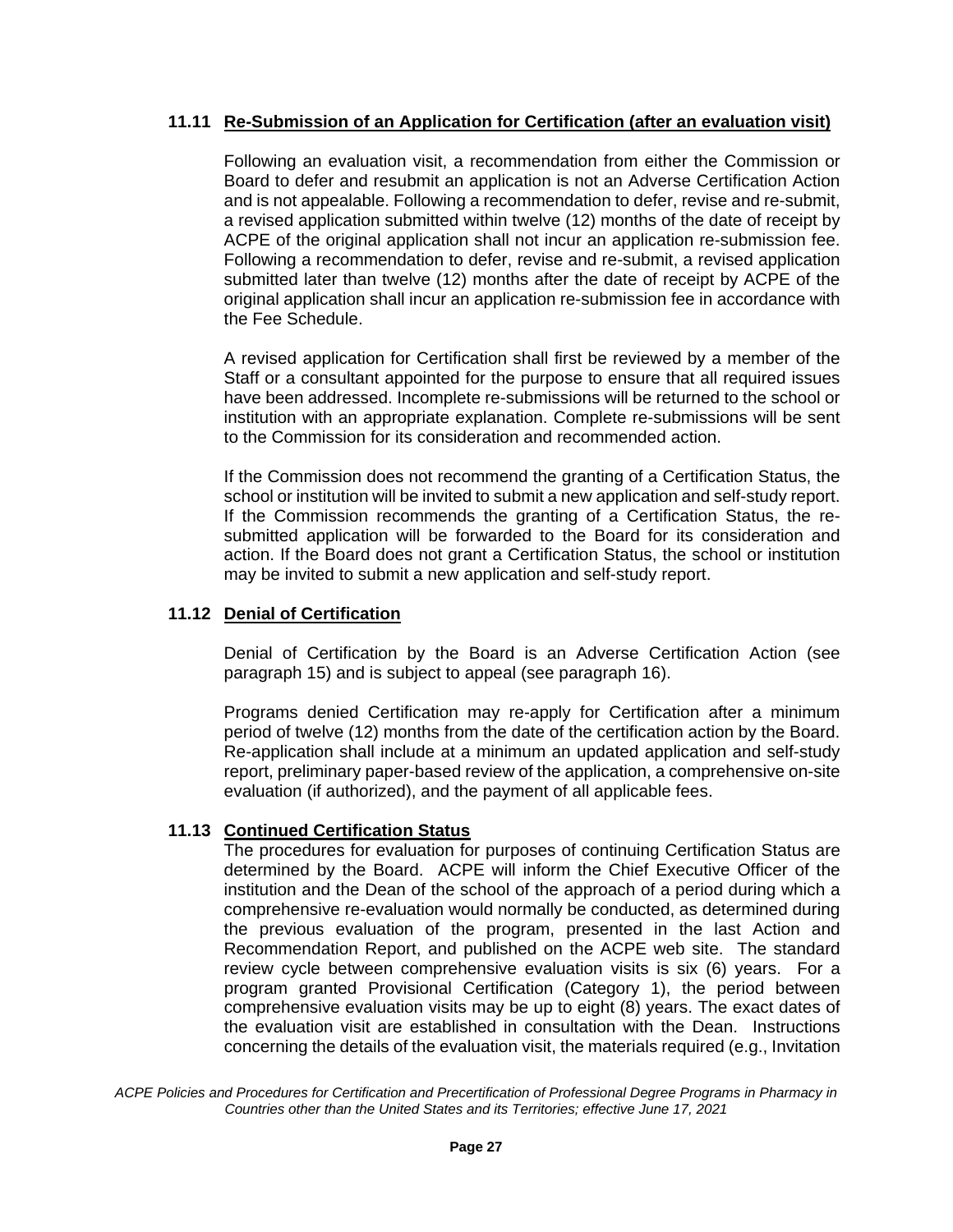### 11.11 Re-Submission of an Application for Certification (after an evaluation visit)

Following an evaluation visit, a recommendation from either the Commission or Board to defer and resubmit an application is not an Adverse Certification Action and is not appealable. Following a recommendation to defer, revise and re-submit, a revised application submitted within twelve (12) months of the date of receipt by ACPE of the original application shall not incur an application re-submission fee. Following a recommendation to defer, revise and re-submit, a revised application submitted later than twelve (12) months after the date of receipt by ACPE of the original application shall incur an application re-submission fee in accordance with the Fee Schedule.

A revised application for Certification shall first be reviewed by a member of the Staff or a consultant appointed for the purpose to ensure that all required issues have been addressed. Incomplete re-submissions will be returned to the school or institution with an appropriate explanation. Complete re-submissions will be sent to the Commission for its consideration and recommended action.

If the Commission does not recommend the granting of a Certification Status, the school or institution will be invited to submit a new application and self-study report. If the Commission recommends the granting of a Certification Status, the re-submitted application will be forwarded to the Board for its consideration and action. If the Board does not grant a Certification Status, the school or institution may be invited to submit a new application and self-study report.

### 11.12 Denial of Certification

Denial of Certification by the Board is an Adverse Certification Action (see paragraph 15) and is subject to appeal (see paragraph 16).

Programs denied Certification may re-apply for Certification after a minimum period of twelve (12) months from the date of the certification action by the Board. Re-application shall include at a minimum an updated application and self-study report, preliminary paper-based review of the application, a comprehensive on-site evaluation (if authorized), and the payment of all applicable fees.

### 11.13 Continued Certification Status

The procedures for evaluation for purposes of continuing Certification Status are determined by the Board. ACPE will inform the Chief Executive Officer of the institution and the Dean of the school of the approach of a period during which a comprehensive re-evaluation would normally be conducted, as determined during the previous evaluation of the program, presented in the last Action and Recommendation Report, and published on the ACPE web site. The standard review cycle between comprehensive evaluation visits is six (6) years. For a program granted Provisional Certification (Category 1), the period between comprehensive evaluation visits may be up to eight (8) years. The exact dates of the evaluation visit are established in consultation with the Dean. Instructions concerning the details of the evaluation visit, the materials required (e.g., Invitation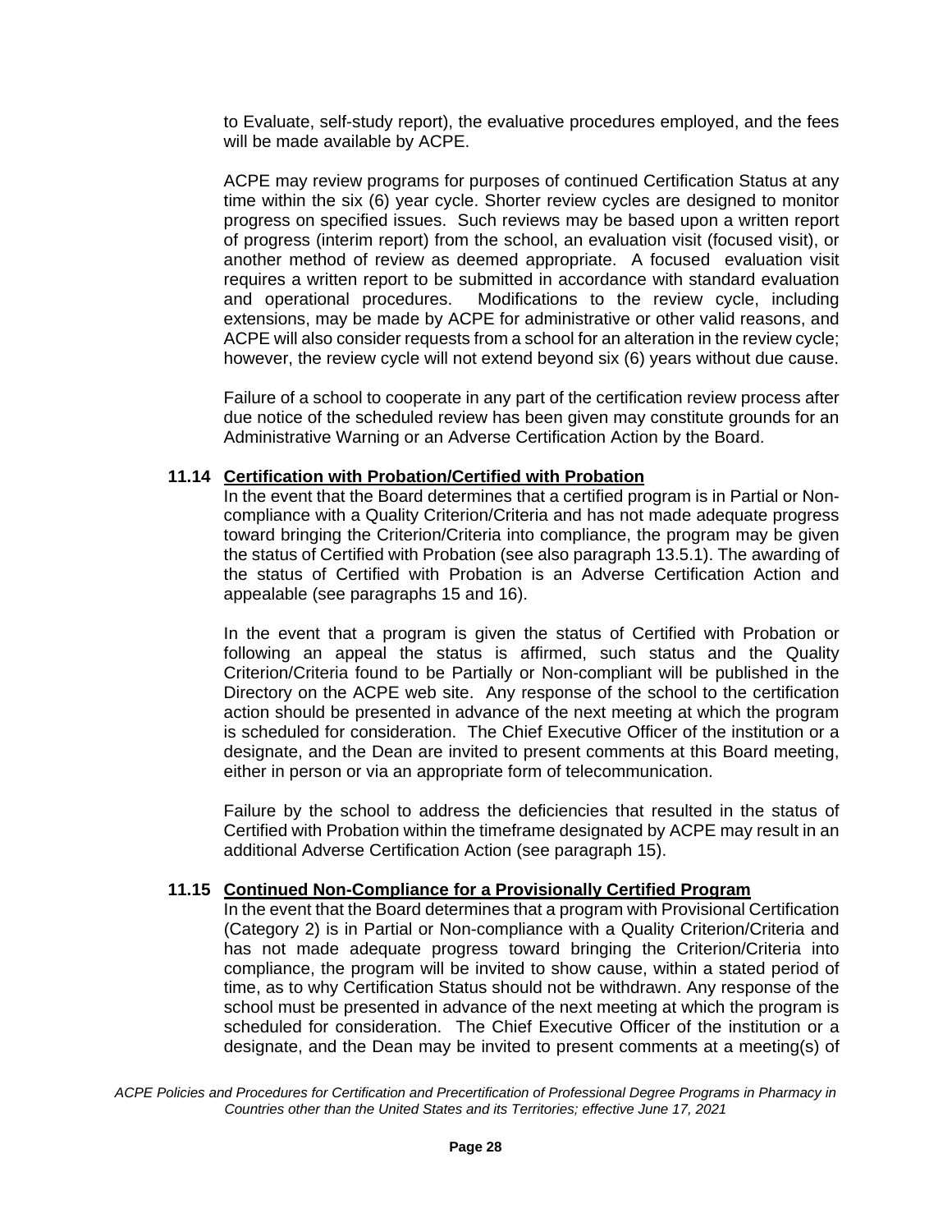to Evaluate, self-study report), the evaluative procedures employed, and the fees will be made available by ACPE.

ACPE may review programs for purposes of continued Certification Status at any time within the six (6) year cycle. Shorter review cycles are designed to monitor progress on specified issues. Such reviews may be based upon a written report of progress (interim report) from the school, an evaluation visit (focused visit), or another method of review as deemed appropriate. A focused evaluation visit requires a written report to be submitted in accordance with standard evaluation and operational procedures. Modifications to the review cycle, including extensions, may be made by ACPE for administrative or other valid reasons, and ACPE will also consider requests from a school for an alteration in the review cycle; however, the review cycle will not extend beyond six (6) years without due cause.

Failure of a school to cooperate in any part of the certification review process after due notice of the scheduled review has been given may constitute grounds for an Administrative Warning or an Adverse Certification Action by the Board.

### 11.14 Certification with Probation/Certified with Probation

In the event that the Board determines that a certified program is in Partial or Non-compliance with a Quality Criterion/Criteria and has not made adequate progress toward bringing the Criterion/Criteria into compliance, the program may be given the status of Certified with Probation (see also paragraph 13.5.1). The awarding of the status of Certified with Probation is an Adverse Certification Action and appealable (see paragraphs 15 and 16).

In the event that a program is given the status of Certified with Probation or following an appeal the status is affirmed, such status and the Quality Criterion/Criteria found to be Partially or Non-compliant will be published in the Directory on the ACPE web site. Any response of the school to the certification action should be presented in advance of the next meeting at which the program is scheduled for consideration. The Chief Executive Officer of the institution or a designate, and the Dean are invited to present comments at this Board meeting, either in person or via an appropriate form of telecommunication.

Failure by the school to address the deficiencies that resulted in the status of Certified with Probation within the timeframe designated by ACPE may result in an additional Adverse Certification Action (see paragraph 15).

### 11.15 Continued Non-Compliance for a Provisionally Certified Program

In the event that the Board determines that a program with Provisional Certification (Category 2) is in Partial or Non-compliance with a Quality Criterion/Criteria and has not made adequate progress toward bringing the Criterion/Criteria into compliance, the program will be invited to show cause, within a stated period of time, as to why Certification Status should not be withdrawn. Any response of the school must be presented in advance of the next meeting at which the program is scheduled for consideration. The Chief Executive Officer of the institution or a designate, and the Dean may be invited to present comments at a meeting(s) of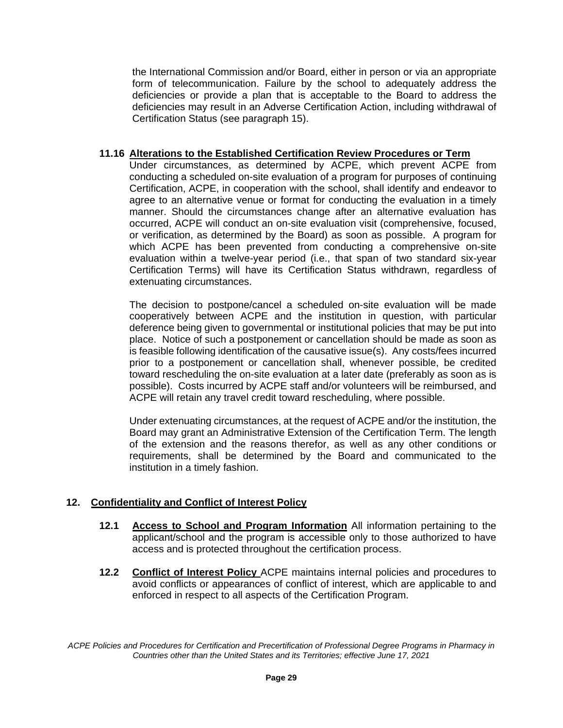the International Commission and/or Board, either in person or via an appropriate form of telecommunication. Failure by the school to adequately address the deficiencies or provide a plan that is acceptable to the Board to address the deficiencies may result in an Adverse Certification Action, including withdrawal of Certification Status (see paragraph 15).

**11.16 Alterations to the Established Certification Review Procedures or Term**

Under circumstances, as determined by ACPE, which prevent ACPE from conducting a scheduled on-site evaluation of a program for purposes of continuing Certification, ACPE, in cooperation with the school, shall identify and endeavor to agree to an alternative venue or format for conducting the evaluation in a timely manner. Should the circumstances change after an alternative evaluation has occurred, ACPE will conduct an on-site evaluation visit (comprehensive, focused, or verification, as determined by the Board) as soon as possible. A program for which ACPE has been prevented from conducting a comprehensive on-site evaluation within a twelve-year period (i.e., that span of two standard six-year Certification Terms) will have its Certification Status withdrawn, regardless of extenuating circumstances.

The decision to postpone/cancel a scheduled on-site evaluation will be made cooperatively between ACPE and the institution in question, with particular deference being given to governmental or institutional policies that may be put into place. Notice of such a postponement or cancellation should be made as soon as is feasible following identification of the causative issue(s). Any costs/fees incurred prior to a postponement or cancellation shall, whenever possible, be credited toward rescheduling the on-site evaluation at a later date (preferably as soon as is possible). Costs incurred by ACPE staff and/or volunteers will be reimbursed, and ACPE will retain any travel credit toward rescheduling, where possible.

Under extenuating circumstances, at the request of ACPE and/or the institution, the Board may grant an Administrative Extension of the Certification Term. The length of the extension and the reasons therefor, as well as any other conditions or requirements, shall be determined by the Board and communicated to the institution in a timely fashion.

## 12. Confidentiality and Conflict of Interest Policy

**12.1 Access to School and Program Information** All information pertaining to the applicant/school and the program is accessible only to those authorized to have access and is protected throughout the certification process.

**12.2 Conflict of Interest Policy** ACPE maintains internal policies and procedures to avoid conflicts or appearances of conflict of interest, which are applicable to and enforced in respect to all aspects of the Certification Program.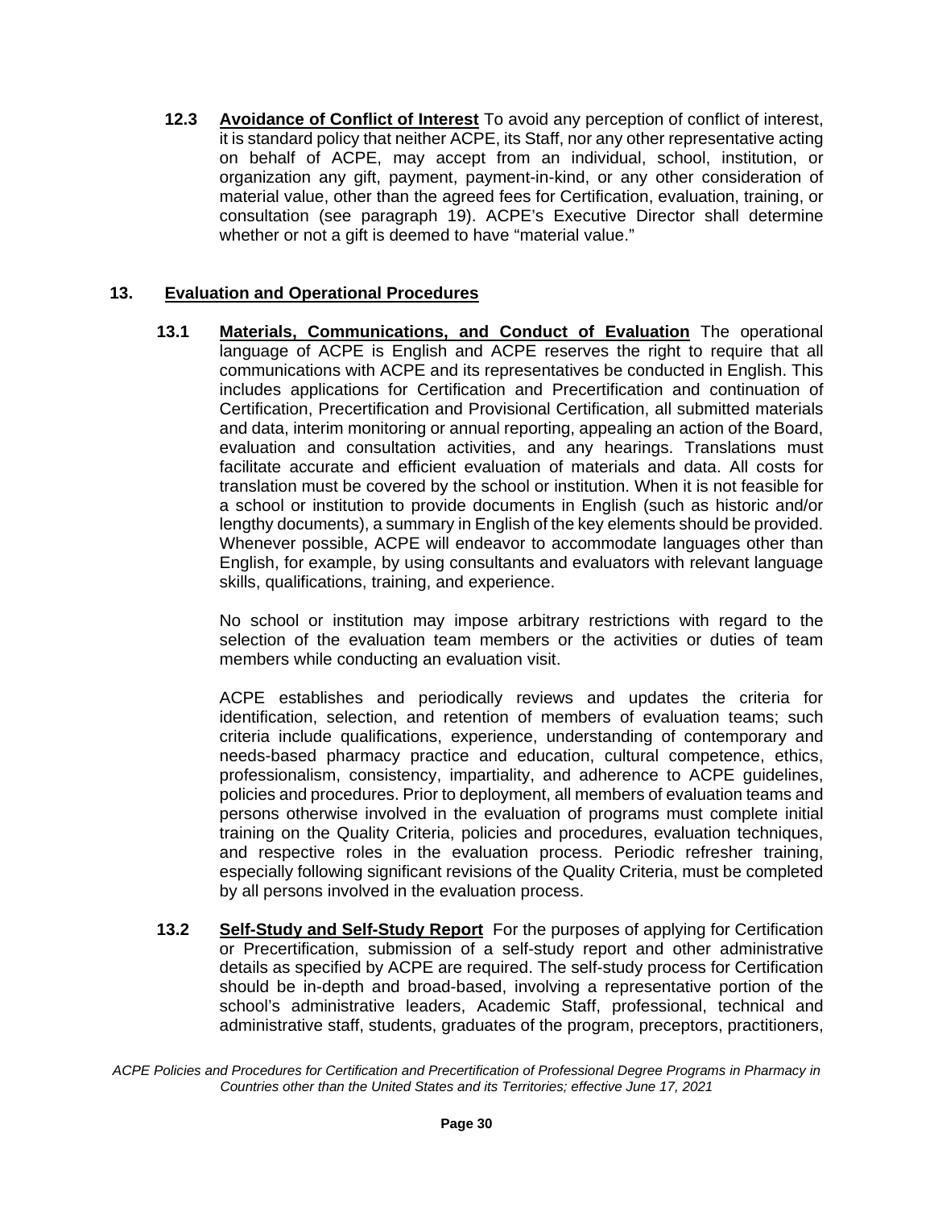**12.3 Avoidance of Conflict of Interest** To avoid any perception of conflict of interest, it is standard policy that neither ACPE, its Staff, nor any other representative acting on behalf of ACPE, may accept from an individual, school, institution, or organization any gift, payment, payment-in-kind, or any other consideration of material value, other than the agreed fees for Certification, evaluation, training, or consultation (see paragraph 19). ACPE's Executive Director shall determine whether or not a gift is deemed to have "material value."

## 13. Evaluation and Operational Procedures

**13.1 Materials, Communications, and Conduct of Evaluation** The operational language of ACPE is English and ACPE reserves the right to require that all communications with ACPE and its representatives be conducted in English. This includes applications for Certification and Precertification and continuation of Certification, Precertification and Provisional Certification, all submitted materials and data, interim monitoring or annual reporting, appealing an action of the Board, evaluation and consultation activities, and any hearings. Translations must facilitate accurate and efficient evaluation of materials and data. All costs for translation must be covered by the school or institution. When it is not feasible for a school or institution to provide documents in English (such as historic and/or lengthy documents), a summary in English of the key elements should be provided. Whenever possible, ACPE will endeavor to accommodate languages other than English, for example, by using consultants and evaluators with relevant language skills, qualifications, training, and experience.

No school or institution may impose arbitrary restrictions with regard to the selection of the evaluation team members or the activities or duties of team members while conducting an evaluation visit.

ACPE establishes and periodically reviews and updates the criteria for identification, selection, and retention of members of evaluation teams; such criteria include qualifications, experience, understanding of contemporary and needs-based pharmacy practice and education, cultural competence, ethics, professionalism, consistency, impartiality, and adherence to ACPE guidelines, policies and procedures. Prior to deployment, all members of evaluation teams and persons otherwise involved in the evaluation of programs must complete initial training on the Quality Criteria, policies and procedures, evaluation techniques, and respective roles in the evaluation process. Periodic refresher training, especially following significant revisions of the Quality Criteria, must be completed by all persons involved in the evaluation process.

**13.2 Self-Study and Self-Study Report** For the purposes of applying for Certification or Precertification, submission of a self-study report and other administrative details as specified by ACPE are required. The self-study process for Certification should be in-depth and broad-based, involving a representative portion of the school's administrative leaders, Academic Staff, professional, technical and administrative staff, students, graduates of the program, preceptors, practitioners,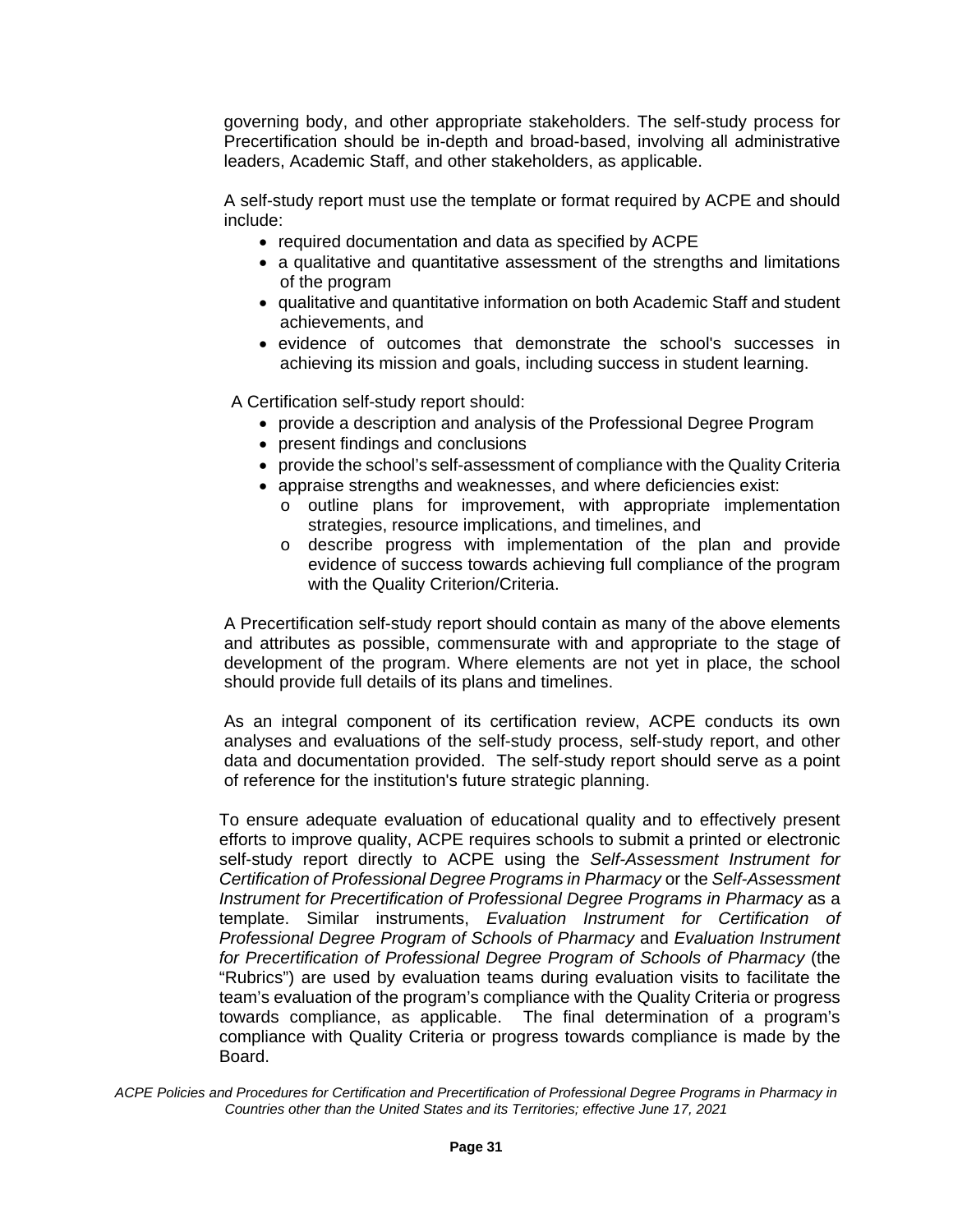governing body, and other appropriate stakeholders. The self-study process for Precertification should be in-depth and broad-based, involving all administrative leaders, Academic Staff, and other stakeholders, as applicable.

A self-study report must use the template or format required by ACPE and should include:

- required documentation and data as specified by ACPE
- a qualitative and quantitative assessment of the strengths and limitations of the program
- qualitative and quantitative information on both Academic Staff and student achievements, and
- evidence of outcomes that demonstrate the school's successes in achieving its mission and goals, including success in student learning.

A Certification self-study report should:

- provide a description and analysis of the Professional Degree Program
- present findings and conclusions
- provide the school's self-assessment of compliance with the Quality Criteria
- appraise strengths and weaknesses, and where deficiencies exist:
  - outline plans for improvement, with appropriate implementation strategies, resource implications, and timelines, and
  - describe progress with implementation of the plan and provide evidence of success towards achieving full compliance of the program with the Quality Criterion/Criteria.

A Precertification self-study report should contain as many of the above elements and attributes as possible, commensurate with and appropriate to the stage of development of the program. Where elements are not yet in place, the school should provide full details of its plans and timelines.

As an integral component of its certification review, ACPE conducts its own analyses and evaluations of the self-study process, self-study report, and other data and documentation provided. The self-study report should serve as a point of reference for the institution's future strategic planning.

To ensure adequate evaluation of educational quality and to effectively present efforts to improve quality, ACPE requires schools to submit a printed or electronic self-study report directly to ACPE using the *Self-Assessment Instrument for Certification of Professional Degree Programs in Pharmacy* or the *Self-Assessment Instrument for Precertification of Professional Degree Programs in Pharmacy* as a template. Similar instruments, *Evaluation Instrument for Certification of Professional Degree Program of Schools of Pharmacy* and *Evaluation Instrument for Precertification of Professional Degree Program of Schools of Pharmacy* (the "Rubrics") are used by evaluation teams during evaluation visits to facilitate the team's evaluation of the program's compliance with the Quality Criteria or progress towards compliance, as applicable. The final determination of a program's compliance with Quality Criteria or progress towards compliance is made by the Board.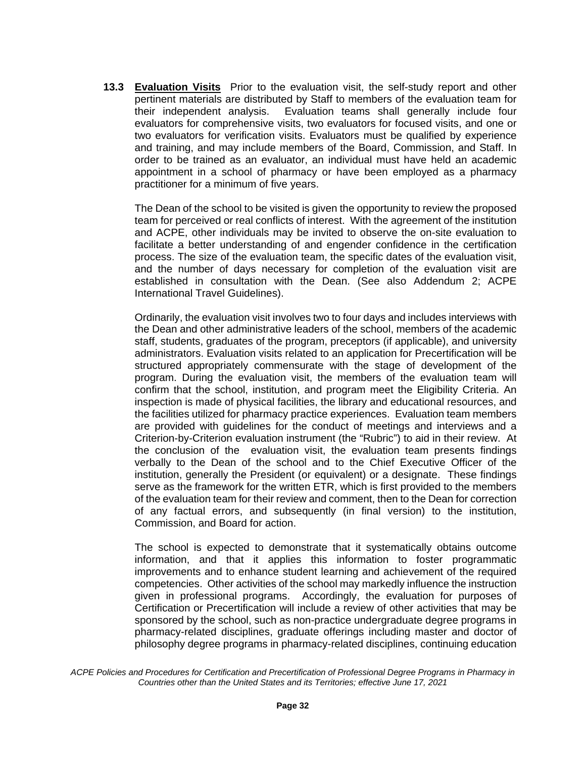**13.3 Evaluation Visits** Prior to the evaluation visit, the self-study report and other pertinent materials are distributed by Staff to members of the evaluation team for their independent analysis. Evaluation teams shall generally include four evaluators for comprehensive visits, two evaluators for focused visits, and one or two evaluators for verification visits. Evaluators must be qualified by experience and training, and may include members of the Board, Commission, and Staff. In order to be trained as an evaluator, an individual must have held an academic appointment in a school of pharmacy or have been employed as a pharmacy practitioner for a minimum of five years.

The Dean of the school to be visited is given the opportunity to review the proposed team for perceived or real conflicts of interest. With the agreement of the institution and ACPE, other individuals may be invited to observe the on-site evaluation to facilitate a better understanding of and engender confidence in the certification process. The size of the evaluation team, the specific dates of the evaluation visit, and the number of days necessary for completion of the evaluation visit are established in consultation with the Dean. (See also Addendum 2; ACPE International Travel Guidelines).

Ordinarily, the evaluation visit involves two to four days and includes interviews with the Dean and other administrative leaders of the school, members of the academic staff, students, graduates of the program, preceptors (if applicable), and university administrators. Evaluation visits related to an application for Precertification will be structured appropriately commensurate with the stage of development of the program. During the evaluation visit, the members of the evaluation team will confirm that the school, institution, and program meet the Eligibility Criteria. An inspection is made of physical facilities, the library and educational resources, and the facilities utilized for pharmacy practice experiences. Evaluation team members are provided with guidelines for the conduct of meetings and interviews and a Criterion-by-Criterion evaluation instrument (the "Rubric") to aid in their review. At the conclusion of the evaluation visit, the evaluation team presents findings verbally to the Dean of the school and to the Chief Executive Officer of the institution, generally the President (or equivalent) or a designate. These findings serve as the framework for the written ETR, which is first provided to the members of the evaluation team for their review and comment, then to the Dean for correction of any factual errors, and subsequently (in final version) to the institution, Commission, and Board for action.

The school is expected to demonstrate that it systematically obtains outcome information, and that it applies this information to foster programmatic improvements and to enhance student learning and achievement of the required competencies. Other activities of the school may markedly influence the instruction given in professional programs. Accordingly, the evaluation for purposes of Certification or Precertification will include a review of other activities that may be sponsored by the school, such as non-practice undergraduate degree programs in pharmacy-related disciplines, graduate offerings including master and doctor of philosophy degree programs in pharmacy-related disciplines, continuing education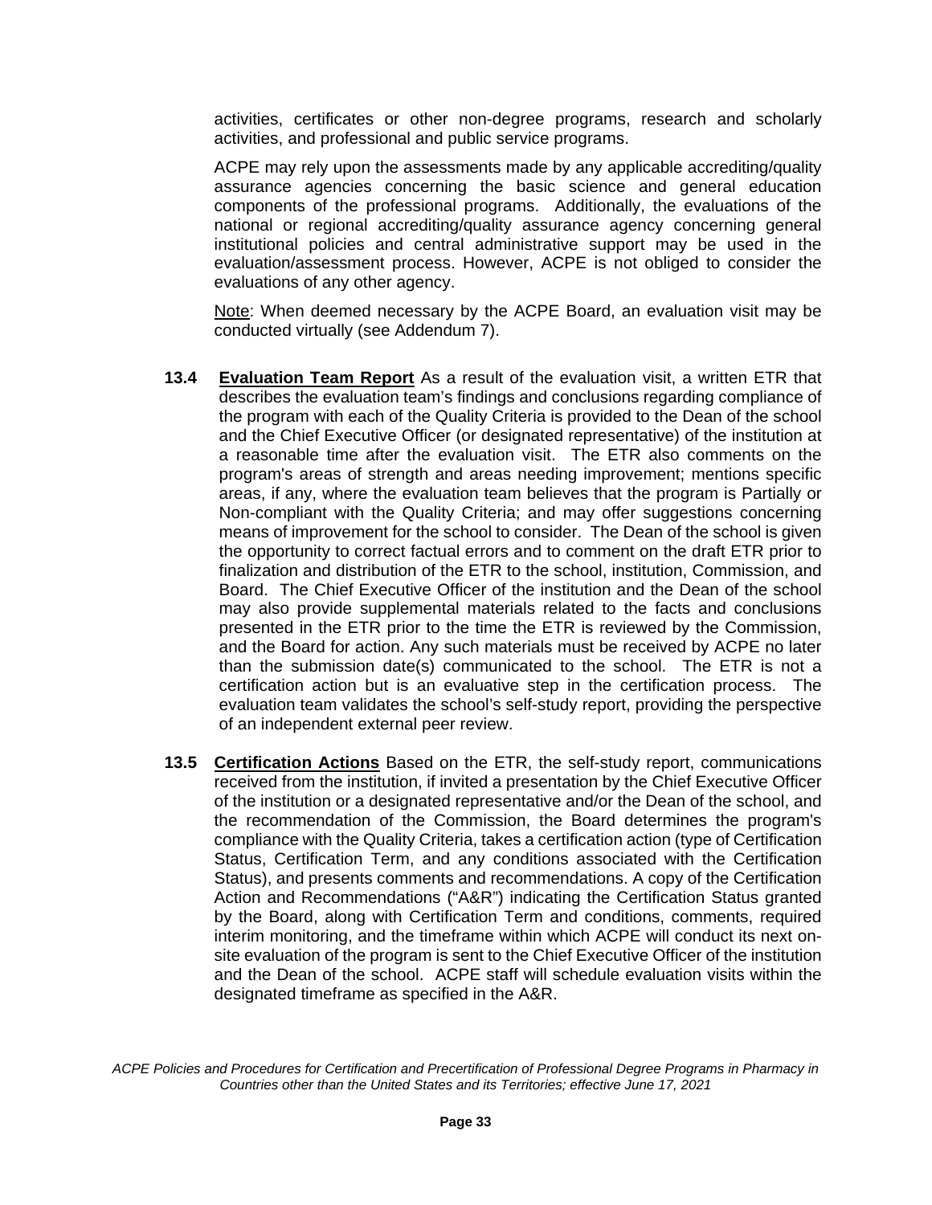activities, certificates or other non-degree programs, research and scholarly activities, and professional and public service programs.

ACPE may rely upon the assessments made by any applicable accrediting/quality assurance agencies concerning the basic science and general education components of the professional programs. Additionally, the evaluations of the national or regional accrediting/quality assurance agency concerning general institutional policies and central administrative support may be used in the evaluation/assessment process. However, ACPE is not obliged to consider the evaluations of any other agency.

Note: When deemed necessary by the ACPE Board, an evaluation visit may be conducted virtually (see Addendum 7).

**13.4 Evaluation Team Report** As a result of the evaluation visit, a written ETR that describes the evaluation team's findings and conclusions regarding compliance of the program with each of the Quality Criteria is provided to the Dean of the school and the Chief Executive Officer (or designated representative) of the institution at a reasonable time after the evaluation visit. The ETR also comments on the program's areas of strength and areas needing improvement; mentions specific areas, if any, where the evaluation team believes that the program is Partially or Non-compliant with the Quality Criteria; and may offer suggestions concerning means of improvement for the school to consider. The Dean of the school is given the opportunity to correct factual errors and to comment on the draft ETR prior to finalization and distribution of the ETR to the school, institution, Commission, and Board. The Chief Executive Officer of the institution and the Dean of the school may also provide supplemental materials related to the facts and conclusions presented in the ETR prior to the time the ETR is reviewed by the Commission, and the Board for action. Any such materials must be received by ACPE no later than the submission date(s) communicated to the school. The ETR is not a certification action but is an evaluative step in the certification process. The evaluation team validates the school's self-study report, providing the perspective of an independent external peer review.

**13.5 Certification Actions** Based on the ETR, the self-study report, communications received from the institution, if invited a presentation by the Chief Executive Officer of the institution or a designated representative and/or the Dean of the school, and the recommendation of the Commission, the Board determines the program's compliance with the Quality Criteria, takes a certification action (type of Certification Status, Certification Term, and any conditions associated with the Certification Status), and presents comments and recommendations. A copy of the Certification Action and Recommendations ("A&R") indicating the Certification Status granted by the Board, along with Certification Term and conditions, comments, required interim monitoring, and the timeframe within which ACPE will conduct its next on-site evaluation of the program is sent to the Chief Executive Officer of the institution and the Dean of the school. ACPE staff will schedule evaluation visits within the designated timeframe as specified in the A&R.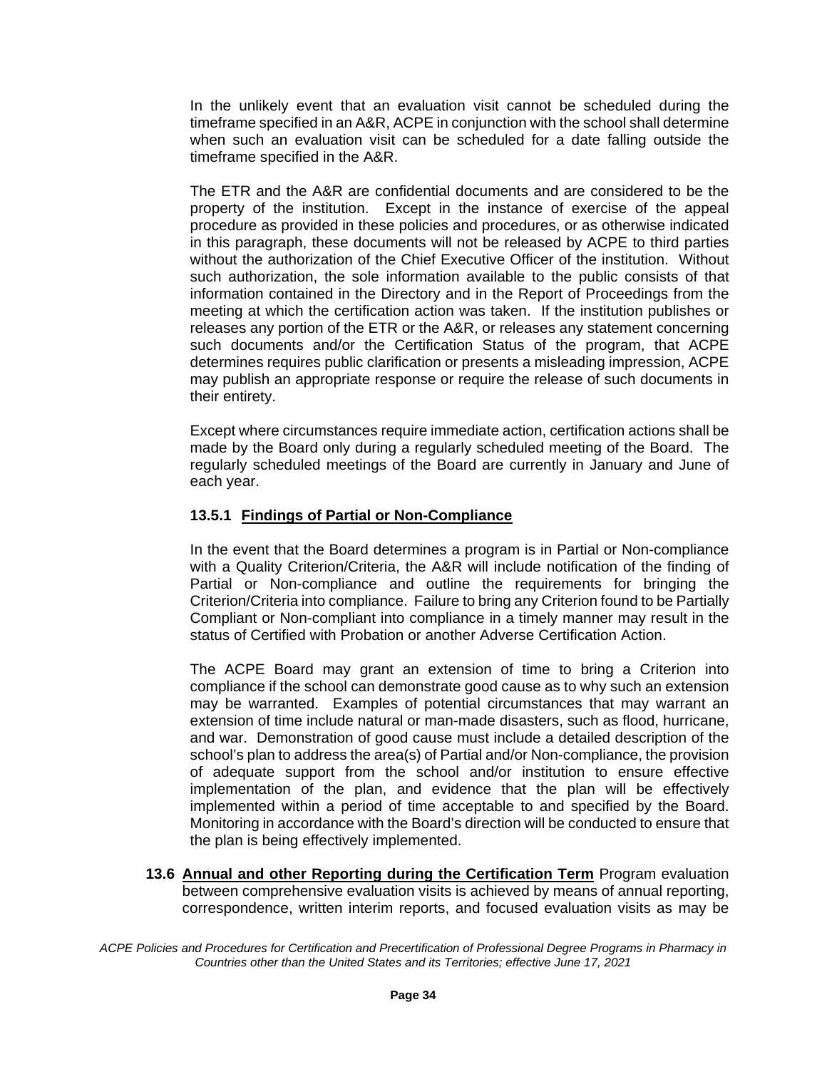In the unlikely event that an evaluation visit cannot be scheduled during the timeframe specified in an A&R, ACPE in conjunction with the school shall determine when such an evaluation visit can be scheduled for a date falling outside the timeframe specified in the A&R.

The ETR and the A&R are confidential documents and are considered to be the property of the institution. Except in the instance of exercise of the appeal procedure as provided in these policies and procedures, or as otherwise indicated in this paragraph, these documents will not be released by ACPE to third parties without the authorization of the Chief Executive Officer of the institution. Without such authorization, the sole information available to the public consists of that information contained in the Directory and in the Report of Proceedings from the meeting at which the certification action was taken. If the institution publishes or releases any portion of the ETR or the A&R, or releases any statement concerning such documents and/or the Certification Status of the program, that ACPE determines requires public clarification or presents a misleading impression, ACPE may publish an appropriate response or require the release of such documents in their entirety.

Except where circumstances require immediate action, certification actions shall be made by the Board only during a regularly scheduled meeting of the Board. The regularly scheduled meetings of the Board are currently in January and June of each year.

#### 13.5.1 Findings of Partial or Non-Compliance

In the event that the Board determines a program is in Partial or Non-compliance with a Quality Criterion/Criteria, the A&R will include notification of the finding of Partial or Non-compliance and outline the requirements for bringing the Criterion/Criteria into compliance. Failure to bring any Criterion found to be Partially Compliant or Non-compliant into compliance in a timely manner may result in the status of Certified with Probation or another Adverse Certification Action.

The ACPE Board may grant an extension of time to bring a Criterion into compliance if the school can demonstrate good cause as to why such an extension may be warranted. Examples of potential circumstances that may warrant an extension of time include natural or man-made disasters, such as flood, hurricane, and war. Demonstration of good cause must include a detailed description of the school's plan to address the area(s) of Partial and/or Non-compliance, the provision of adequate support from the school and/or institution to ensure effective implementation of the plan, and evidence that the plan will be effectively implemented within a period of time acceptable to and specified by the Board. Monitoring in accordance with the Board's direction will be conducted to ensure that the plan is being effectively implemented.

**13.6 Annual and other Reporting during the Certification Term** Program evaluation between comprehensive evaluation visits is achieved by means of annual reporting, correspondence, written interim reports, and focused evaluation visits as may be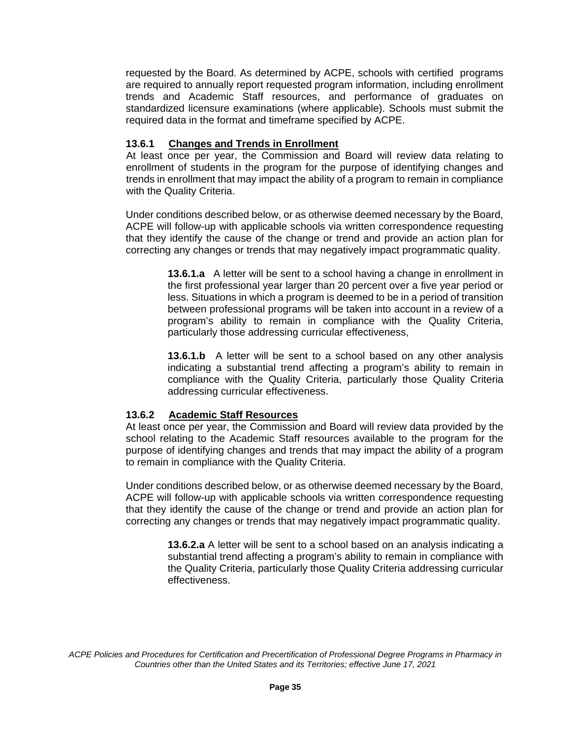requested by the Board. As determined by ACPE, schools with certified programs are required to annually report requested program information, including enrollment trends and Academic Staff resources, and performance of graduates on standardized licensure examinations (where applicable). Schools must submit the required data in the format and timeframe specified by ACPE.

### 13.6.1 <u>Changes and Trends in Enrollment</u>

At least once per year, the Commission and Board will review data relating to enrollment of students in the program for the purpose of identifying changes and trends in enrollment that may impact the ability of a program to remain in compliance with the Quality Criteria.

Under conditions described below, or as otherwise deemed necessary by the Board, ACPE will follow-up with applicable schools via written correspondence requesting that they identify the cause of the change or trend and provide an action plan for correcting any changes or trends that may negatively impact programmatic quality.

> **13.6.1.a** A letter will be sent to a school having a change in enrollment in the first professional year larger than 20 percent over a five year period or less. Situations in which a program is deemed to be in a period of transition between professional programs will be taken into account in a review of a program's ability to remain in compliance with the Quality Criteria, particularly those addressing curricular effectiveness,
>
> **13.6.1.b** A letter will be sent to a school based on any other analysis indicating a substantial trend affecting a program's ability to remain in compliance with the Quality Criteria, particularly those Quality Criteria addressing curricular effectiveness.

### 13.6.2 <u>Academic Staff Resources</u>

At least once per year, the Commission and Board will review data provided by the school relating to the Academic Staff resources available to the program for the purpose of identifying changes and trends that may impact the ability of a program to remain in compliance with the Quality Criteria.

Under conditions described below, or as otherwise deemed necessary by the Board, ACPE will follow-up with applicable schools via written correspondence requesting that they identify the cause of the change or trend and provide an action plan for correcting any changes or trends that may negatively impact programmatic quality.

> **13.6.2.a** A letter will be sent to a school based on an analysis indicating a substantial trend affecting a program's ability to remain in compliance with the Quality Criteria, particularly those Quality Criteria addressing curricular effectiveness.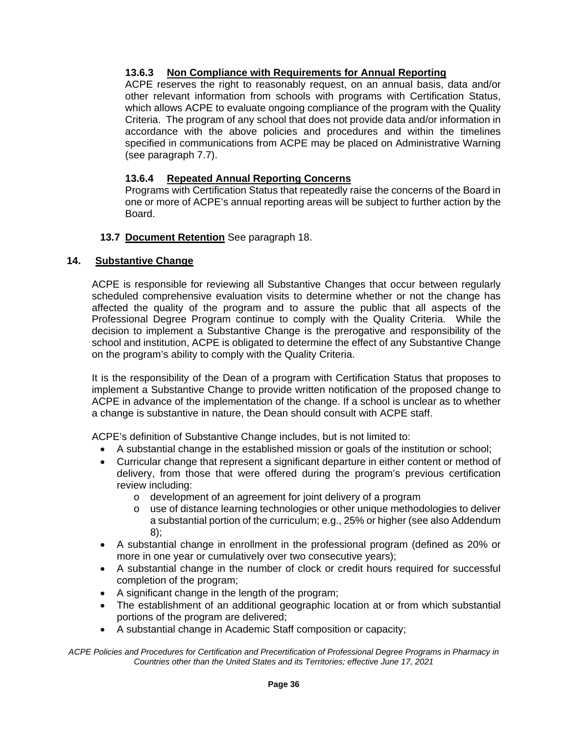#### 13.6.3 Non Compliance with Requirements for Annual Reporting

ACPE reserves the right to reasonably request, on an annual basis, data and/or other relevant information from schools with programs with Certification Status, which allows ACPE to evaluate ongoing compliance of the program with the Quality Criteria. The program of any school that does not provide data and/or information in accordance with the above policies and procedures and within the timelines specified in communications from ACPE may be placed on Administrative Warning (see paragraph 7.7).

#### 13.6.4 Repeated Annual Reporting Concerns

Programs with Certification Status that repeatedly raise the concerns of the Board in one or more of ACPE's annual reporting areas will be subject to further action by the Board.

### 13.7 Document Retention

See paragraph 18.

## 14. Substantive Change

ACPE is responsible for reviewing all Substantive Changes that occur between regularly scheduled comprehensive evaluation visits to determine whether or not the change has affected the quality of the program and to assure the public that all aspects of the Professional Degree Program continue to comply with the Quality Criteria. While the decision to implement a Substantive Change is the prerogative and responsibility of the school and institution, ACPE is obligated to determine the effect of any Substantive Change on the program's ability to comply with the Quality Criteria.

It is the responsibility of the Dean of a program with Certification Status that proposes to implement a Substantive Change to provide written notification of the proposed change to ACPE in advance of the implementation of the change. If a school is unclear as to whether a change is substantive in nature, the Dean should consult with ACPE staff.

ACPE's definition of Substantive Change includes, but is not limited to:

- A substantial change in the established mission or goals of the institution or school;
- Curricular change that represent a significant departure in either content or method of delivery, from those that were offered during the program's previous certification review including:
  - development of an agreement for joint delivery of a program
  - use of distance learning technologies or other unique methodologies to deliver a substantial portion of the curriculum; e.g., 25% or higher (see also Addendum 8);
- A substantial change in enrollment in the professional program (defined as 20% or more in one year or cumulatively over two consecutive years);
- A substantial change in the number of clock or credit hours required for successful completion of the program;
- A significant change in the length of the program;
- The establishment of an additional geographic location at or from which substantial portions of the program are delivered;
- A substantial change in Academic Staff composition or capacity;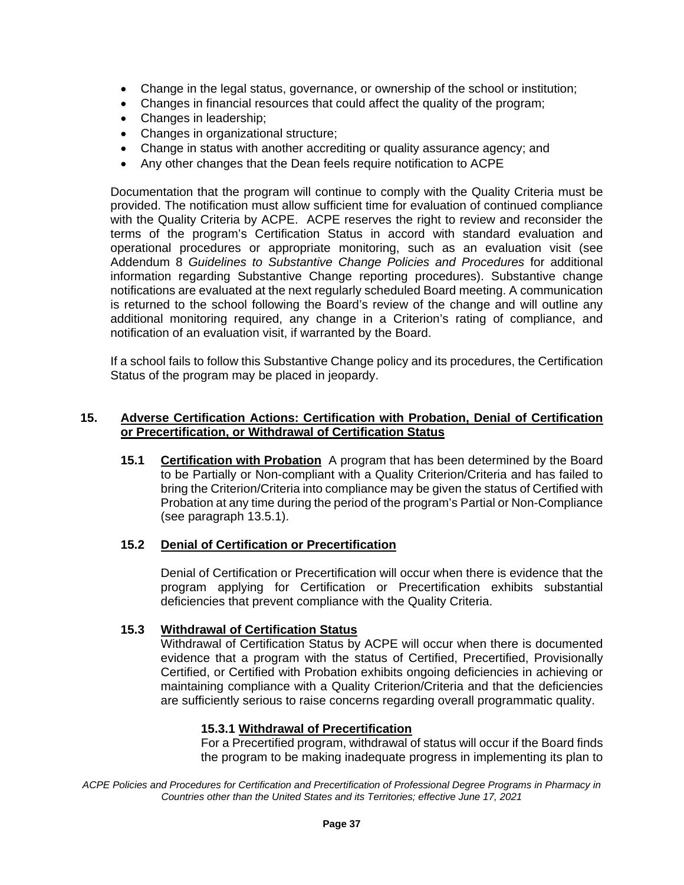- Change in the legal status, governance, or ownership of the school or institution;
- Changes in financial resources that could affect the quality of the program;
- Changes in leadership;
- Changes in organizational structure;
- Change in status with another accrediting or quality assurance agency; and
- Any other changes that the Dean feels require notification to ACPE

Documentation that the program will continue to comply with the Quality Criteria must be provided. The notification must allow sufficient time for evaluation of continued compliance with the Quality Criteria by ACPE. ACPE reserves the right to review and reconsider the terms of the program's Certification Status in accord with standard evaluation and operational procedures or appropriate monitoring, such as an evaluation visit (see Addendum 8 *Guidelines to Substantive Change Policies and Procedures* for additional information regarding Substantive Change reporting procedures). Substantive change notifications are evaluated at the next regularly scheduled Board meeting. A communication is returned to the school following the Board's review of the change and will outline any additional monitoring required, any change in a Criterion's rating of compliance, and notification of an evaluation visit, if warranted by the Board.

If a school fails to follow this Substantive Change policy and its procedures, the Certification Status of the program may be placed in jeopardy.

## 15. Adverse Certification Actions: Certification with Probation, Denial of Certification or Precertification, or Withdrawal of Certification Status

**15.1 Certification with Probation** A program that has been determined by the Board to be Partially or Non-compliant with a Quality Criterion/Criteria and has failed to bring the Criterion/Criteria into compliance may be given the status of Certified with Probation at any time during the period of the program's Partial or Non-Compliance (see paragraph 13.5.1).

### 15.2 Denial of Certification or Precertification

Denial of Certification or Precertification will occur when there is evidence that the program applying for Certification or Precertification exhibits substantial deficiencies that prevent compliance with the Quality Criteria.

### 15.3 Withdrawal of Certification Status

Withdrawal of Certification Status by ACPE will occur when there is documented evidence that a program with the status of Certified, Precertified, Provisionally Certified, or Certified with Probation exhibits ongoing deficiencies in achieving or maintaining compliance with a Quality Criterion/Criteria and that the deficiencies are sufficiently serious to raise concerns regarding overall programmatic quality.

#### 15.3.1 Withdrawal of Precertification

For a Precertified program, withdrawal of status will occur if the Board finds the program to be making inadequate progress in implementing its plan to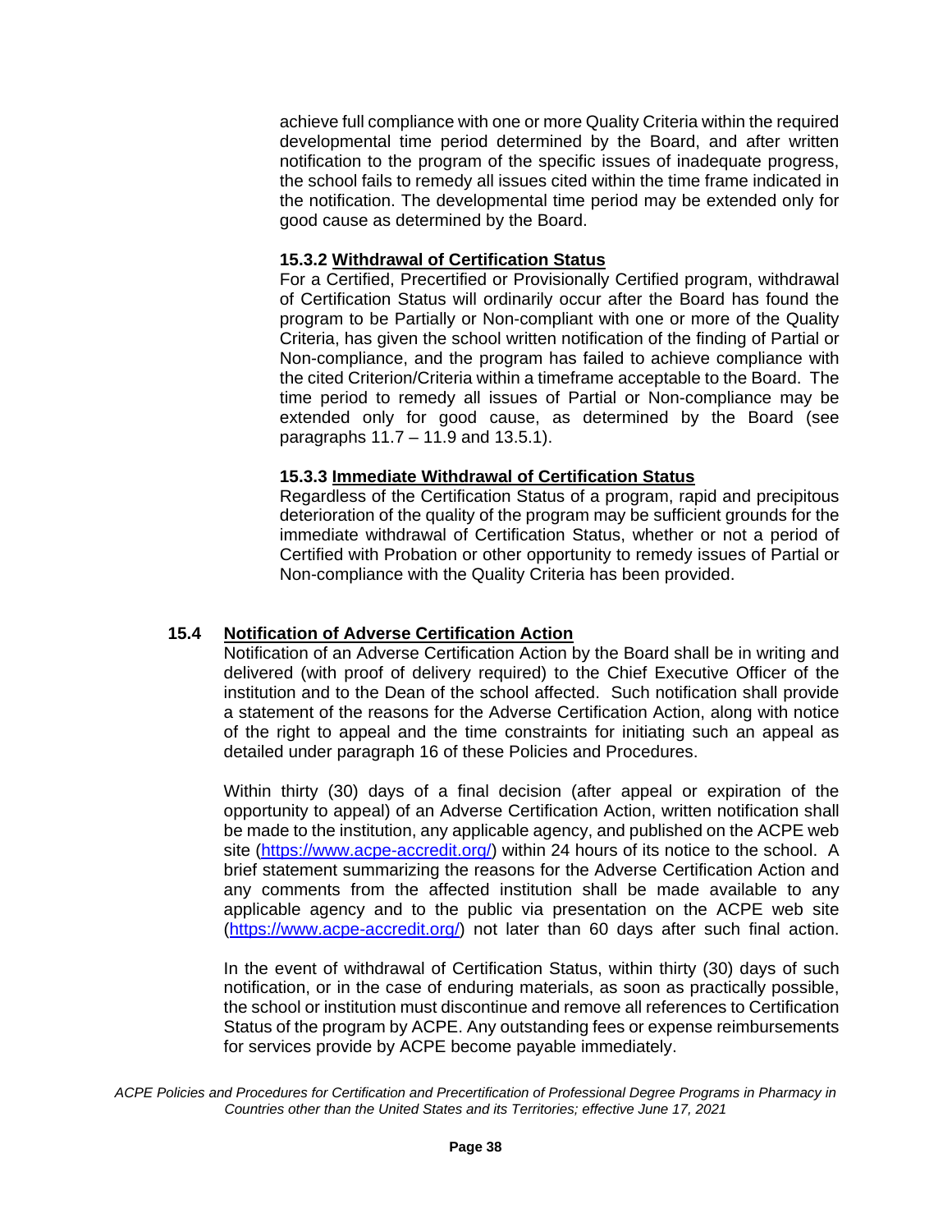achieve full compliance with one or more Quality Criteria within the required developmental time period determined by the Board, and after written notification to the program of the specific issues of inadequate progress, the school fails to remedy all issues cited within the time frame indicated in the notification. The developmental time period may be extended only for good cause as determined by the Board.

#### 15.3.2 Withdrawal of Certification Status

For a Certified, Precertified or Provisionally Certified program, withdrawal of Certification Status will ordinarily occur after the Board has found the program to be Partially or Non-compliant with one or more of the Quality Criteria, has given the school written notification of the finding of Partial or Non-compliance, and the program has failed to achieve compliance with the cited Criterion/Criteria within a timeframe acceptable to the Board. The time period to remedy all issues of Partial or Non-compliance may be extended only for good cause, as determined by the Board (see paragraphs 11.7 – 11.9 and 13.5.1).

#### 15.3.3 Immediate Withdrawal of Certification Status

Regardless of the Certification Status of a program, rapid and precipitous deterioration of the quality of the program may be sufficient grounds for the immediate withdrawal of Certification Status, whether or not a period of Certified with Probation or other opportunity to remedy issues of Partial or Non-compliance with the Quality Criteria has been provided.

### 15.4 Notification of Adverse Certification Action

Notification of an Adverse Certification Action by the Board shall be in writing and delivered (with proof of delivery required) to the Chief Executive Officer of the institution and to the Dean of the school affected. Such notification shall provide a statement of the reasons for the Adverse Certification Action, along with notice of the right to appeal and the time constraints for initiating such an appeal as detailed under paragraph 16 of these Policies and Procedures.

Within thirty (30) days of a final decision (after appeal or expiration of the opportunity to appeal) of an Adverse Certification Action, written notification shall be made to the institution, any applicable agency, and published on the ACPE web site (https://www.acpe-accredit.org/) within 24 hours of its notice to the school. A brief statement summarizing the reasons for the Adverse Certification Action and any comments from the affected institution shall be made available to any applicable agency and to the public via presentation on the ACPE web site (https://www.acpe-accredit.org/) not later than 60 days after such final action.

In the event of withdrawal of Certification Status, within thirty (30) days of such notification, or in the case of enduring materials, as soon as practically possible, the school or institution must discontinue and remove all references to Certification Status of the program by ACPE. Any outstanding fees or expense reimbursements for services provide by ACPE become payable immediately.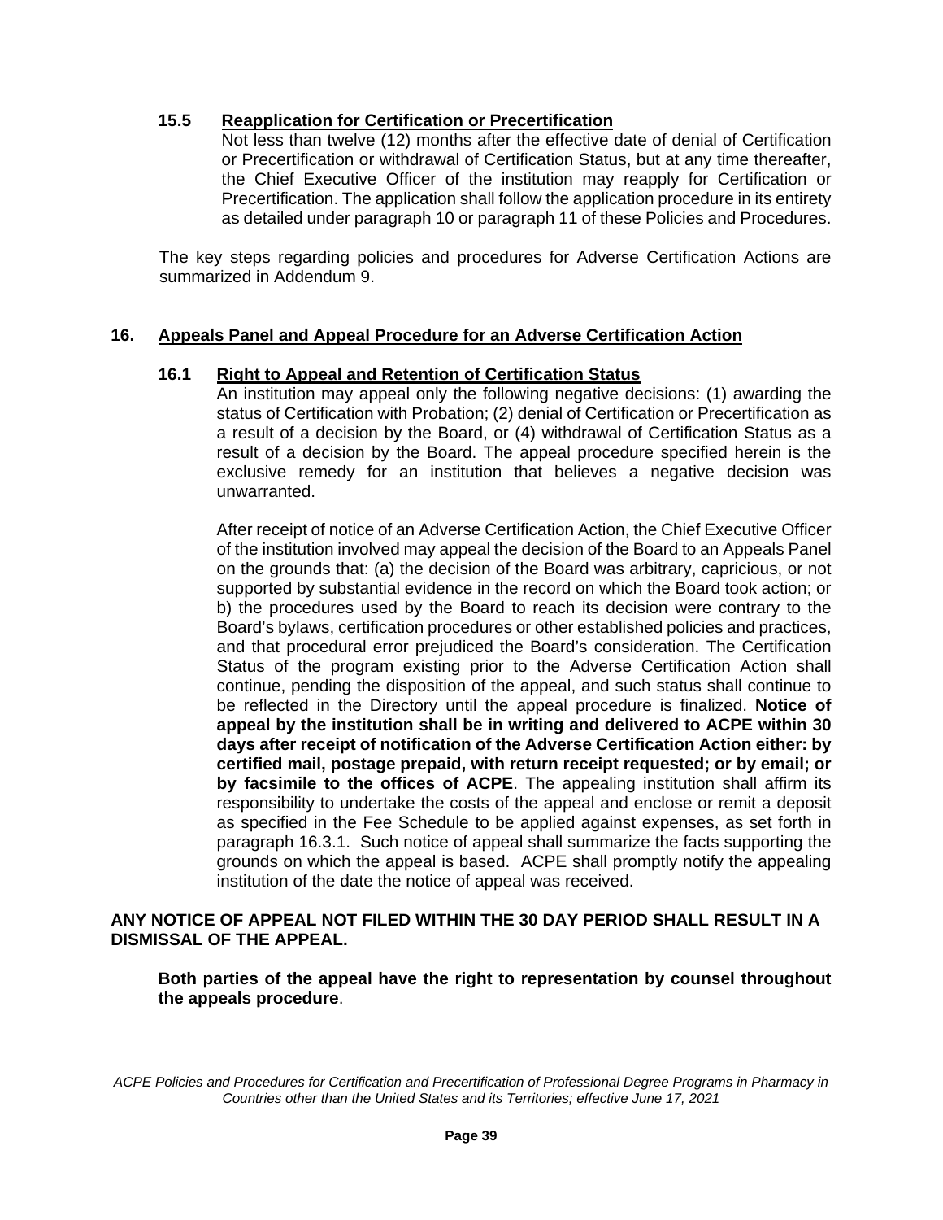### 15.5 Reapplication for Certification or Precertification

Not less than twelve (12) months after the effective date of denial of Certification or Precertification or withdrawal of Certification Status, but at any time thereafter, the Chief Executive Officer of the institution may reapply for Certification or Precertification. The application shall follow the application procedure in its entirety as detailed under paragraph 10 or paragraph 11 of these Policies and Procedures.

The key steps regarding policies and procedures for Adverse Certification Actions are summarized in Addendum 9.

## 16. Appeals Panel and Appeal Procedure for an Adverse Certification Action

### 16.1 Right to Appeal and Retention of Certification Status

An institution may appeal only the following negative decisions: (1) awarding the status of Certification with Probation; (2) denial of Certification or Precertification as a result of a decision by the Board, or (4) withdrawal of Certification Status as a result of a decision by the Board. The appeal procedure specified herein is the exclusive remedy for an institution that believes a negative decision was unwarranted.

After receipt of notice of an Adverse Certification Action, the Chief Executive Officer of the institution involved may appeal the decision of the Board to an Appeals Panel on the grounds that: (a) the decision of the Board was arbitrary, capricious, or not supported by substantial evidence in the record on which the Board took action; or b) the procedures used by the Board to reach its decision were contrary to the Board's bylaws, certification procedures or other established policies and practices, and that procedural error prejudiced the Board's consideration. The Certification Status of the program existing prior to the Adverse Certification Action shall continue, pending the disposition of the appeal, and such status shall continue to be reflected in the Directory until the appeal procedure is finalized. **Notice of appeal by the institution shall be in writing and delivered to ACPE within 30 days after receipt of notification of the Adverse Certification Action either: by certified mail, postage prepaid, with return receipt requested; or by email; or by facsimile to the offices of ACPE**. The appealing institution shall affirm its responsibility to undertake the costs of the appeal and enclose or remit a deposit as specified in the Fee Schedule to be applied against expenses, as set forth in paragraph 16.3.1. Such notice of appeal shall summarize the facts supporting the grounds on which the appeal is based. ACPE shall promptly notify the appealing institution of the date the notice of appeal was received.

**ANY NOTICE OF APPEAL NOT FILED WITHIN THE 30 DAY PERIOD SHALL RESULT IN A DISMISSAL OF THE APPEAL.**

**Both parties of the appeal have the right to representation by counsel throughout the appeals procedure**.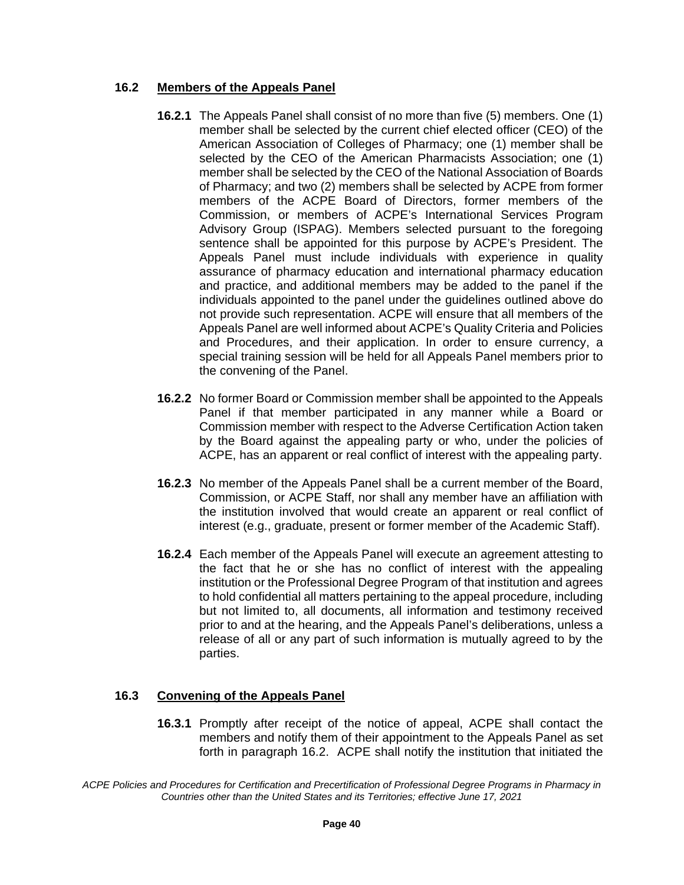### 16.2 Members of the Appeals Panel

**16.2.1** The Appeals Panel shall consist of no more than five (5) members. One (1) member shall be selected by the current chief elected officer (CEO) of the American Association of Colleges of Pharmacy; one (1) member shall be selected by the CEO of the American Pharmacists Association; one (1) member shall be selected by the CEO of the National Association of Boards of Pharmacy; and two (2) members shall be selected by ACPE from former members of the ACPE Board of Directors, former members of the Commission, or members of ACPE's International Services Program Advisory Group (ISPAG). Members selected pursuant to the foregoing sentence shall be appointed for this purpose by ACPE's President. The Appeals Panel must include individuals with experience in quality assurance of pharmacy education and international pharmacy education and practice, and additional members may be added to the panel if the individuals appointed to the panel under the guidelines outlined above do not provide such representation. ACPE will ensure that all members of the Appeals Panel are well informed about ACPE's Quality Criteria and Policies and Procedures, and their application. In order to ensure currency, a special training session will be held for all Appeals Panel members prior to the convening of the Panel.

**16.2.2** No former Board or Commission member shall be appointed to the Appeals Panel if that member participated in any manner while a Board or Commission member with respect to the Adverse Certification Action taken by the Board against the appealing party or who, under the policies of ACPE, has an apparent or real conflict of interest with the appealing party.

**16.2.3** No member of the Appeals Panel shall be a current member of the Board, Commission, or ACPE Staff, nor shall any member have an affiliation with the institution involved that would create an apparent or real conflict of interest (e.g., graduate, present or former member of the Academic Staff).

**16.2.4** Each member of the Appeals Panel will execute an agreement attesting to the fact that he or she has no conflict of interest with the appealing institution or the Professional Degree Program of that institution and agrees to hold confidential all matters pertaining to the appeal procedure, including but not limited to, all documents, all information and testimony received prior to and at the hearing, and the Appeals Panel's deliberations, unless a release of all or any part of such information is mutually agreed to by the parties.

### 16.3 Convening of the Appeals Panel

**16.3.1** Promptly after receipt of the notice of appeal, ACPE shall contact the members and notify them of their appointment to the Appeals Panel as set forth in paragraph 16.2. ACPE shall notify the institution that initiated the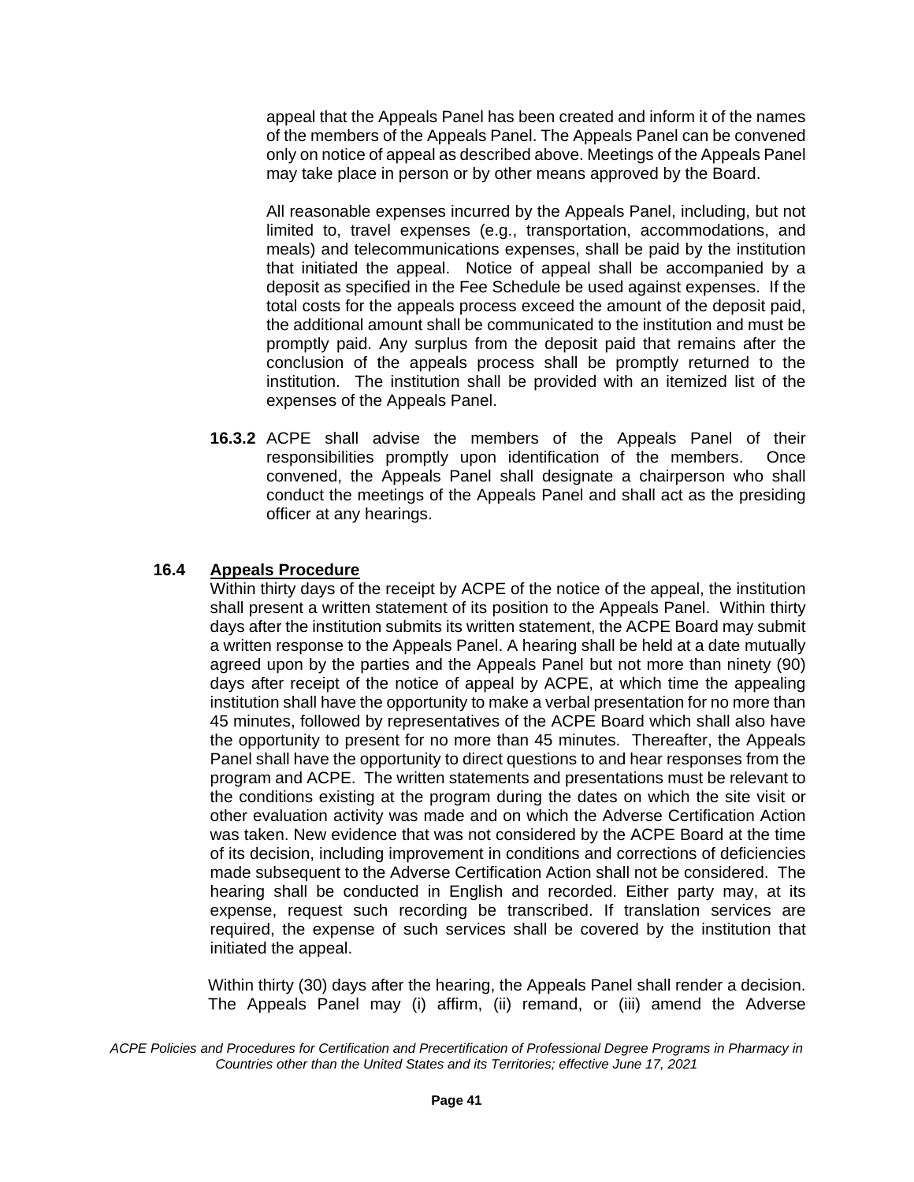appeal that the Appeals Panel has been created and inform it of the names of the members of the Appeals Panel. The Appeals Panel can be convened only on notice of appeal as described above. Meetings of the Appeals Panel may take place in person or by other means approved by the Board.

All reasonable expenses incurred by the Appeals Panel, including, but not limited to, travel expenses (e.g., transportation, accommodations, and meals) and telecommunications expenses, shall be paid by the institution that initiated the appeal. Notice of appeal shall be accompanied by a deposit as specified in the Fee Schedule be used against expenses. If the total costs for the appeals process exceed the amount of the deposit paid, the additional amount shall be communicated to the institution and must be promptly paid. Any surplus from the deposit paid that remains after the conclusion of the appeals process shall be promptly returned to the institution. The institution shall be provided with an itemized list of the expenses of the Appeals Panel.

**16.3.2** ACPE shall advise the members of the Appeals Panel of their responsibilities promptly upon identification of the members. Once convened, the Appeals Panel shall designate a chairperson who shall conduct the meetings of the Appeals Panel and shall act as the presiding officer at any hearings.

### 16.4 Appeals Procedure

Within thirty days of the receipt by ACPE of the notice of the appeal, the institution shall present a written statement of its position to the Appeals Panel. Within thirty days after the institution submits its written statement, the ACPE Board may submit a written response to the Appeals Panel. A hearing shall be held at a date mutually agreed upon by the parties and the Appeals Panel but not more than ninety (90) days after receipt of the notice of appeal by ACPE, at which time the appealing institution shall have the opportunity to make a verbal presentation for no more than 45 minutes, followed by representatives of the ACPE Board which shall also have the opportunity to present for no more than 45 minutes. Thereafter, the Appeals Panel shall have the opportunity to direct questions to and hear responses from the program and ACPE. The written statements and presentations must be relevant to the conditions existing at the program during the dates on which the site visit or other evaluation activity was made and on which the Adverse Certification Action was taken. New evidence that was not considered by the ACPE Board at the time of its decision, including improvement in conditions and corrections of deficiencies made subsequent to the Adverse Certification Action shall not be considered. The hearing shall be conducted in English and recorded. Either party may, at its expense, request such recording be transcribed. If translation services are required, the expense of such services shall be covered by the institution that initiated the appeal.

Within thirty (30) days after the hearing, the Appeals Panel shall render a decision. The Appeals Panel may (i) affirm, (ii) remand, or (iii) amend the Adverse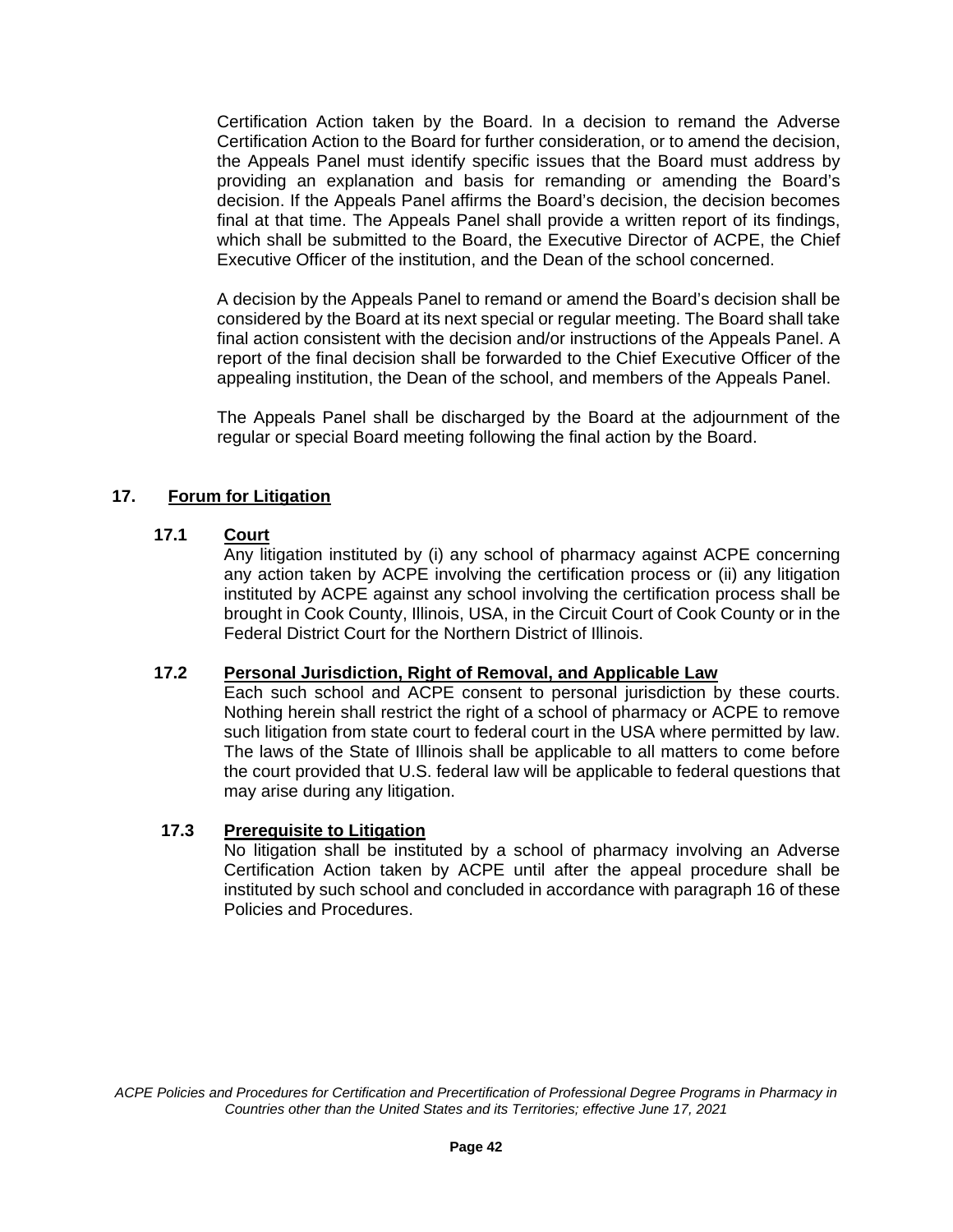Certification Action taken by the Board. In a decision to remand the Adverse Certification Action to the Board for further consideration, or to amend the decision, the Appeals Panel must identify specific issues that the Board must address by providing an explanation and basis for remanding or amending the Board's decision. If the Appeals Panel affirms the Board's decision, the decision becomes final at that time. The Appeals Panel shall provide a written report of its findings, which shall be submitted to the Board, the Executive Director of ACPE, the Chief Executive Officer of the institution, and the Dean of the school concerned.

A decision by the Appeals Panel to remand or amend the Board's decision shall be considered by the Board at its next special or regular meeting. The Board shall take final action consistent with the decision and/or instructions of the Appeals Panel. A report of the final decision shall be forwarded to the Chief Executive Officer of the appealing institution, the Dean of the school, and members of the Appeals Panel.

The Appeals Panel shall be discharged by the Board at the adjournment of the regular or special Board meeting following the final action by the Board.

## 17. Forum for Litigation

### 17.1 Court

Any litigation instituted by (i) any school of pharmacy against ACPE concerning any action taken by ACPE involving the certification process or (ii) any litigation instituted by ACPE against any school involving the certification process shall be brought in Cook County, Illinois, USA, in the Circuit Court of Cook County or in the Federal District Court for the Northern District of Illinois.

### 17.2 Personal Jurisdiction, Right of Removal, and Applicable Law

Each such school and ACPE consent to personal jurisdiction by these courts. Nothing herein shall restrict the right of a school of pharmacy or ACPE to remove such litigation from state court to federal court in the USA where permitted by law. The laws of the State of Illinois shall be applicable to all matters to come before the court provided that U.S. federal law will be applicable to federal questions that may arise during any litigation.

### 17.3 Prerequisite to Litigation

No litigation shall be instituted by a school of pharmacy involving an Adverse Certification Action taken by ACPE until after the appeal procedure shall be instituted by such school and concluded in accordance with paragraph 16 of these Policies and Procedures.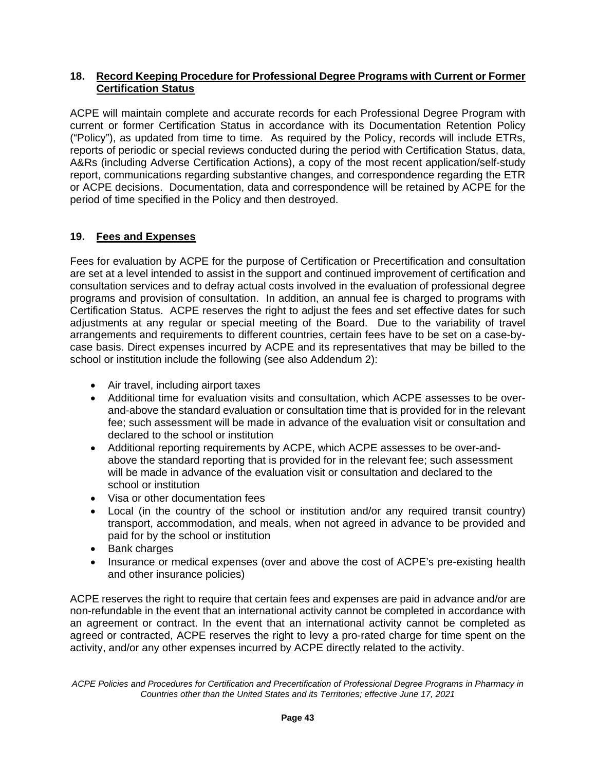## 18. Record Keeping Procedure for Professional Degree Programs with Current or Former Certification Status

ACPE will maintain complete and accurate records for each Professional Degree Program with current or former Certification Status in accordance with its Documentation Retention Policy ("Policy"), as updated from time to time. As required by the Policy, records will include ETRs, reports of periodic or special reviews conducted during the period with Certification Status, data, A&Rs (including Adverse Certification Actions), a copy of the most recent application/self-study report, communications regarding substantive changes, and correspondence regarding the ETR or ACPE decisions. Documentation, data and correspondence will be retained by ACPE for the period of time specified in the Policy and then destroyed.

## 19. Fees and Expenses

Fees for evaluation by ACPE for the purpose of Certification or Precertification and consultation are set at a level intended to assist in the support and continued improvement of certification and consultation services and to defray actual costs involved in the evaluation of professional degree programs and provision of consultation. In addition, an annual fee is charged to programs with Certification Status. ACPE reserves the right to adjust the fees and set effective dates for such adjustments at any regular or special meeting of the Board. Due to the variability of travel arrangements and requirements to different countries, certain fees have to be set on a case-by-case basis. Direct expenses incurred by ACPE and its representatives that may be billed to the school or institution include the following (see also Addendum 2):

- Air travel, including airport taxes
- Additional time for evaluation visits and consultation, which ACPE assesses to be over-and-above the standard evaluation or consultation time that is provided for in the relevant fee; such assessment will be made in advance of the evaluation visit or consultation and declared to the school or institution
- Additional reporting requirements by ACPE, which ACPE assesses to be over-and-above the standard reporting that is provided for in the relevant fee; such assessment will be made in advance of the evaluation visit or consultation and declared to the school or institution
- Visa or other documentation fees
- Local (in the country of the school or institution and/or any required transit country) transport, accommodation, and meals, when not agreed in advance to be provided and paid for by the school or institution
- Bank charges
- Insurance or medical expenses (over and above the cost of ACPE's pre-existing health and other insurance policies)

ACPE reserves the right to require that certain fees and expenses are paid in advance and/or are non-refundable in the event that an international activity cannot be completed in accordance with an agreement or contract. In the event that an international activity cannot be completed as agreed or contracted, ACPE reserves the right to levy a pro-rated charge for time spent on the activity, and/or any other expenses incurred by ACPE directly related to the activity.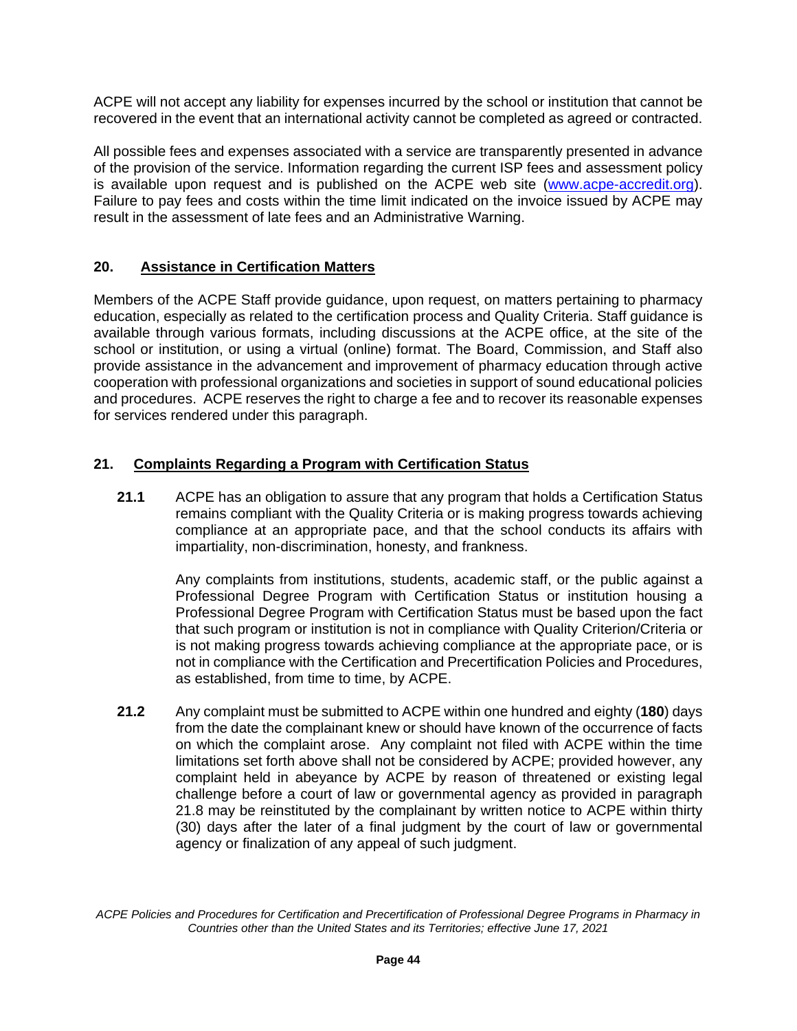ACPE will not accept any liability for expenses incurred by the school or institution that cannot be recovered in the event that an international activity cannot be completed as agreed or contracted.

All possible fees and expenses associated with a service are transparently presented in advance of the provision of the service. Information regarding the current ISP fees and assessment policy is available upon request and is published on the ACPE web site ([www.acpe-accredit.org](http://www.acpe-accredit.org)). Failure to pay fees and costs within the time limit indicated on the invoice issued by ACPE may result in the assessment of late fees and an Administrative Warning.

## 20. Assistance in Certification Matters

Members of the ACPE Staff provide guidance, upon request, on matters pertaining to pharmacy education, especially as related to the certification process and Quality Criteria. Staff guidance is available through various formats, including discussions at the ACPE office, at the site of the school or institution, or using a virtual (online) format. The Board, Commission, and Staff also provide assistance in the advancement and improvement of pharmacy education through active cooperation with professional organizations and societies in support of sound educational policies and procedures. ACPE reserves the right to charge a fee and to recover its reasonable expenses for services rendered under this paragraph.

## 21. Complaints Regarding a Program with Certification Status

**21.1** ACPE has an obligation to assure that any program that holds a Certification Status remains compliant with the Quality Criteria or is making progress towards achieving compliance at an appropriate pace, and that the school conducts its affairs with impartiality, non-discrimination, honesty, and frankness.

Any complaints from institutions, students, academic staff, or the public against a Professional Degree Program with Certification Status or institution housing a Professional Degree Program with Certification Status must be based upon the fact that such program or institution is not in compliance with Quality Criterion/Criteria or is not making progress towards achieving compliance at the appropriate pace, or is not in compliance with the Certification and Precertification Policies and Procedures, as established, from time to time, by ACPE.

**21.2** Any complaint must be submitted to ACPE within one hundred and eighty (**180**) days from the date the complainant knew or should have known of the occurrence of facts on which the complaint arose. Any complaint not filed with ACPE within the time limitations set forth above shall not be considered by ACPE; provided however, any complaint held in abeyance by ACPE by reason of threatened or existing legal challenge before a court of law or governmental agency as provided in paragraph 21.8 may be reinstituted by the complainant by written notice to ACPE within thirty (30) days after the later of a final judgment by the court of law or governmental agency or finalization of any appeal of such judgment.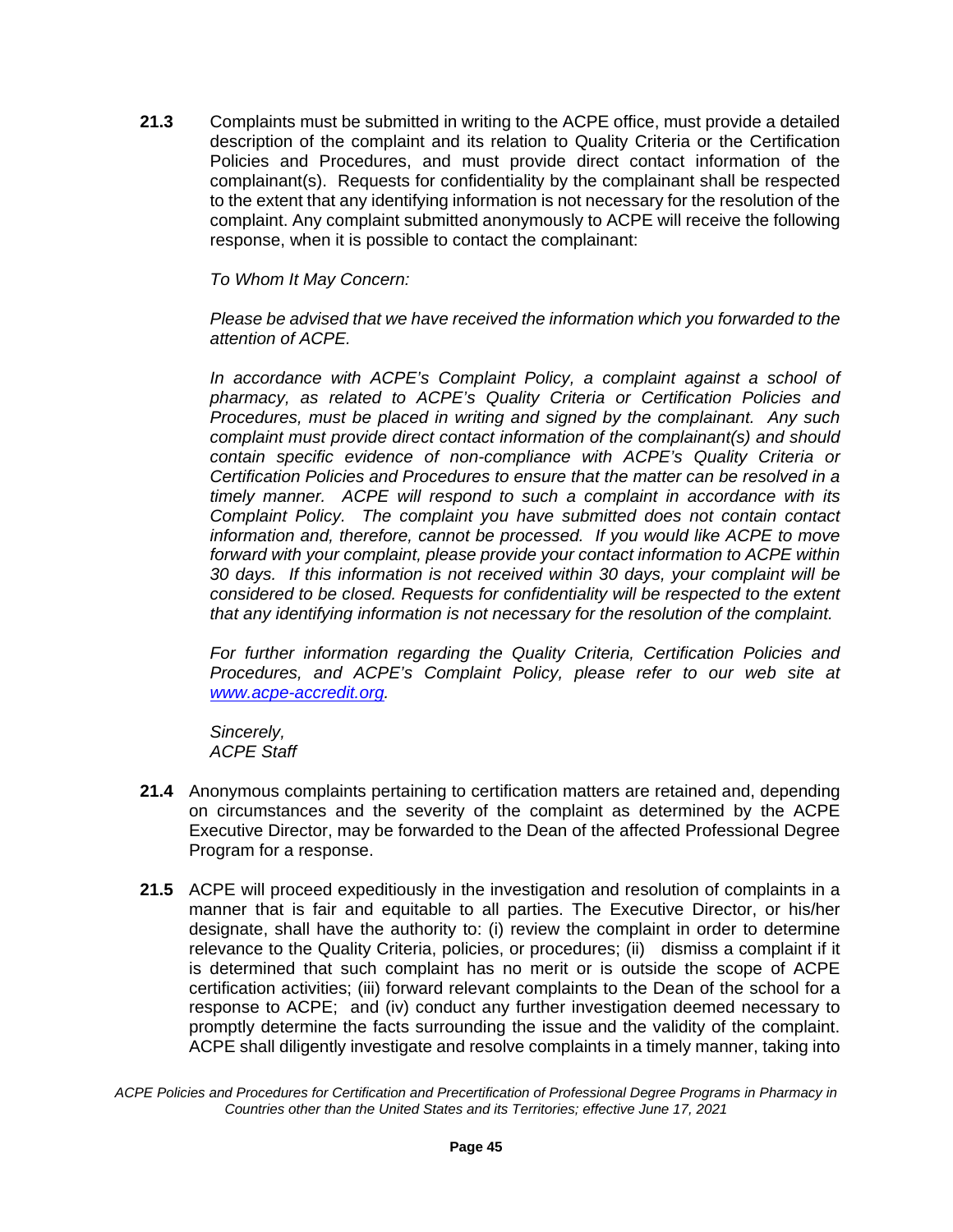**21.3** Complaints must be submitted in writing to the ACPE office, must provide a detailed description of the complaint and its relation to Quality Criteria or the Certification Policies and Procedures, and must provide direct contact information of the complainant(s). Requests for confidentiality by the complainant shall be respected to the extent that any identifying information is not necessary for the resolution of the complaint. Any complaint submitted anonymously to ACPE will receive the following response, when it is possible to contact the complainant:

*To Whom It May Concern:*

*Please be advised that we have received the information which you forwarded to the attention of ACPE.*

*In accordance with ACPE's Complaint Policy, a complaint against a school of pharmacy, as related to ACPE's Quality Criteria or Certification Policies and Procedures, must be placed in writing and signed by the complainant. Any such complaint must provide direct contact information of the complainant(s) and should contain specific evidence of non-compliance with ACPE's Quality Criteria or Certification Policies and Procedures to ensure that the matter can be resolved in a timely manner. ACPE will respond to such a complaint in accordance with its Complaint Policy. The complaint you have submitted does not contain contact information and, therefore, cannot be processed. If you would like ACPE to move forward with your complaint, please provide your contact information to ACPE within 30 days. If this information is not received within 30 days, your complaint will be considered to be closed. Requests for confidentiality will be respected to the extent that any identifying information is not necessary for the resolution of the complaint.*

*For further information regarding the Quality Criteria, Certification Policies and Procedures, and ACPE's Complaint Policy, please refer to our web site at [www.acpe-accredit.org](http://www.acpe-accredit.org).*

*Sincerely,*
*ACPE Staff*

**21.4** Anonymous complaints pertaining to certification matters are retained and, depending on circumstances and the severity of the complaint as determined by the ACPE Executive Director, may be forwarded to the Dean of the affected Professional Degree Program for a response.

**21.5** ACPE will proceed expeditiously in the investigation and resolution of complaints in a manner that is fair and equitable to all parties. The Executive Director, or his/her designate, shall have the authority to: (i) review the complaint in order to determine relevance to the Quality Criteria, policies, or procedures; (ii) dismiss a complaint if it is determined that such complaint has no merit or is outside the scope of ACPE certification activities; (iii) forward relevant complaints to the Dean of the school for a response to ACPE; and (iv) conduct any further investigation deemed necessary to promptly determine the facts surrounding the issue and the validity of the complaint. ACPE shall diligently investigate and resolve complaints in a timely manner, taking into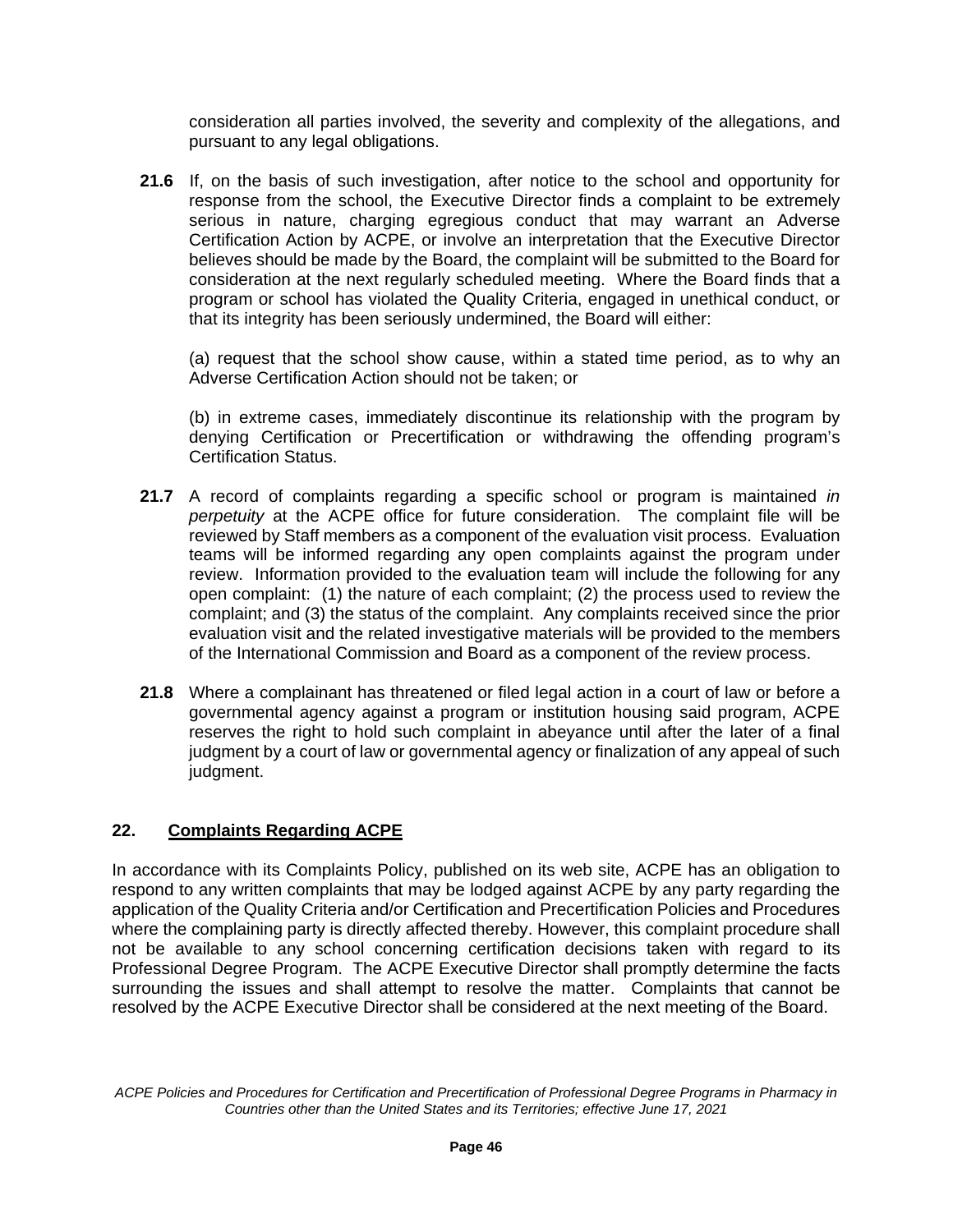consideration all parties involved, the severity and complexity of the allegations, and pursuant to any legal obligations.

**21.6** If, on the basis of such investigation, after notice to the school and opportunity for response from the school, the Executive Director finds a complaint to be extremely serious in nature, charging egregious conduct that may warrant an Adverse Certification Action by ACPE, or involve an interpretation that the Executive Director believes should be made by the Board, the complaint will be submitted to the Board for consideration at the next regularly scheduled meeting. Where the Board finds that a program or school has violated the Quality Criteria, engaged in unethical conduct, or that its integrity has been seriously undermined, the Board will either:

(a) request that the school show cause, within a stated time period, as to why an Adverse Certification Action should not be taken; or

(b) in extreme cases, immediately discontinue its relationship with the program by denying Certification or Precertification or withdrawing the offending program's Certification Status.

**21.7** A record of complaints regarding a specific school or program is maintained *in perpetuity* at the ACPE office for future consideration. The complaint file will be reviewed by Staff members as a component of the evaluation visit process. Evaluation teams will be informed regarding any open complaints against the program under review. Information provided to the evaluation team will include the following for any open complaint: (1) the nature of each complaint; (2) the process used to review the complaint; and (3) the status of the complaint. Any complaints received since the prior evaluation visit and the related investigative materials will be provided to the members of the International Commission and Board as a component of the review process.

**21.8** Where a complainant has threatened or filed legal action in a court of law or before a governmental agency against a program or institution housing said program, ACPE reserves the right to hold such complaint in abeyance until after the later of a final judgment by a court of law or governmental agency or finalization of any appeal of such judgment.

## 22. Complaints Regarding ACPE

In accordance with its Complaints Policy, published on its web site, ACPE has an obligation to respond to any written complaints that may be lodged against ACPE by any party regarding the application of the Quality Criteria and/or Certification and Precertification Policies and Procedures where the complaining party is directly affected thereby. However, this complaint procedure shall not be available to any school concerning certification decisions taken with regard to its Professional Degree Program. The ACPE Executive Director shall promptly determine the facts surrounding the issues and shall attempt to resolve the matter. Complaints that cannot be resolved by the ACPE Executive Director shall be considered at the next meeting of the Board.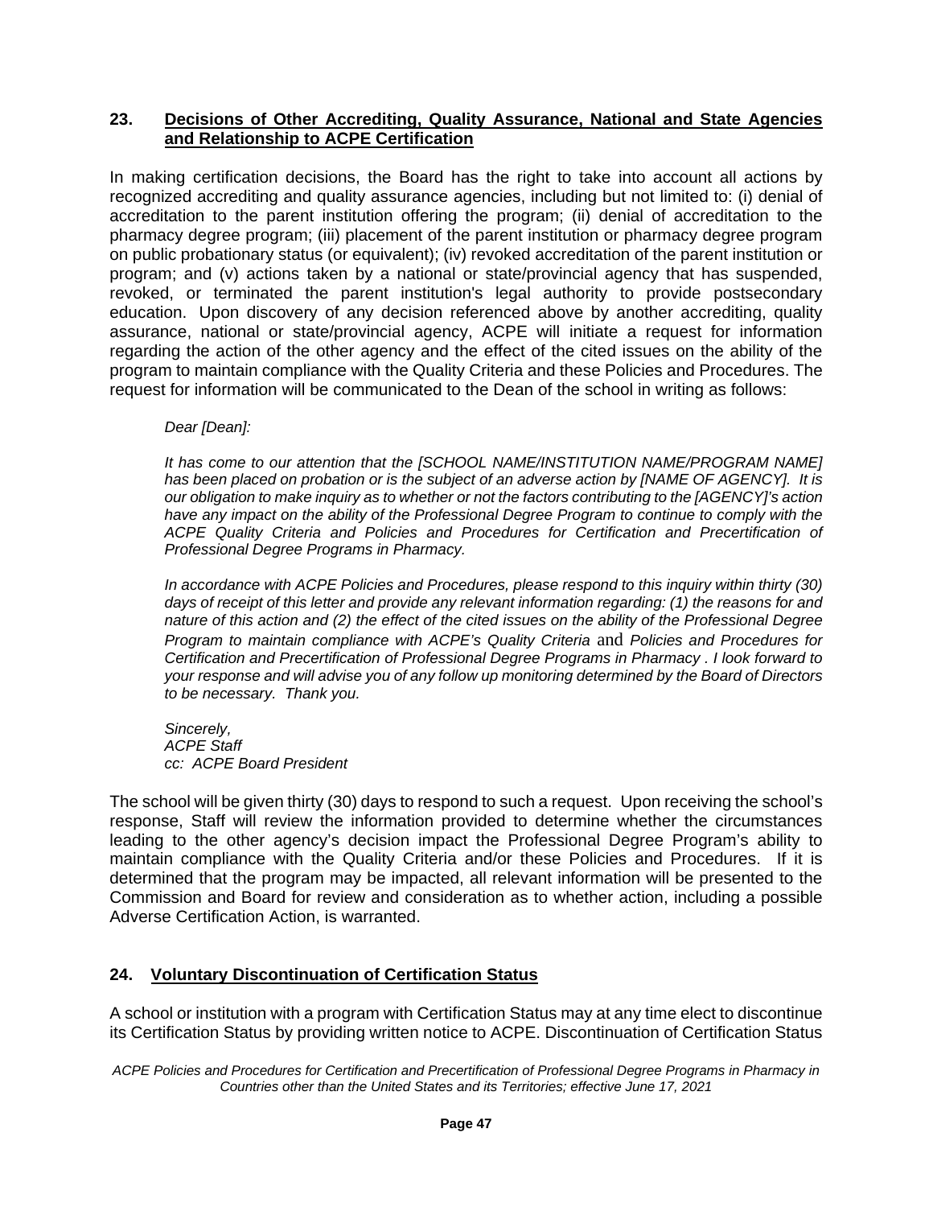## 23. Decisions of Other Accrediting, Quality Assurance, National and State Agencies and Relationship to ACPE Certification

In making certification decisions, the Board has the right to take into account all actions by recognized accrediting and quality assurance agencies, including but not limited to: (i) denial of accreditation to the parent institution offering the program; (ii) denial of accreditation to the pharmacy degree program; (iii) placement of the parent institution or pharmacy degree program on public probationary status (or equivalent); (iv) revoked accreditation of the parent institution or program; and (v) actions taken by a national or state/provincial agency that has suspended, revoked, or terminated the parent institution's legal authority to provide postsecondary education. Upon discovery of any decision referenced above by another accrediting, quality assurance, national or state/provincial agency, ACPE will initiate a request for information regarding the action of the other agency and the effect of the cited issues on the ability of the program to maintain compliance with the Quality Criteria and these Policies and Procedures. The request for information will be communicated to the Dean of the school in writing as follows:

> *Dear [Dean]:*
>
> *It has come to our attention that the [SCHOOL NAME/INSTITUTION NAME/PROGRAM NAME] has been placed on probation or is the subject of an adverse action by [NAME OF AGENCY]. It is our obligation to make inquiry as to whether or not the factors contributing to the [AGENCY]'s action have any impact on the ability of the Professional Degree Program to continue to comply with the ACPE Quality Criteria and Policies and Procedures for Certification and Precertification of Professional Degree Programs in Pharmacy.*
>
> *In accordance with ACPE Policies and Procedures, please respond to this inquiry within thirty (30) days of receipt of this letter and provide any relevant information regarding: (1) the reasons for and nature of this action and (2) the effect of the cited issues on the ability of the Professional Degree Program to maintain compliance with ACPE's Quality Criteria* and *Policies and Procedures for Certification and Precertification of Professional Degree Programs in Pharmacy . I look forward to your response and will advise you of any follow up monitoring determined by the Board of Directors to be necessary. Thank you.*
>
> *Sincerely,*
> *ACPE Staff*
> *cc: ACPE Board President*

The school will be given thirty (30) days to respond to such a request. Upon receiving the school's response, Staff will review the information provided to determine whether the circumstances leading to the other agency's decision impact the Professional Degree Program's ability to maintain compliance with the Quality Criteria and/or these Policies and Procedures. If it is determined that the program may be impacted, all relevant information will be presented to the Commission and Board for review and consideration as to whether action, including a possible Adverse Certification Action, is warranted.

## 24. Voluntary Discontinuation of Certification Status

A school or institution with a program with Certification Status may at any time elect to discontinue its Certification Status by providing written notice to ACPE. Discontinuation of Certification Status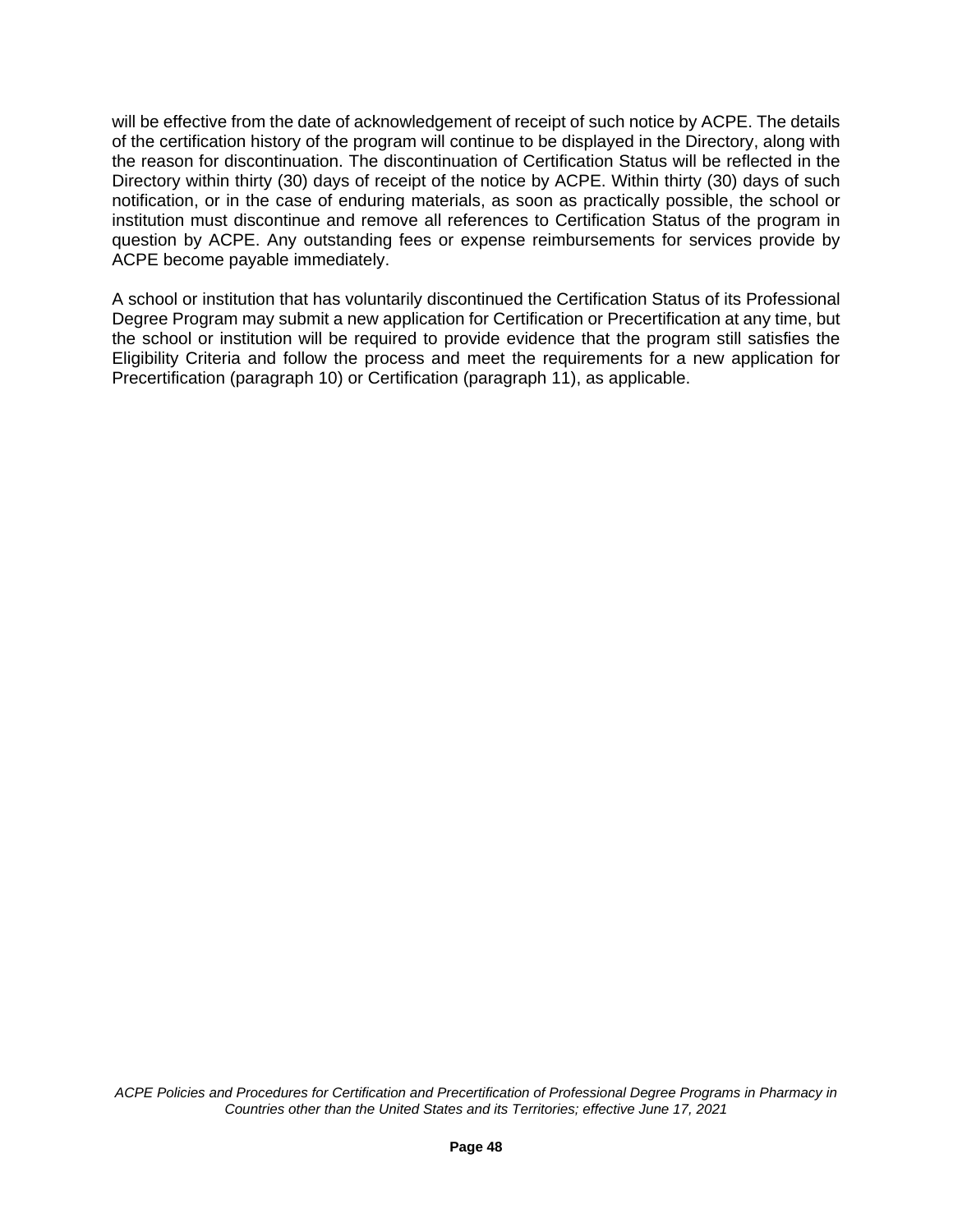will be effective from the date of acknowledgement of receipt of such notice by ACPE. The details of the certification history of the program will continue to be displayed in the Directory, along with the reason for discontinuation. The discontinuation of Certification Status will be reflected in the Directory within thirty (30) days of receipt of the notice by ACPE. Within thirty (30) days of such notification, or in the case of enduring materials, as soon as practically possible, the school or institution must discontinue and remove all references to Certification Status of the program in question by ACPE. Any outstanding fees or expense reimbursements for services provide by ACPE become payable immediately.

A school or institution that has voluntarily discontinued the Certification Status of its Professional Degree Program may submit a new application for Certification or Precertification at any time, but the school or institution will be required to provide evidence that the program still satisfies the Eligibility Criteria and follow the process and meet the requirements for a new application for Precertification (paragraph 10) or Certification (paragraph 11), as applicable.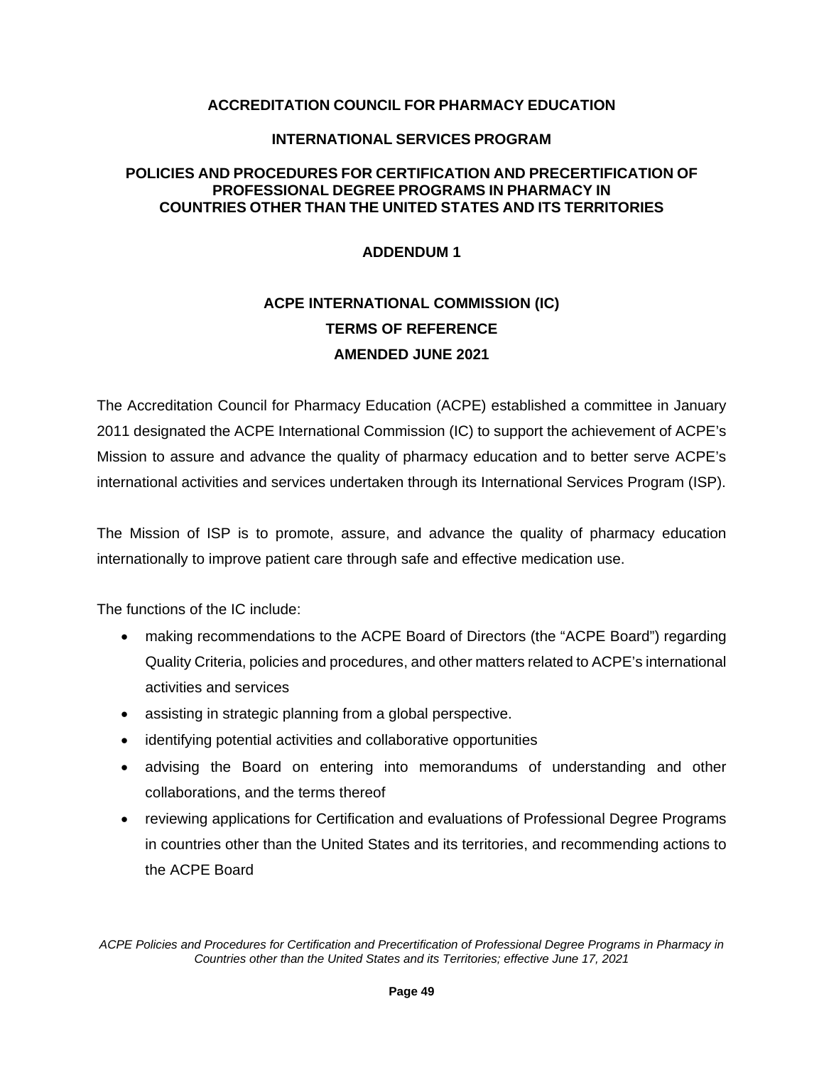**ACCREDITATION COUNCIL FOR PHARMACY EDUCATION**

**INTERNATIONAL SERVICES PROGRAM**

**POLICIES AND PROCEDURES FOR CERTIFICATION AND PRECERTIFICATION OF PROFESSIONAL DEGREE PROGRAMS IN PHARMACY IN COUNTRIES OTHER THAN THE UNITED STATES AND ITS TERRITORIES**

# ADDENDUM 1

## ACPE INTERNATIONAL COMMISSION (IC) TERMS OF REFERENCE AMENDED JUNE 2021

The Accreditation Council for Pharmacy Education (ACPE) established a committee in January 2011 designated the ACPE International Commission (IC) to support the achievement of ACPE's Mission to assure and advance the quality of pharmacy education and to better serve ACPE's international activities and services undertaken through its International Services Program (ISP).

The Mission of ISP is to promote, assure, and advance the quality of pharmacy education internationally to improve patient care through safe and effective medication use.

The functions of the IC include:

- making recommendations to the ACPE Board of Directors (the "ACPE Board") regarding Quality Criteria, policies and procedures, and other matters related to ACPE's international activities and services
- assisting in strategic planning from a global perspective.
- identifying potential activities and collaborative opportunities
- advising the Board on entering into memorandums of understanding and other collaborations, and the terms thereof
- reviewing applications for Certification and evaluations of Professional Degree Programs in countries other than the United States and its territories, and recommending actions to the ACPE Board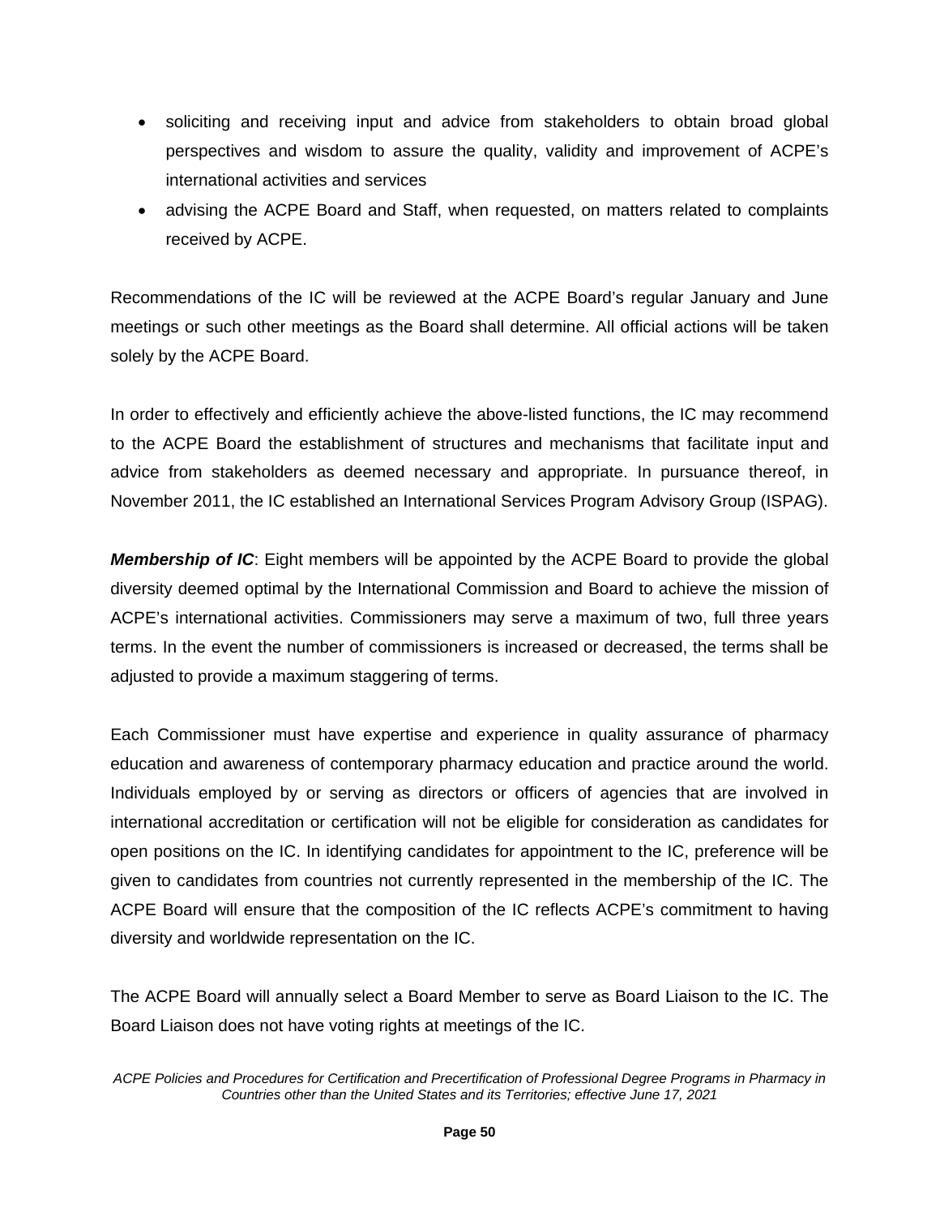- soliciting and receiving input and advice from stakeholders to obtain broad global perspectives and wisdom to assure the quality, validity and improvement of ACPE's international activities and services
- advising the ACPE Board and Staff, when requested, on matters related to complaints received by ACPE.

Recommendations of the IC will be reviewed at the ACPE Board's regular January and June meetings or such other meetings as the Board shall determine. All official actions will be taken solely by the ACPE Board.

In order to effectively and efficiently achieve the above-listed functions, the IC may recommend to the ACPE Board the establishment of structures and mechanisms that facilitate input and advice from stakeholders as deemed necessary and appropriate. In pursuance thereof, in November 2011, the IC established an International Services Program Advisory Group (ISPAG).

***Membership of IC***: Eight members will be appointed by the ACPE Board to provide the global diversity deemed optimal by the International Commission and Board to achieve the mission of ACPE's international activities. Commissioners may serve a maximum of two, full three years terms. In the event the number of commissioners is increased or decreased, the terms shall be adjusted to provide a maximum staggering of terms.

Each Commissioner must have expertise and experience in quality assurance of pharmacy education and awareness of contemporary pharmacy education and practice around the world. Individuals employed by or serving as directors or officers of agencies that are involved in international accreditation or certification will not be eligible for consideration as candidates for open positions on the IC. In identifying candidates for appointment to the IC, preference will be given to candidates from countries not currently represented in the membership of the IC. The ACPE Board will ensure that the composition of the IC reflects ACPE's commitment to having diversity and worldwide representation on the IC.

The ACPE Board will annually select a Board Member to serve as Board Liaison to the IC. The Board Liaison does not have voting rights at meetings of the IC.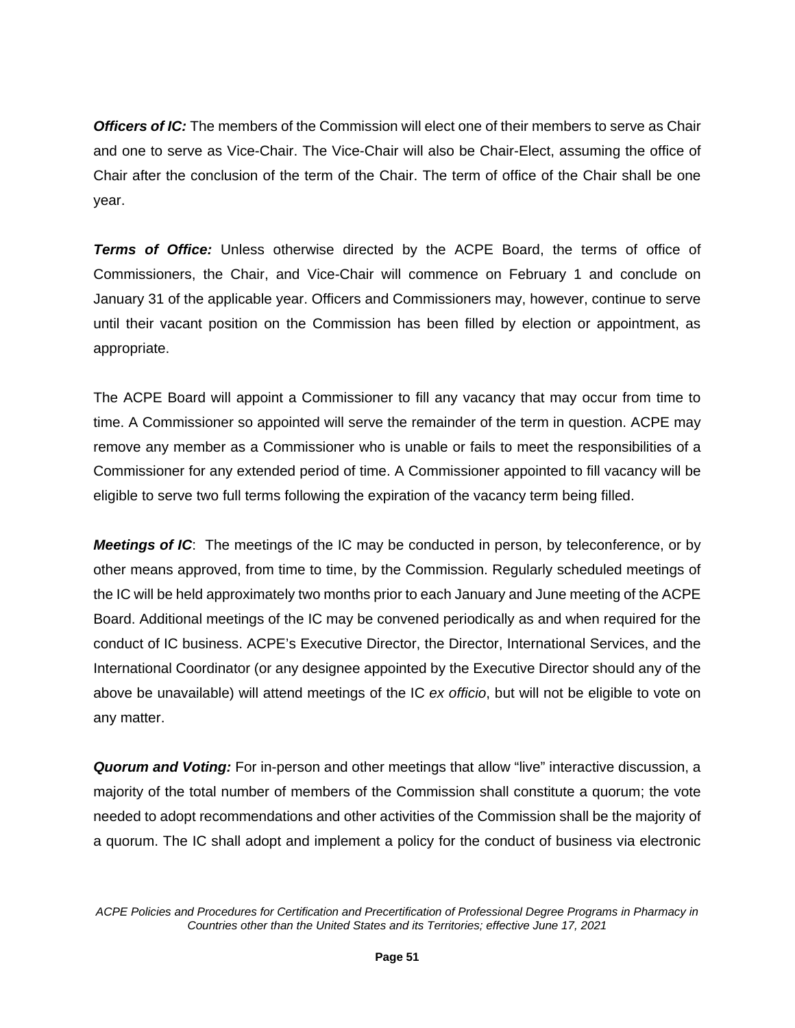***Officers of IC:*** The members of the Commission will elect one of their members to serve as Chair and one to serve as Vice-Chair. The Vice-Chair will also be Chair-Elect, assuming the office of Chair after the conclusion of the term of the Chair. The term of office of the Chair shall be one year.

***Terms of Office:*** Unless otherwise directed by the ACPE Board, the terms of office of Commissioners, the Chair, and Vice-Chair will commence on February 1 and conclude on January 31 of the applicable year. Officers and Commissioners may, however, continue to serve until their vacant position on the Commission has been filled by election or appointment, as appropriate.

The ACPE Board will appoint a Commissioner to fill any vacancy that may occur from time to time. A Commissioner so appointed will serve the remainder of the term in question. ACPE may remove any member as a Commissioner who is unable or fails to meet the responsibilities of a Commissioner for any extended period of time. A Commissioner appointed to fill vacancy will be eligible to serve two full terms following the expiration of the vacancy term being filled.

***Meetings of IC***: The meetings of the IC may be conducted in person, by teleconference, or by other means approved, from time to time, by the Commission. Regularly scheduled meetings of the IC will be held approximately two months prior to each January and June meeting of the ACPE Board. Additional meetings of the IC may be convened periodically as and when required for the conduct of IC business. ACPE's Executive Director, the Director, International Services, and the International Coordinator (or any designee appointed by the Executive Director should any of the above be unavailable) will attend meetings of the IC *ex officio*, but will not be eligible to vote on any matter.

***Quorum and Voting:*** For in-person and other meetings that allow "live" interactive discussion, a majority of the total number of members of the Commission shall constitute a quorum; the vote needed to adopt recommendations and other activities of the Commission shall be the majority of a quorum. The IC shall adopt and implement a policy for the conduct of business via electronic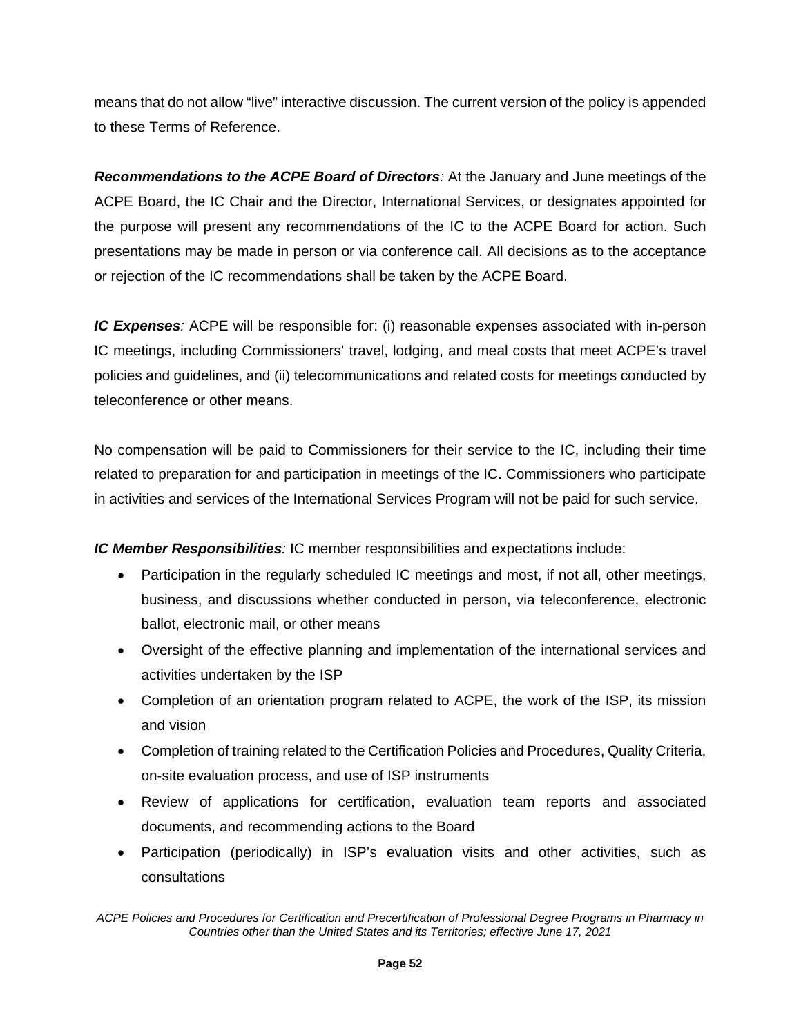means that do not allow "live" interactive discussion. The current version of the policy is appended to these Terms of Reference.

***Recommendations to the ACPE Board of Directors****:* At the January and June meetings of the ACPE Board, the IC Chair and the Director, International Services, or designates appointed for the purpose will present any recommendations of the IC to the ACPE Board for action. Such presentations may be made in person or via conference call. All decisions as to the acceptance or rejection of the IC recommendations shall be taken by the ACPE Board.

***IC Expenses****:* ACPE will be responsible for: (i) reasonable expenses associated with in-person IC meetings, including Commissioners' travel, lodging, and meal costs that meet ACPE's travel policies and guidelines, and (ii) telecommunications and related costs for meetings conducted by teleconference or other means.

No compensation will be paid to Commissioners for their service to the IC, including their time related to preparation for and participation in meetings of the IC. Commissioners who participate in activities and services of the International Services Program will not be paid for such service.

***IC Member Responsibilities****:* IC member responsibilities and expectations include:

- Participation in the regularly scheduled IC meetings and most, if not all, other meetings, business, and discussions whether conducted in person, via teleconference, electronic ballot, electronic mail, or other means
- Oversight of the effective planning and implementation of the international services and activities undertaken by the ISP
- Completion of an orientation program related to ACPE, the work of the ISP, its mission and vision
- Completion of training related to the Certification Policies and Procedures, Quality Criteria, on-site evaluation process, and use of ISP instruments
- Review of applications for certification, evaluation team reports and associated documents, and recommending actions to the Board
- Participation (periodically) in ISP's evaluation visits and other activities, such as consultations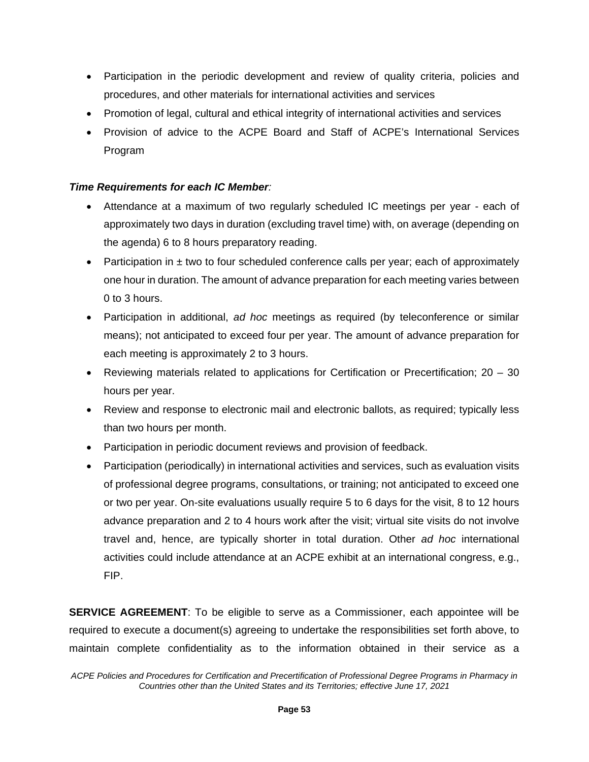- Participation in the periodic development and review of quality criteria, policies and procedures, and other materials for international activities and services
- Promotion of legal, cultural and ethical integrity of international activities and services
- Provision of advice to the ACPE Board and Staff of ACPE's International Services Program

***Time Requirements for each IC Member****:*

- Attendance at a maximum of two regularly scheduled IC meetings per year - each of approximately two days in duration (excluding travel time) with, on average (depending on the agenda) 6 to 8 hours preparatory reading.
- Participation in ± two to four scheduled conference calls per year; each of approximately one hour in duration. The amount of advance preparation for each meeting varies between 0 to 3 hours.
- Participation in additional, *ad hoc* meetings as required (by teleconference or similar means); not anticipated to exceed four per year. The amount of advance preparation for each meeting is approximately 2 to 3 hours.
- Reviewing materials related to applications for Certification or Precertification; 20 – 30 hours per year.
- Review and response to electronic mail and electronic ballots, as required; typically less than two hours per month.
- Participation in periodic document reviews and provision of feedback.
- Participation (periodically) in international activities and services, such as evaluation visits of professional degree programs, consultations, or training; not anticipated to exceed one or two per year. On-site evaluations usually require 5 to 6 days for the visit, 8 to 12 hours advance preparation and 2 to 4 hours work after the visit; virtual site visits do not involve travel and, hence, are typically shorter in total duration. Other *ad hoc* international activities could include attendance at an ACPE exhibit at an international congress, e.g., FIP.

**SERVICE AGREEMENT**: To be eligible to serve as a Commissioner, each appointee will be required to execute a document(s) agreeing to undertake the responsibilities set forth above, to maintain complete confidentiality as to the information obtained in their service as a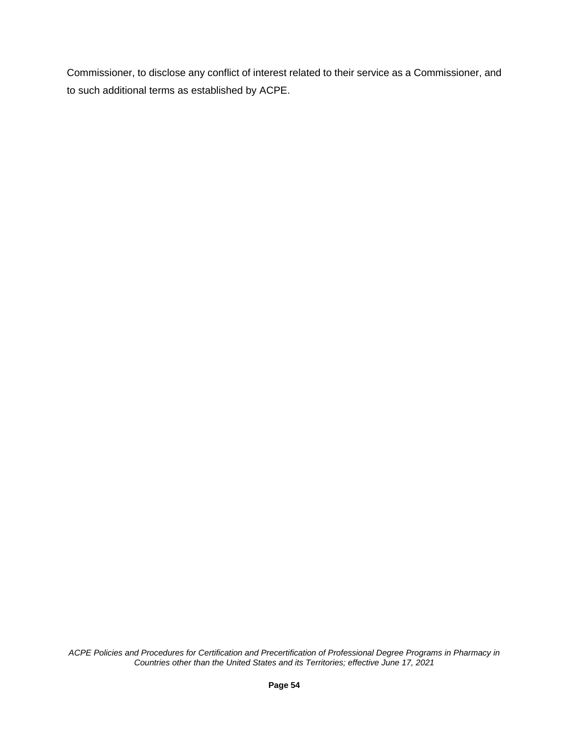Commissioner, to disclose any conflict of interest related to their service as a Commissioner, and to such additional terms as established by ACPE.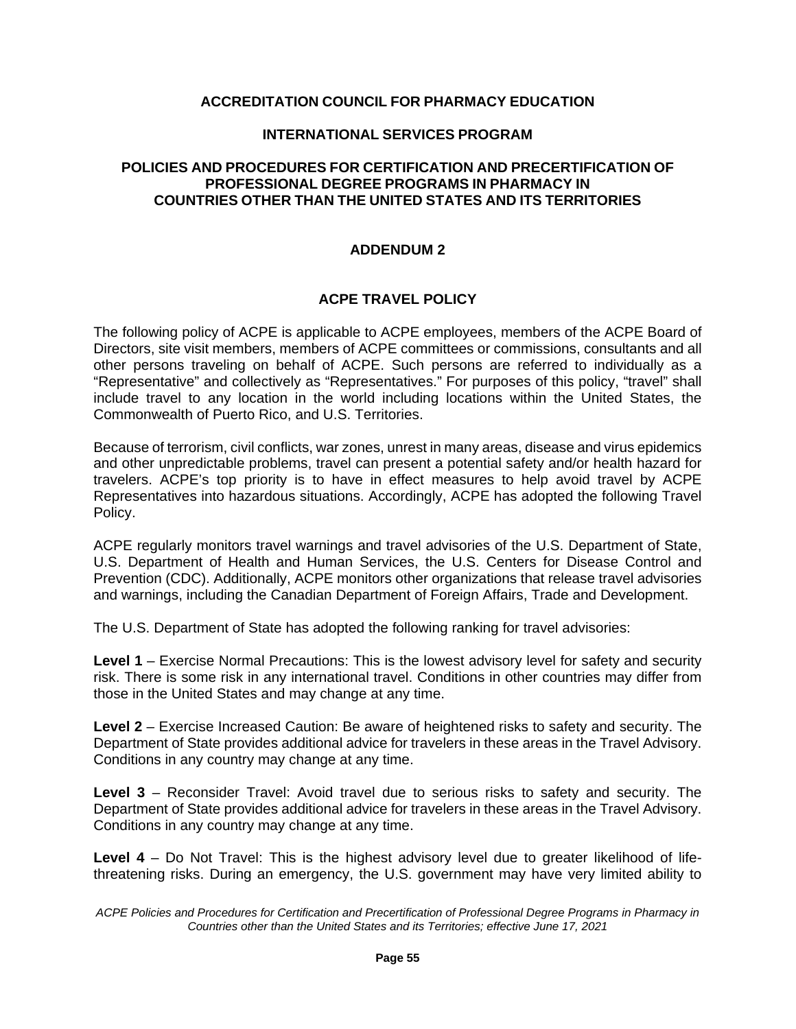**ACCREDITATION COUNCIL FOR PHARMACY EDUCATION**

**INTERNATIONAL SERVICES PROGRAM**

**POLICIES AND PROCEDURES FOR CERTIFICATION AND PRECERTIFICATION OF PROFESSIONAL DEGREE PROGRAMS IN PHARMACY IN COUNTRIES OTHER THAN THE UNITED STATES AND ITS TERRITORIES**

## ADDENDUM 2

## ACPE TRAVEL POLICY

The following policy of ACPE is applicable to ACPE employees, members of the ACPE Board of Directors, site visit members, members of ACPE committees or commissions, consultants and all other persons traveling on behalf of ACPE. Such persons are referred to individually as a "Representative" and collectively as "Representatives." For purposes of this policy, "travel" shall include travel to any location in the world including locations within the United States, the Commonwealth of Puerto Rico, and U.S. Territories.

Because of terrorism, civil conflicts, war zones, unrest in many areas, disease and virus epidemics and other unpredictable problems, travel can present a potential safety and/or health hazard for travelers. ACPE's top priority is to have in effect measures to help avoid travel by ACPE Representatives into hazardous situations. Accordingly, ACPE has adopted the following Travel Policy.

ACPE regularly monitors travel warnings and travel advisories of the U.S. Department of State, U.S. Department of Health and Human Services, the U.S. Centers for Disease Control and Prevention (CDC). Additionally, ACPE monitors other organizations that release travel advisories and warnings, including the Canadian Department of Foreign Affairs, Trade and Development.

The U.S. Department of State has adopted the following ranking for travel advisories:

**Level 1** – Exercise Normal Precautions: This is the lowest advisory level for safety and security risk. There is some risk in any international travel. Conditions in other countries may differ from those in the United States and may change at any time.

**Level 2** – Exercise Increased Caution: Be aware of heightened risks to safety and security. The Department of State provides additional advice for travelers in these areas in the Travel Advisory. Conditions in any country may change at any time.

**Level 3** – Reconsider Travel: Avoid travel due to serious risks to safety and security. The Department of State provides additional advice for travelers in these areas in the Travel Advisory. Conditions in any country may change at any time.

**Level 4** – Do Not Travel: This is the highest advisory level due to greater likelihood of life-threatening risks. During an emergency, the U.S. government may have very limited ability to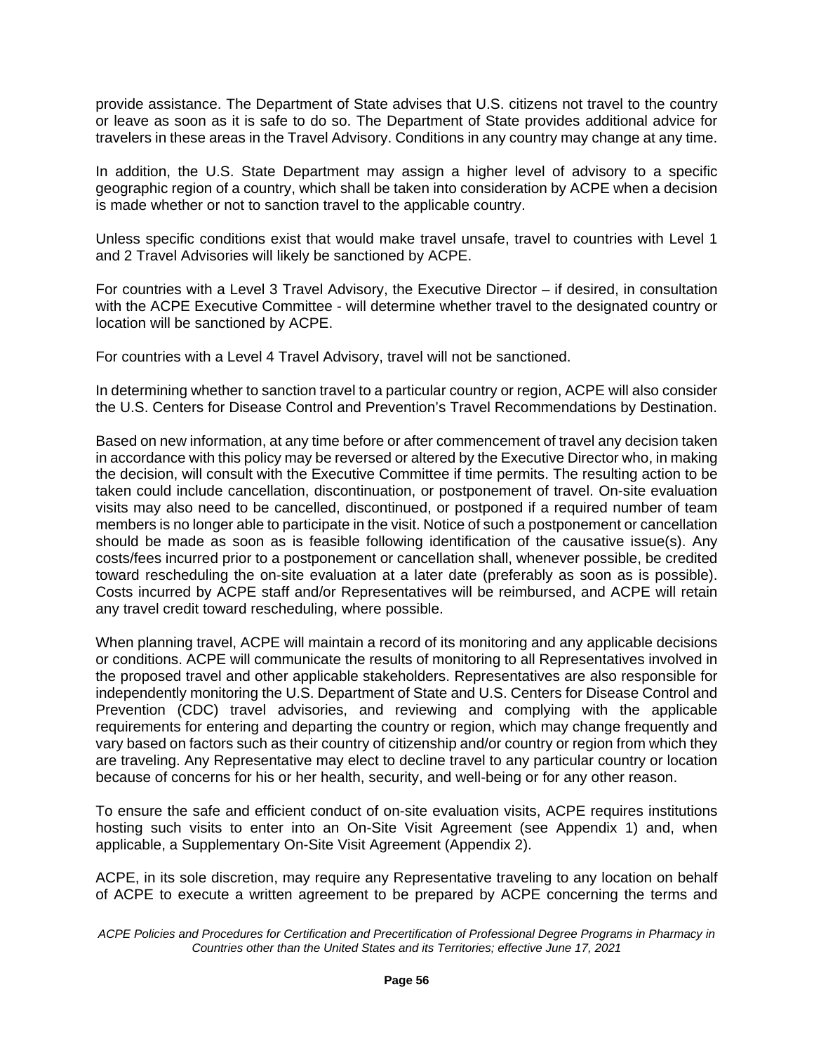provide assistance. The Department of State advises that U.S. citizens not travel to the country or leave as soon as it is safe to do so. The Department of State provides additional advice for travelers in these areas in the Travel Advisory. Conditions in any country may change at any time.

In addition, the U.S. State Department may assign a higher level of advisory to a specific geographic region of a country, which shall be taken into consideration by ACPE when a decision is made whether or not to sanction travel to the applicable country.

Unless specific conditions exist that would make travel unsafe, travel to countries with Level 1 and 2 Travel Advisories will likely be sanctioned by ACPE.

For countries with a Level 3 Travel Advisory, the Executive Director – if desired, in consultation with the ACPE Executive Committee - will determine whether travel to the designated country or location will be sanctioned by ACPE.

For countries with a Level 4 Travel Advisory, travel will not be sanctioned.

In determining whether to sanction travel to a particular country or region, ACPE will also consider the U.S. Centers for Disease Control and Prevention's Travel Recommendations by Destination.

Based on new information, at any time before or after commencement of travel any decision taken in accordance with this policy may be reversed or altered by the Executive Director who, in making the decision, will consult with the Executive Committee if time permits. The resulting action to be taken could include cancellation, discontinuation, or postponement of travel. On-site evaluation visits may also need to be cancelled, discontinued, or postponed if a required number of team members is no longer able to participate in the visit. Notice of such a postponement or cancellation should be made as soon as is feasible following identification of the causative issue(s). Any costs/fees incurred prior to a postponement or cancellation shall, whenever possible, be credited toward rescheduling the on-site evaluation at a later date (preferably as soon as is possible). Costs incurred by ACPE staff and/or Representatives will be reimbursed, and ACPE will retain any travel credit toward rescheduling, where possible.

When planning travel, ACPE will maintain a record of its monitoring and any applicable decisions or conditions. ACPE will communicate the results of monitoring to all Representatives involved in the proposed travel and other applicable stakeholders. Representatives are also responsible for independently monitoring the U.S. Department of State and U.S. Centers for Disease Control and Prevention (CDC) travel advisories, and reviewing and complying with the applicable requirements for entering and departing the country or region, which may change frequently and vary based on factors such as their country of citizenship and/or country or region from which they are traveling. Any Representative may elect to decline travel to any particular country or location because of concerns for his or her health, security, and well-being or for any other reason.

To ensure the safe and efficient conduct of on-site evaluation visits, ACPE requires institutions hosting such visits to enter into an On-Site Visit Agreement (see Appendix 1) and, when applicable, a Supplementary On-Site Visit Agreement (Appendix 2).

ACPE, in its sole discretion, may require any Representative traveling to any location on behalf of ACPE to execute a written agreement to be prepared by ACPE concerning the terms and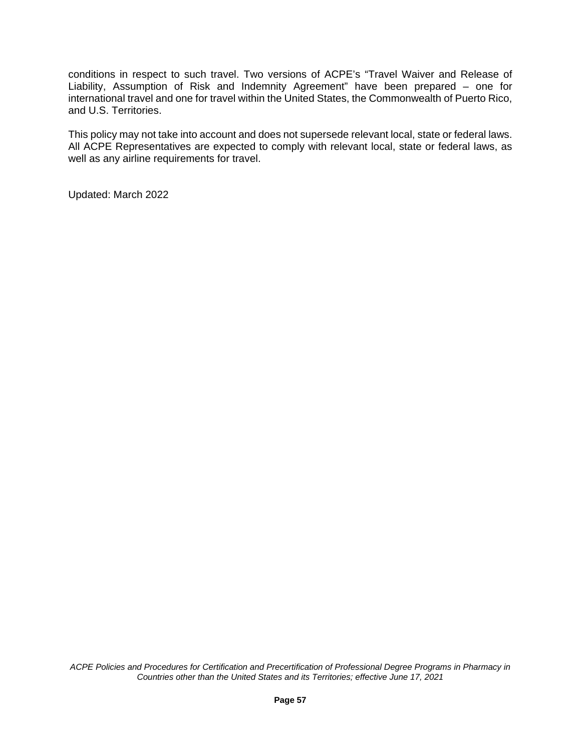conditions in respect to such travel. Two versions of ACPE's "Travel Waiver and Release of Liability, Assumption of Risk and Indemnity Agreement" have been prepared – one for international travel and one for travel within the United States, the Commonwealth of Puerto Rico, and U.S. Territories.

This policy may not take into account and does not supersede relevant local, state or federal laws. All ACPE Representatives are expected to comply with relevant local, state or federal laws, as well as any airline requirements for travel.

Updated: March 2022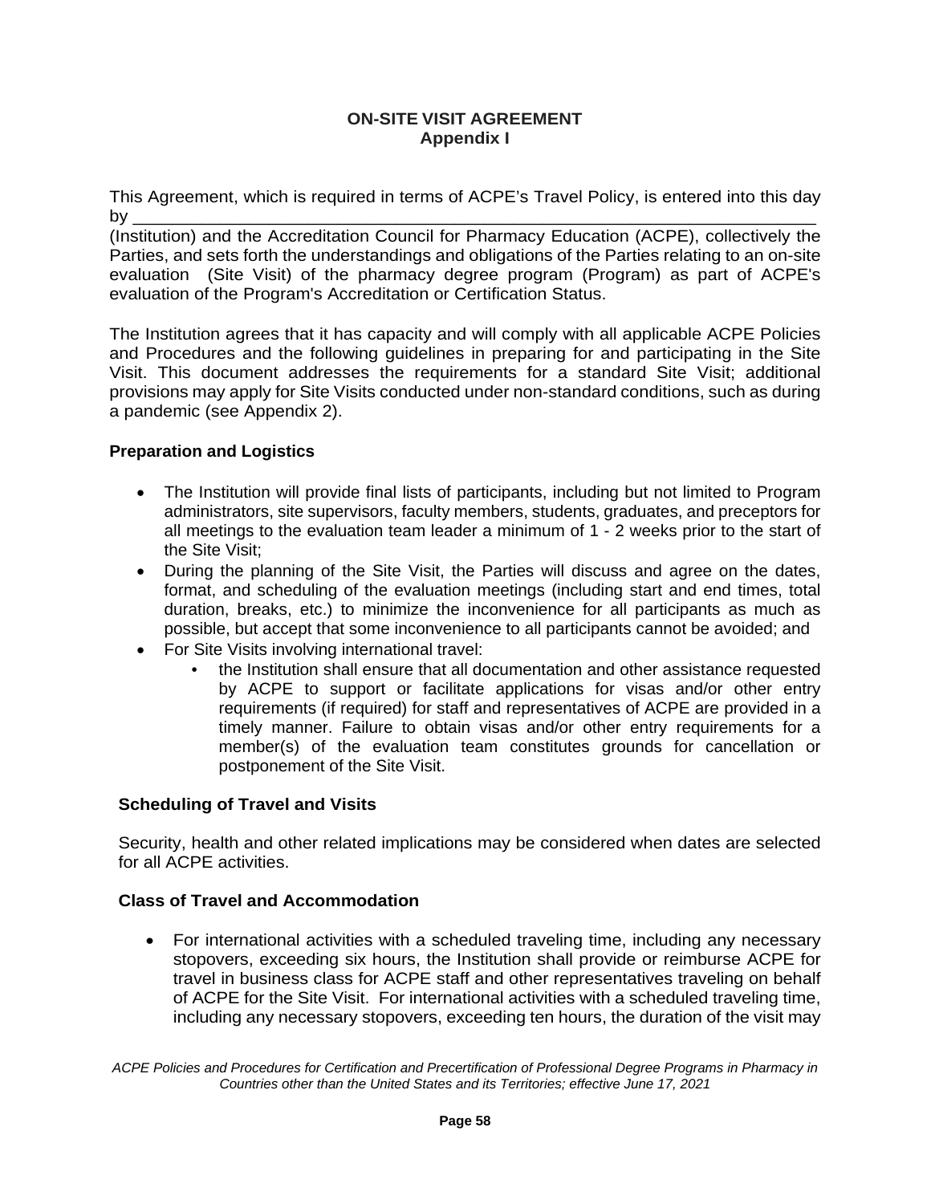## ON-SITE VISIT AGREEMENT
### Appendix I

This Agreement, which is required in terms of ACPE's Travel Policy, is entered into this day by ______________________________________________________________ (Institution) and the Accreditation Council for Pharmacy Education (ACPE), collectively the Parties, and sets forth the understandings and obligations of the Parties relating to an on-site evaluation (Site Visit) of the pharmacy degree program (Program) as part of ACPE's evaluation of the Program's Accreditation or Certification Status.

The Institution agrees that it has capacity and will comply with all applicable ACPE Policies and Procedures and the following guidelines in preparing for and participating in the Site Visit. This document addresses the requirements for a standard Site Visit; additional provisions may apply for Site Visits conducted under non-standard conditions, such as during a pandemic (see Appendix 2).

**Preparation and Logistics**

- The Institution will provide final lists of participants, including but not limited to Program administrators, site supervisors, faculty members, students, graduates, and preceptors for all meetings to the evaluation team leader a minimum of 1 - 2 weeks prior to the start of the Site Visit;
- During the planning of the Site Visit, the Parties will discuss and agree on the dates, format, and scheduling of the evaluation meetings (including start and end times, total duration, breaks, etc.) to minimize the inconvenience for all participants as much as possible, but accept that some inconvenience to all participants cannot be avoided; and
- For Site Visits involving international travel:
  - the Institution shall ensure that all documentation and other assistance requested by ACPE to support or facilitate applications for visas and/or other entry requirements (if required) for staff and representatives of ACPE are provided in a timely manner. Failure to obtain visas and/or other entry requirements for a member(s) of the evaluation team constitutes grounds for cancellation or postponement of the Site Visit.

**Scheduling of Travel and Visits**

Security, health and other related implications may be considered when dates are selected for all ACPE activities.

**Class of Travel and Accommodation**

- For international activities with a scheduled traveling time, including any necessary stopovers, exceeding six hours, the Institution shall provide or reimburse ACPE for travel in business class for ACPE staff and other representatives traveling on behalf of ACPE for the Site Visit. For international activities with a scheduled traveling time, including any necessary stopovers, exceeding ten hours, the duration of the visit may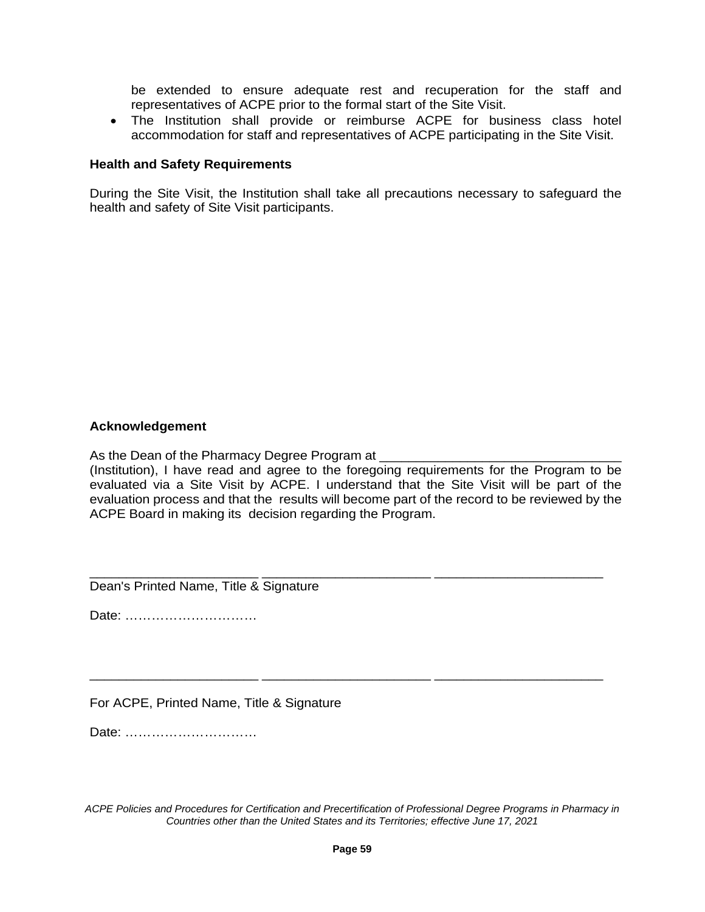be extended to ensure adequate rest and recuperation for the staff and representatives of ACPE prior to the formal start of the Site Visit.

- The Institution shall provide or reimburse ACPE for business class hotel accommodation for staff and representatives of ACPE participating in the Site Visit.

**Health and Safety Requirements**

During the Site Visit, the Institution shall take all precautions necessary to safeguard the health and safety of Site Visit participants.

**Acknowledgement**

As the Dean of the Pharmacy Degree Program at _________________________________ (Institution), I have read and agree to the foregoing requirements for the Program to be evaluated via a Site Visit by ACPE. I understand that the Site Visit will be part of the evaluation process and that the results will become part of the record to be reviewed by the ACPE Board in making its decision regarding the Program.

_______________________ _______________________ _______________________

Dean's Printed Name, Title & Signature

Date: …………………………

_______________________ _______________________ _______________________

For ACPE, Printed Name, Title & Signature

Date: …………………………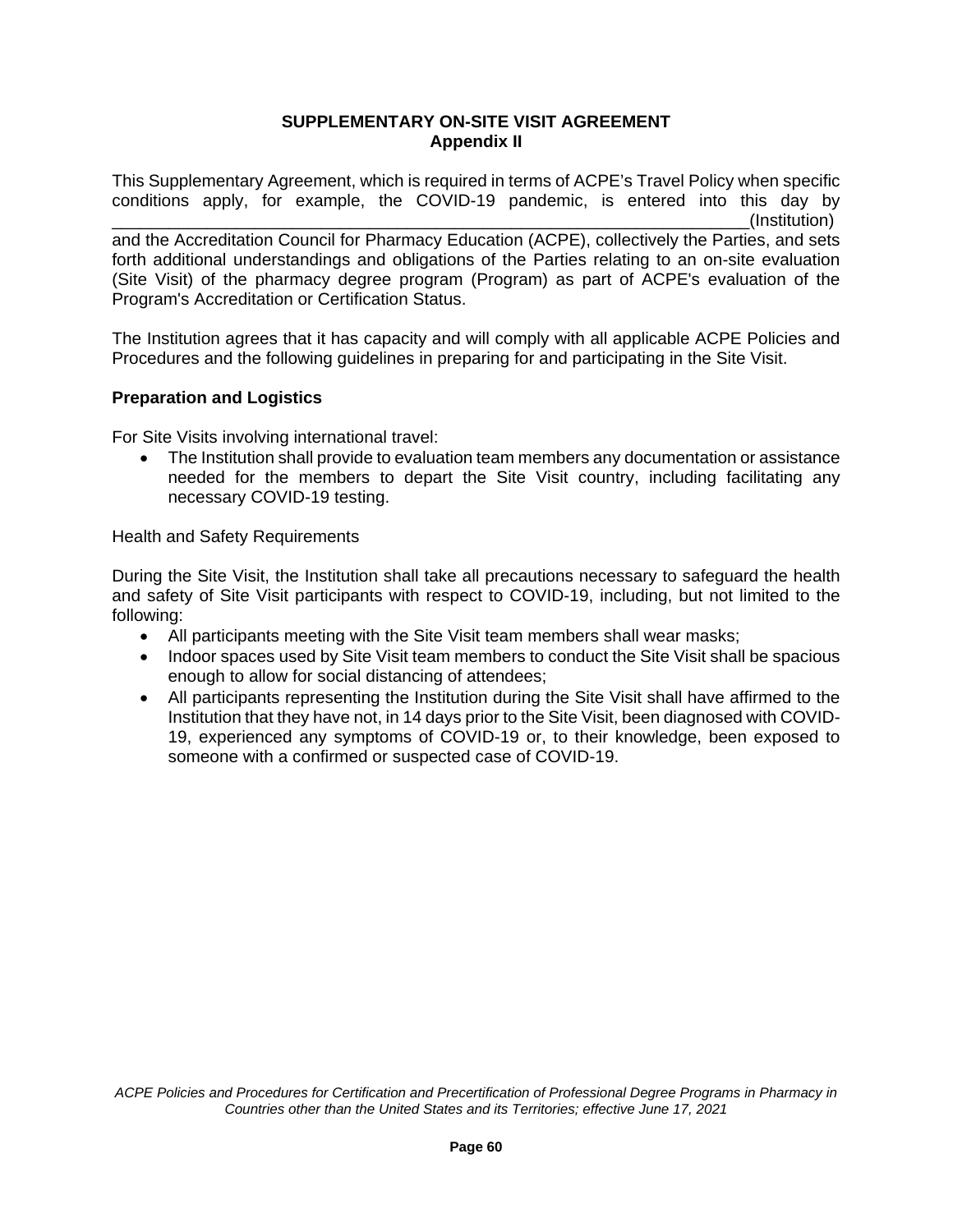**SUPPLEMENTARY ON-SITE VISIT AGREEMENT**
**Appendix II**

This Supplementary Agreement, which is required in terms of ACPE's Travel Policy when specific conditions apply, for example, the COVID-19 pandemic, is entered into this day by _________________________________________________________________(Institution) and the Accreditation Council for Pharmacy Education (ACPE), collectively the Parties, and sets forth additional understandings and obligations of the Parties relating to an on-site evaluation (Site Visit) of the pharmacy degree program (Program) as part of ACPE's evaluation of the Program's Accreditation or Certification Status.

The Institution agrees that it has capacity and will comply with all applicable ACPE Policies and Procedures and the following guidelines in preparing for and participating in the Site Visit.

**Preparation and Logistics**

For Site Visits involving international travel:

- The Institution shall provide to evaluation team members any documentation or assistance needed for the members to depart the Site Visit country, including facilitating any necessary COVID-19 testing.

Health and Safety Requirements

During the Site Visit, the Institution shall take all precautions necessary to safeguard the health and safety of Site Visit participants with respect to COVID-19, including, but not limited to the following:

- All participants meeting with the Site Visit team members shall wear masks;
- Indoor spaces used by Site Visit team members to conduct the Site Visit shall be spacious enough to allow for social distancing of attendees;
- All participants representing the Institution during the Site Visit shall have affirmed to the Institution that they have not, in 14 days prior to the Site Visit, been diagnosed with COVID-19, experienced any symptoms of COVID-19 or, to their knowledge, been exposed to someone with a confirmed or suspected case of COVID-19.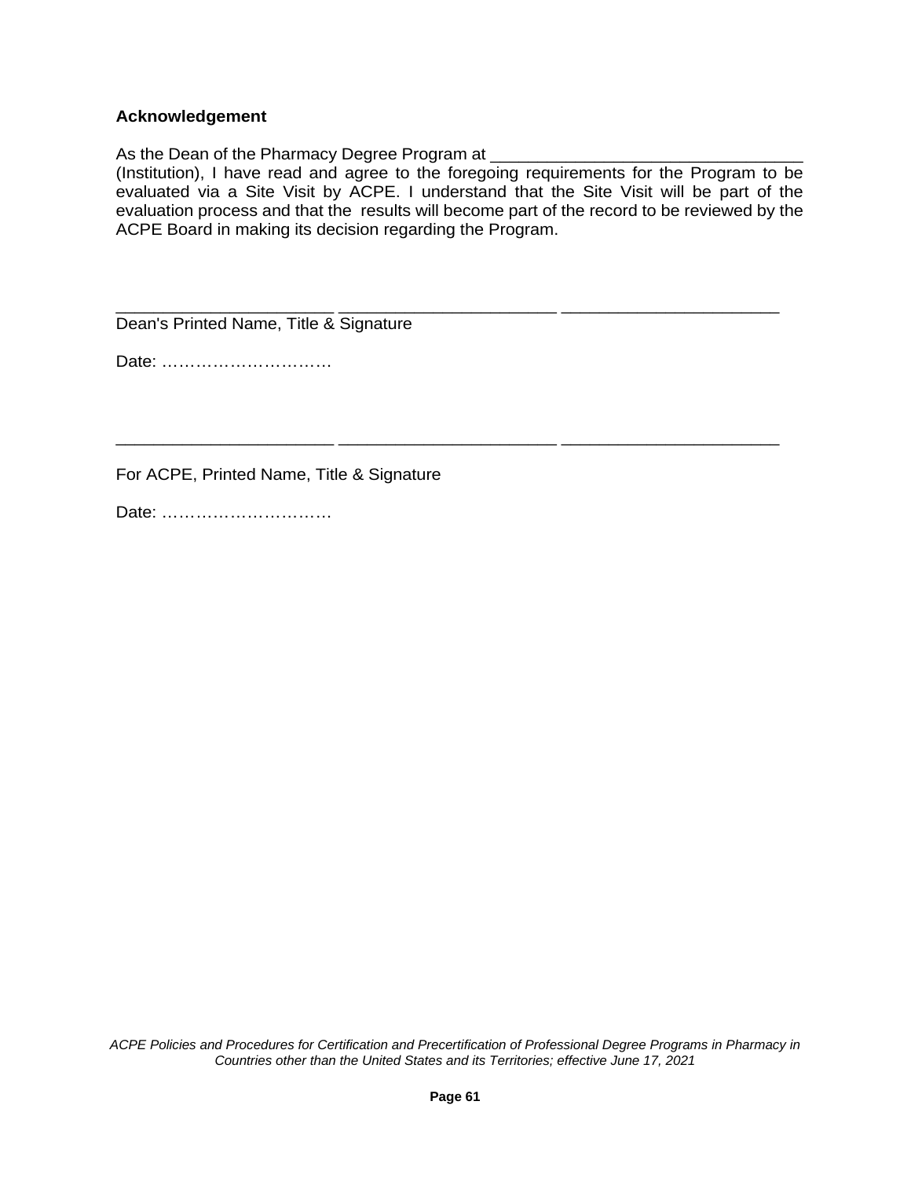**Acknowledgement**

As the Dean of the Pharmacy Degree Program at ________________________________ (Institution), I have read and agree to the foregoing requirements for the Program to be evaluated via a Site Visit by ACPE. I understand that the Site Visit will be part of the evaluation process and that the results will become part of the record to be reviewed by the ACPE Board in making its decision regarding the Program.

______________________ ______________________ ______________________
Dean's Printed Name, Title & Signature

Date: …………………………

______________________ ______________________ ______________________

For ACPE, Printed Name, Title & Signature

Date: …………………………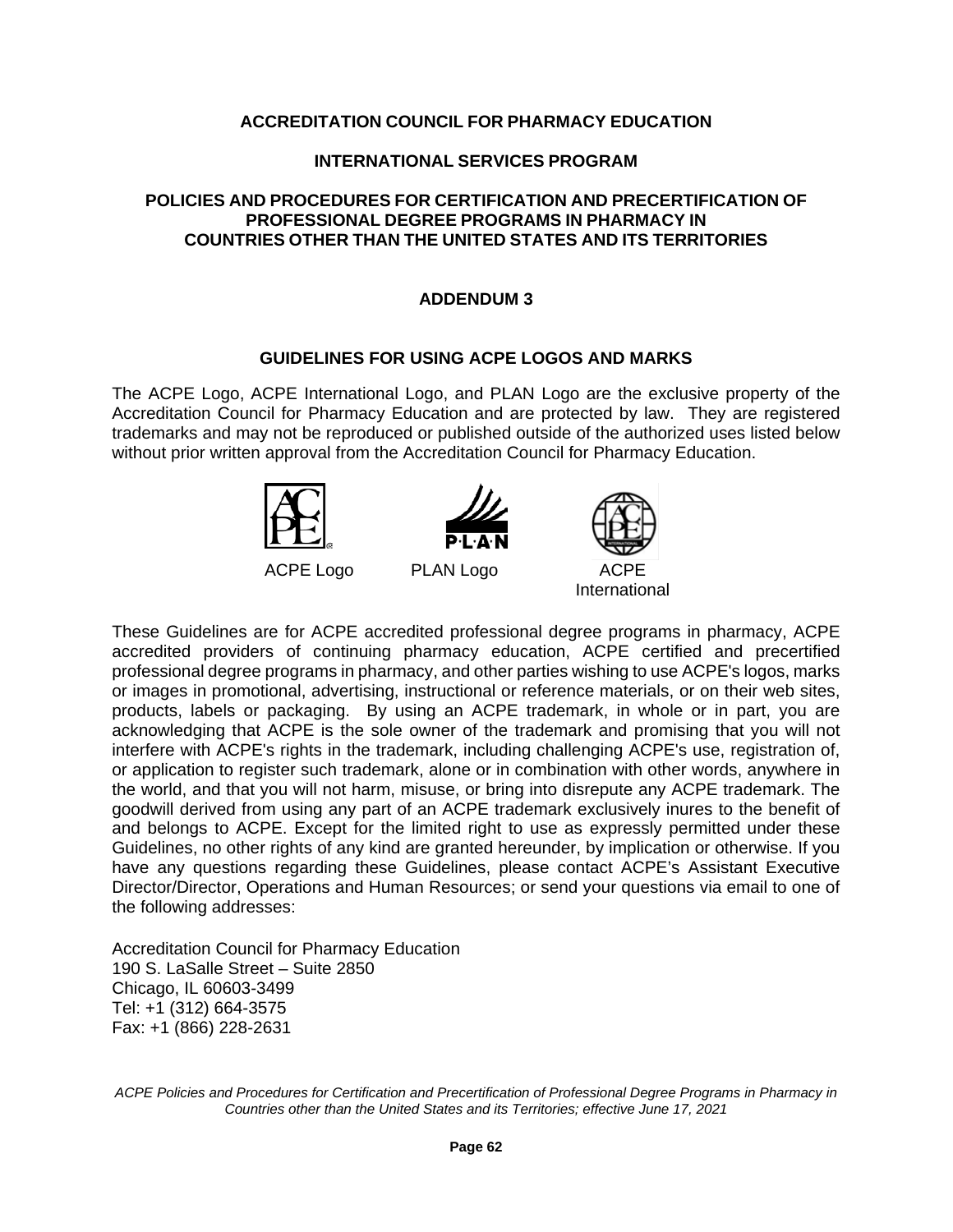**ACCREDITATION COUNCIL FOR PHARMACY EDUCATION**

**INTERNATIONAL SERVICES PROGRAM**

**POLICIES AND PROCEDURES FOR CERTIFICATION AND PRECERTIFICATION OF PROFESSIONAL DEGREE PROGRAMS IN PHARMACY IN COUNTRIES OTHER THAN THE UNITED STATES AND ITS TERRITORIES**

## ADDENDUM 3

## GUIDELINES FOR USING ACPE LOGOS AND MARKS

The ACPE Logo, ACPE International Logo, and PLAN Logo are the exclusive property of the Accreditation Council for Pharmacy Education and are protected by law. They are registered trademarks and may not be reproduced or published outside of the authorized uses listed below without prior written approval from the Accreditation Council for Pharmacy Education.

ACPE Logo PLAN Logo ACPE International

These Guidelines are for ACPE accredited professional degree programs in pharmacy, ACPE accredited providers of continuing pharmacy education, ACPE certified and precertified professional degree programs in pharmacy, and other parties wishing to use ACPE's logos, marks or images in promotional, advertising, instructional or reference materials, or on their web sites, products, labels or packaging. By using an ACPE trademark, in whole or in part, you are acknowledging that ACPE is the sole owner of the trademark and promising that you will not interfere with ACPE's rights in the trademark, including challenging ACPE's use, registration of, or application to register such trademark, alone or in combination with other words, anywhere in the world, and that you will not harm, misuse, or bring into disrepute any ACPE trademark. The goodwill derived from using any part of an ACPE trademark exclusively inures to the benefit of and belongs to ACPE. Except for the limited right to use as expressly permitted under these Guidelines, no other rights of any kind are granted hereunder, by implication or otherwise. If you have any questions regarding these Guidelines, please contact ACPE's Assistant Executive Director/Director, Operations and Human Resources; or send your questions via email to one of the following addresses:

Accreditation Council for Pharmacy Education
190 S. LaSalle Street – Suite 2850
Chicago, IL 60603-3499
Tel: +1 (312) 664-3575
Fax: +1 (866) 228-2631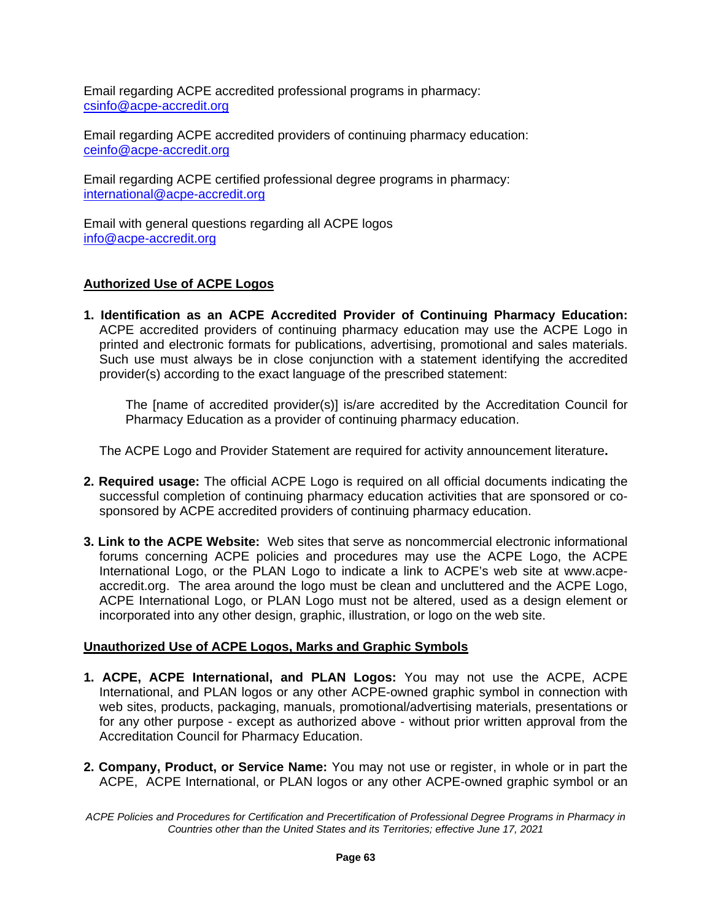Email regarding ACPE accredited professional programs in pharmacy:
[csinfo@acpe-accredit.org](mailto:csinfo@acpe-accredit.org)

Email regarding ACPE accredited providers of continuing pharmacy education:
[ceinfo@acpe-accredit.org](mailto:ceinfo@acpe-accredit.org)

Email regarding ACPE certified professional degree programs in pharmacy:
[international@acpe-accredit.org](mailto:international@acpe-accredit.org)

Email with general questions regarding all ACPE logos
[info@acpe-accredit.org](mailto:info@acpe-accredit.org)

## Authorized Use of ACPE Logos

1. **Identification as an ACPE Accredited Provider of Continuing Pharmacy Education:** ACPE accredited providers of continuing pharmacy education may use the ACPE Logo in printed and electronic formats for publications, advertising, promotional and sales materials. Such use must always be in close conjunction with a statement identifying the accredited provider(s) according to the exact language of the prescribed statement:

   > The [name of accredited provider(s)] is/are accredited by the Accreditation Council for Pharmacy Education as a provider of continuing pharmacy education.

   The ACPE Logo and Provider Statement are required for activity announcement literature**.**

2. **Required usage:** The official ACPE Logo is required on all official documents indicating the successful completion of continuing pharmacy education activities that are sponsored or co-sponsored by ACPE accredited providers of continuing pharmacy education.

3. **Link to the ACPE Website:** Web sites that serve as noncommercial electronic informational forums concerning ACPE policies and procedures may use the ACPE Logo, the ACPE International Logo, or the PLAN Logo to indicate a link to ACPE's web site at www.acpe-accredit.org. The area around the logo must be clean and uncluttered and the ACPE Logo, ACPE International Logo, or PLAN Logo must not be altered, used as a design element or incorporated into any other design, graphic, illustration, or logo on the web site.

## Unauthorized Use of ACPE Logos, Marks and Graphic Symbols

1. **ACPE, ACPE International, and PLAN Logos:** You may not use the ACPE, ACPE International, and PLAN logos or any other ACPE-owned graphic symbol in connection with web sites, products, packaging, manuals, promotional/advertising materials, presentations or for any other purpose - except as authorized above - without prior written approval from the Accreditation Council for Pharmacy Education.

2. **Company, Product, or Service Name:** You may not use or register, in whole or in part the ACPE, ACPE International, or PLAN logos or any other ACPE-owned graphic symbol or an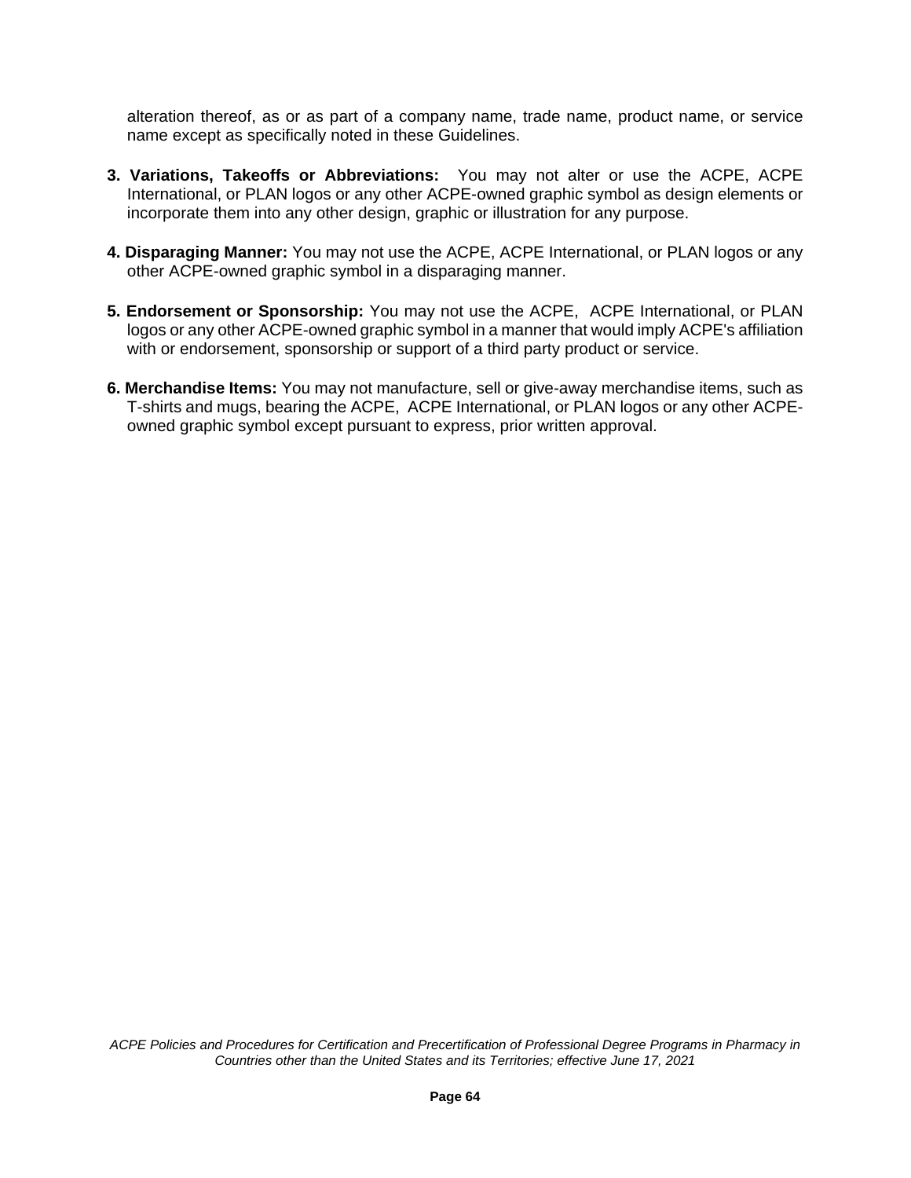alteration thereof, as or as part of a company name, trade name, product name, or service name except as specifically noted in these Guidelines.

3. **Variations, Takeoffs or Abbreviations:** You may not alter or use the ACPE, ACPE International, or PLAN logos or any other ACPE-owned graphic symbol as design elements or incorporate them into any other design, graphic or illustration for any purpose.

4. **Disparaging Manner:** You may not use the ACPE, ACPE International, or PLAN logos or any other ACPE-owned graphic symbol in a disparaging manner.

5. **Endorsement or Sponsorship:** You may not use the ACPE, ACPE International, or PLAN logos or any other ACPE-owned graphic symbol in a manner that would imply ACPE's affiliation with or endorsement, sponsorship or support of a third party product or service.

6. **Merchandise Items:** You may not manufacture, sell or give-away merchandise items, such as T-shirts and mugs, bearing the ACPE, ACPE International, or PLAN logos or any other ACPE-owned graphic symbol except pursuant to express, prior written approval.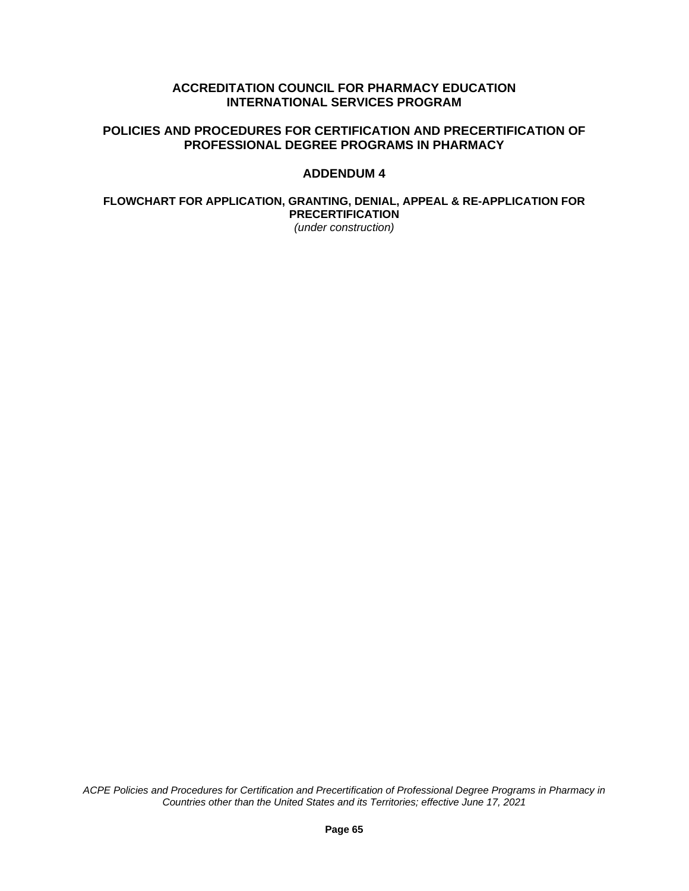**ACCREDITATION COUNCIL FOR PHARMACY EDUCATION**
**INTERNATIONAL SERVICES PROGRAM**

**POLICIES AND PROCEDURES FOR CERTIFICATION AND PRECERTIFICATION OF PROFESSIONAL DEGREE PROGRAMS IN PHARMACY**

## ADDENDUM 4

### FLOWCHART FOR APPLICATION, GRANTING, DENIAL, APPEAL & RE-APPLICATION FOR PRECERTIFICATION

*(under construction)*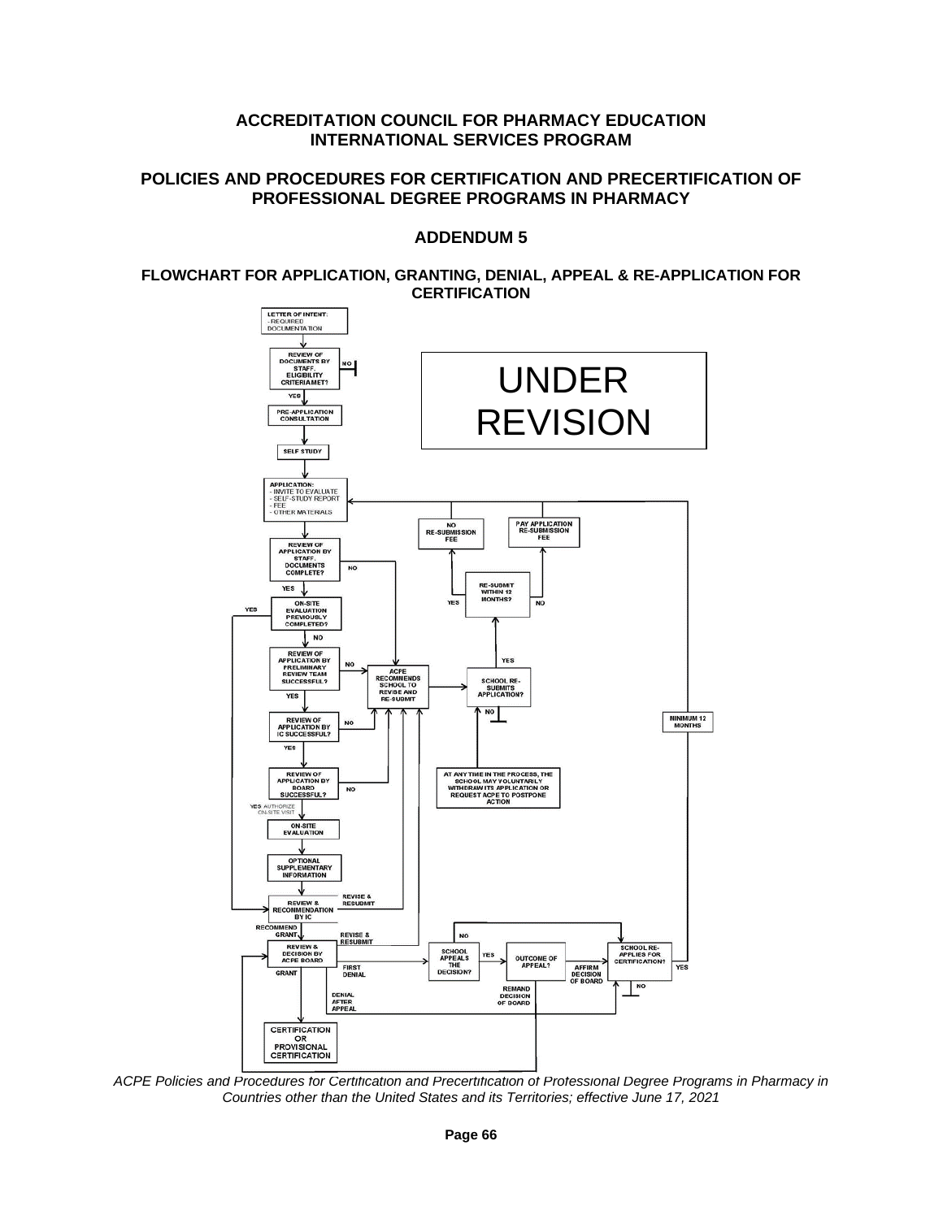**ACCREDITATION COUNCIL FOR PHARMACY EDUCATION**
**INTERNATIONAL SERVICES PROGRAM**

**POLICIES AND PROCEDURES FOR CERTIFICATION AND PRECERTIFICATION OF PROFESSIONAL DEGREE PROGRAMS IN PHARMACY**

## ADDENDUM 5

### FLOWCHART FOR APPLICATION, GRANTING, DENIAL, APPEAL & RE-APPLICATION FOR CERTIFICATION

UNDER REVISION

LETTER OF INTENT:
- REQUIRED DOCUMENTATION

REVIEW OF DOCUMENTS BY STAFF. ELIGIBILITY CRITERIA MET? — NO / YES

PRE-APPLICATION CONSULTATION

SELF STUDY

APPLICATION:
- INVITE TO EVALUATE
- SELF-STUDY REPORT
- FEE
- OTHER MATERIALS

REVIEW OF APPLICATION BY STAFF. DOCUMENTS COMPLETE? — NO / YES

ON-SITE EVALUATION PREVIOUSLY COMPLETED? — YES / NO

REVIEW OF APPLICATION BY PRELIMINARY REVIEW TEAM SUCCESSFUL? — NO / YES

REVIEW OF APPLICATION BY IC SUCCESSFUL? — NO / YES

REVIEW OF APPLICATION BY BOARD SUCCESSFUL? — NO / YES: AUTHORIZE ON-SITE VISIT

ON-SITE EVALUATION

OPTIONAL SUPPLEMENTARY INFORMATION

REVIEW & RECOMMENDATION BY IC — REVISE & RESUBMIT / RECOMMEND GRANT

REVIEW & DECISION BY ACPE BOARD — REVISE & RESUBMIT / GRANT / FIRST DENIAL / DENIAL AFTER APPEAL

CERTIFICATION OR PROVISIONAL CERTIFICATION

ACPE RECOMMENDS SCHOOL TO REVISE AND RE-SUBMIT

SCHOOL RE-SUBMITS APPLICATION? — YES / NO

RE-SUBMIT WITHIN 12 MONTHS? — YES / NO

NO RE-SUBMISSION FEE

PAY APPLICATION RE-SUBMISSION FEE

AT ANY TIME IN THE PROCESS, THE SCHOOL MAY VOLUNTARILY WITHDRAW ITS APPLICATION OR REQUEST ACPE TO POSTPONE ACTION

SCHOOL APPEALS THE DECISION? — YES / NO

OUTCOME OF APPEAL? — AFFIRM DECISION OF BOARD / REMAND DECISION OF BOARD

SCHOOL RE-APPLIES FOR CERTIFICATION? — YES / NO

MINIMUM 12 MONTHS

*ACPE Policies and Procedures for Certification and Precertification of Professional Degree Programs in Pharmacy in Countries other than the United States and its Territories; effective June 17, 2021*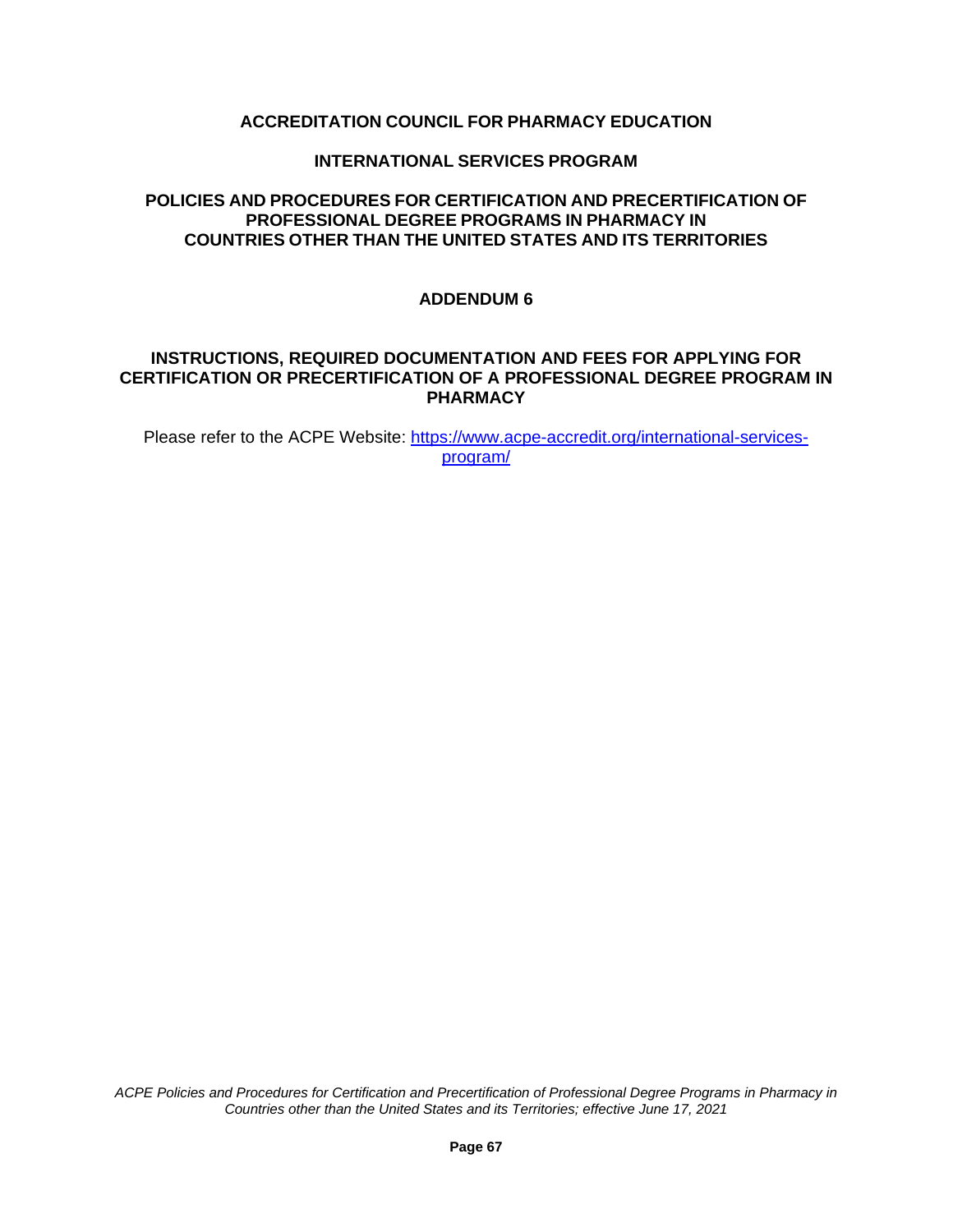**ACCREDITATION COUNCIL FOR PHARMACY EDUCATION**

**INTERNATIONAL SERVICES PROGRAM**

**POLICIES AND PROCEDURES FOR CERTIFICATION AND PRECERTIFICATION OF PROFESSIONAL DEGREE PROGRAMS IN PHARMACY IN COUNTRIES OTHER THAN THE UNITED STATES AND ITS TERRITORIES**

# ADDENDUM 6

## INSTRUCTIONS, REQUIRED DOCUMENTATION AND FEES FOR APPLYING FOR CERTIFICATION OR PRECERTIFICATION OF A PROFESSIONAL DEGREE PROGRAM IN PHARMACY

Please refer to the ACPE Website: https://www.acpe-accredit.org/international-services-program/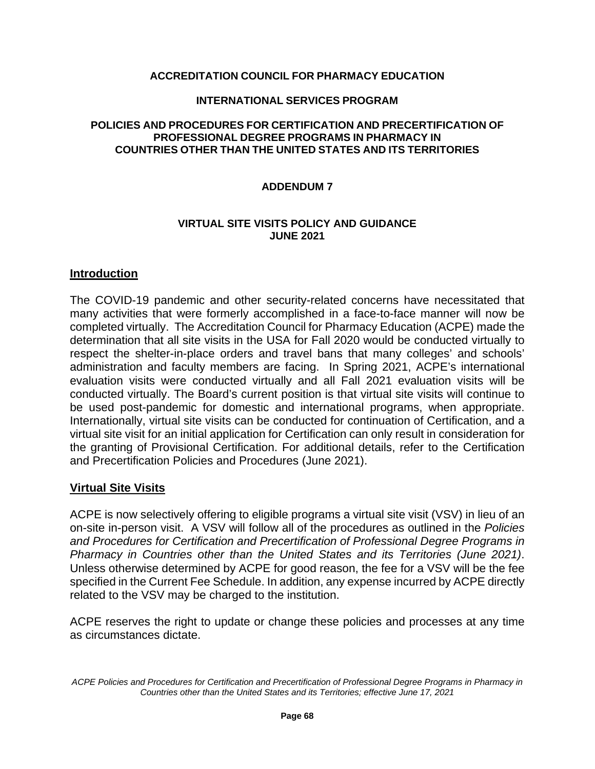**ACCREDITATION COUNCIL FOR PHARMACY EDUCATION**

**INTERNATIONAL SERVICES PROGRAM**

**POLICIES AND PROCEDURES FOR CERTIFICATION AND PRECERTIFICATION OF PROFESSIONAL DEGREE PROGRAMS IN PHARMACY IN COUNTRIES OTHER THAN THE UNITED STATES AND ITS TERRITORIES**

**ADDENDUM 7**

**VIRTUAL SITE VISITS POLICY AND GUIDANCE**
**JUNE 2021**

## Introduction

The COVID-19 pandemic and other security-related concerns have necessitated that many activities that were formerly accomplished in a face-to-face manner will now be completed virtually. The Accreditation Council for Pharmacy Education (ACPE) made the determination that all site visits in the USA for Fall 2020 would be conducted virtually to respect the shelter-in-place orders and travel bans that many colleges' and schools' administration and faculty members are facing. In Spring 2021, ACPE's international evaluation visits were conducted virtually and all Fall 2021 evaluation visits will be conducted virtually. The Board's current position is that virtual site visits will continue to be used post-pandemic for domestic and international programs, when appropriate. Internationally, virtual site visits can be conducted for continuation of Certification, and a virtual site visit for an initial application for Certification can only result in consideration for the granting of Provisional Certification. For additional details, refer to the Certification and Precertification Policies and Procedures (June 2021).

## Virtual Site Visits

ACPE is now selectively offering to eligible programs a virtual site visit (VSV) in lieu of an on-site in-person visit. A VSV will follow all of the procedures as outlined in the *Policies and Procedures for Certification and Precertification of Professional Degree Programs in Pharmacy in Countries other than the United States and its Territories (June 2021)*. Unless otherwise determined by ACPE for good reason, the fee for a VSV will be the fee specified in the Current Fee Schedule. In addition, any expense incurred by ACPE directly related to the VSV may be charged to the institution.

ACPE reserves the right to update or change these policies and processes at any time as circumstances dictate.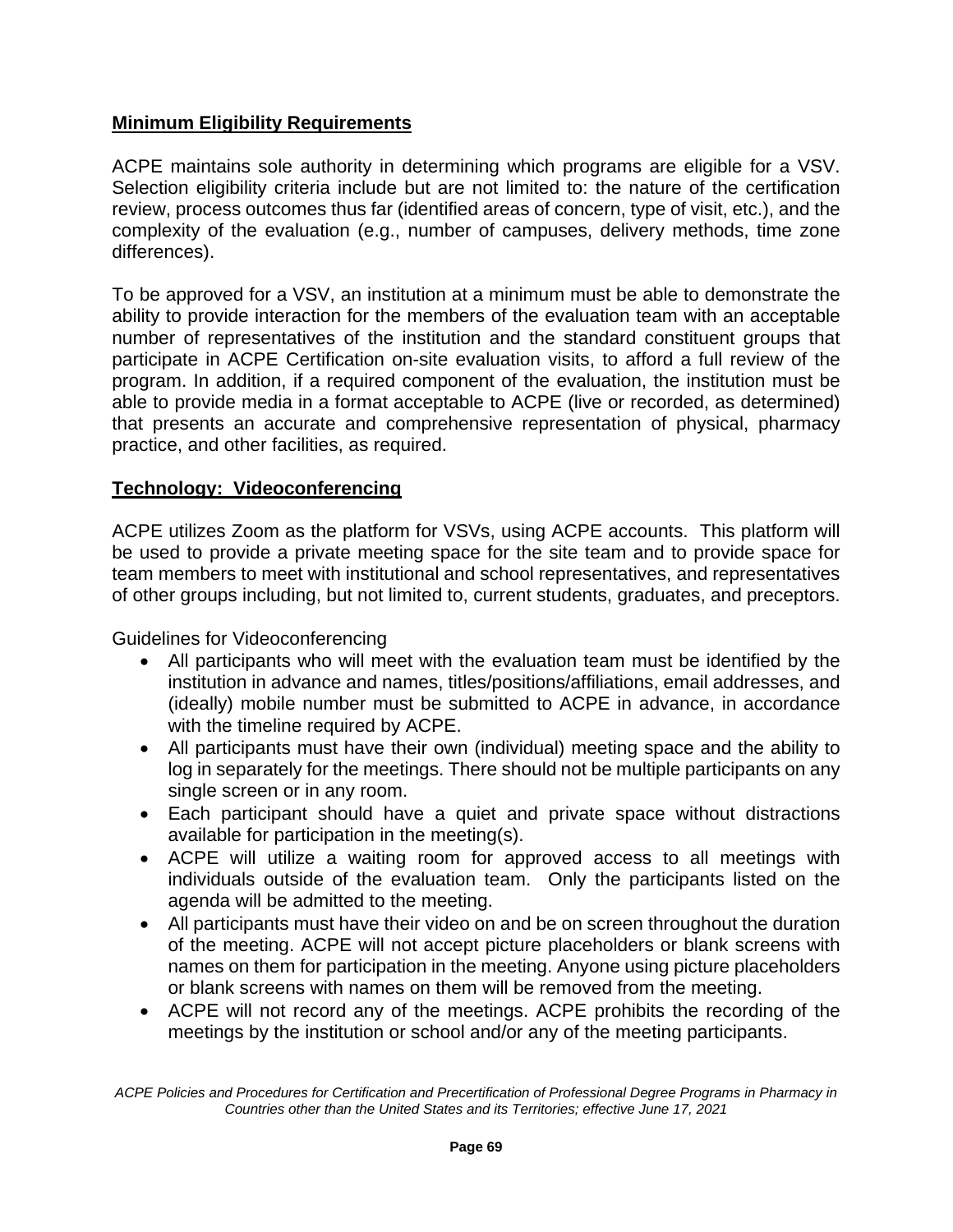**Minimum Eligibility Requirements**

ACPE maintains sole authority in determining which programs are eligible for a VSV. Selection eligibility criteria include but are not limited to: the nature of the certification review, process outcomes thus far (identified areas of concern, type of visit, etc.), and the complexity of the evaluation (e.g., number of campuses, delivery methods, time zone differences).

To be approved for a VSV, an institution at a minimum must be able to demonstrate the ability to provide interaction for the members of the evaluation team with an acceptable number of representatives of the institution and the standard constituent groups that participate in ACPE Certification on-site evaluation visits, to afford a full review of the program. In addition, if a required component of the evaluation, the institution must be able to provide media in a format acceptable to ACPE (live or recorded, as determined) that presents an accurate and comprehensive representation of physical, pharmacy practice, and other facilities, as required.

**Technology: Videoconferencing**

ACPE utilizes Zoom as the platform for VSVs, using ACPE accounts. This platform will be used to provide a private meeting space for the site team and to provide space for team members to meet with institutional and school representatives, and representatives of other groups including, but not limited to, current students, graduates, and preceptors.

Guidelines for Videoconferencing

- All participants who will meet with the evaluation team must be identified by the institution in advance and names, titles/positions/affiliations, email addresses, and (ideally) mobile number must be submitted to ACPE in advance, in accordance with the timeline required by ACPE.
- All participants must have their own (individual) meeting space and the ability to log in separately for the meetings. There should not be multiple participants on any single screen or in any room.
- Each participant should have a quiet and private space without distractions available for participation in the meeting(s).
- ACPE will utilize a waiting room for approved access to all meetings with individuals outside of the evaluation team. Only the participants listed on the agenda will be admitted to the meeting.
- All participants must have their video on and be on screen throughout the duration of the meeting. ACPE will not accept picture placeholders or blank screens with names on them for participation in the meeting. Anyone using picture placeholders or blank screens with names on them will be removed from the meeting.
- ACPE will not record any of the meetings. ACPE prohibits the recording of the meetings by the institution or school and/or any of the meeting participants.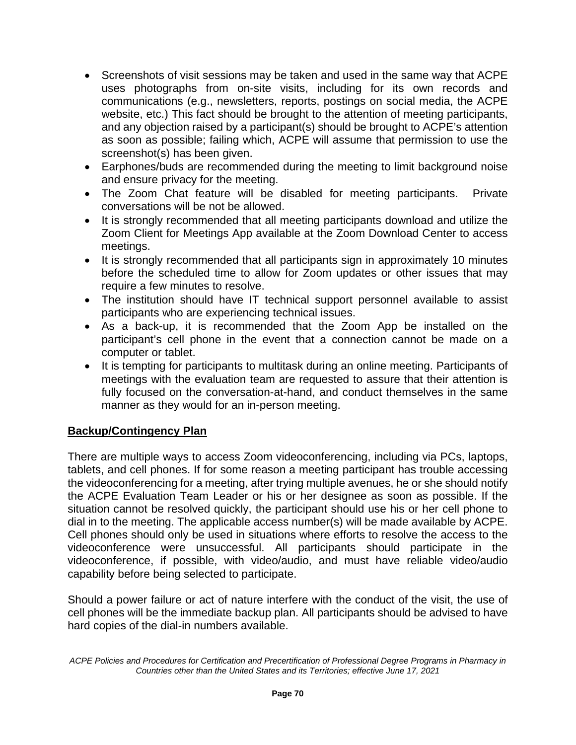- Screenshots of visit sessions may be taken and used in the same way that ACPE uses photographs from on-site visits, including for its own records and communications (e.g., newsletters, reports, postings on social media, the ACPE website, etc.) This fact should be brought to the attention of meeting participants, and any objection raised by a participant(s) should be brought to ACPE's attention as soon as possible; failing which, ACPE will assume that permission to use the screenshot(s) has been given.
- Earphones/buds are recommended during the meeting to limit background noise and ensure privacy for the meeting.
- The Zoom Chat feature will be disabled for meeting participants. Private conversations will be not be allowed.
- It is strongly recommended that all meeting participants download and utilize the Zoom Client for Meetings App available at the Zoom Download Center to access meetings.
- It is strongly recommended that all participants sign in approximately 10 minutes before the scheduled time to allow for Zoom updates or other issues that may require a few minutes to resolve.
- The institution should have IT technical support personnel available to assist participants who are experiencing technical issues.
- As a back-up, it is recommended that the Zoom App be installed on the participant's cell phone in the event that a connection cannot be made on a computer or tablet.
- It is tempting for participants to multitask during an online meeting. Participants of meetings with the evaluation team are requested to assure that their attention is fully focused on the conversation-at-hand, and conduct themselves in the same manner as they would for an in-person meeting.

## **Backup/Contingency Plan**

There are multiple ways to access Zoom videoconferencing, including via PCs, laptops, tablets, and cell phones. If for some reason a meeting participant has trouble accessing the videoconferencing for a meeting, after trying multiple avenues, he or she should notify the ACPE Evaluation Team Leader or his or her designee as soon as possible. If the situation cannot be resolved quickly, the participant should use his or her cell phone to dial in to the meeting. The applicable access number(s) will be made available by ACPE. Cell phones should only be used in situations where efforts to resolve the access to the videoconference were unsuccessful. All participants should participate in the videoconference, if possible, with video/audio, and must have reliable video/audio capability before being selected to participate.

Should a power failure or act of nature interfere with the conduct of the visit, the use of cell phones will be the immediate backup plan. All participants should be advised to have hard copies of the dial-in numbers available.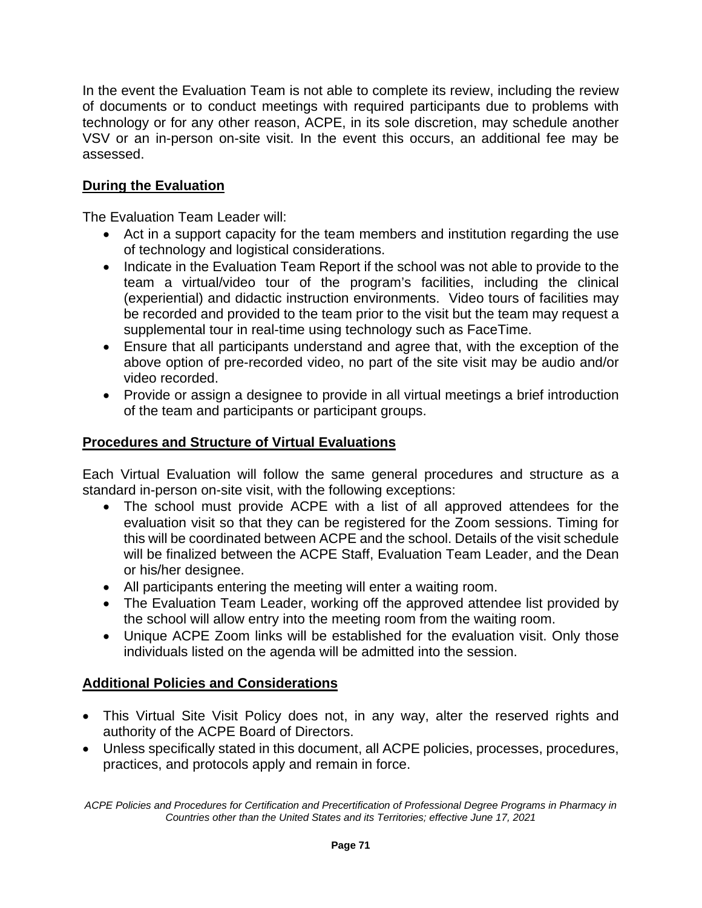In the event the Evaluation Team is not able to complete its review, including the review of documents or to conduct meetings with required participants due to problems with technology or for any other reason, ACPE, in its sole discretion, may schedule another VSV or an in-person on-site visit. In the event this occurs, an additional fee may be assessed.

## During the Evaluation

The Evaluation Team Leader will:

- Act in a support capacity for the team members and institution regarding the use of technology and logistical considerations.
- Indicate in the Evaluation Team Report if the school was not able to provide to the team a virtual/video tour of the program's facilities, including the clinical (experiential) and didactic instruction environments. Video tours of facilities may be recorded and provided to the team prior to the visit but the team may request a supplemental tour in real-time using technology such as FaceTime.
- Ensure that all participants understand and agree that, with the exception of the above option of pre-recorded video, no part of the site visit may be audio and/or video recorded.
- Provide or assign a designee to provide in all virtual meetings a brief introduction of the team and participants or participant groups.

## Procedures and Structure of Virtual Evaluations

Each Virtual Evaluation will follow the same general procedures and structure as a standard in-person on-site visit, with the following exceptions:

- The school must provide ACPE with a list of all approved attendees for the evaluation visit so that they can be registered for the Zoom sessions. Timing for this will be coordinated between ACPE and the school. Details of the visit schedule will be finalized between the ACPE Staff, Evaluation Team Leader, and the Dean or his/her designee.
- All participants entering the meeting will enter a waiting room.
- The Evaluation Team Leader, working off the approved attendee list provided by the school will allow entry into the meeting room from the waiting room.
- Unique ACPE Zoom links will be established for the evaluation visit. Only those individuals listed on the agenda will be admitted into the session.

## Additional Policies and Considerations

- This Virtual Site Visit Policy does not, in any way, alter the reserved rights and authority of the ACPE Board of Directors.
- Unless specifically stated in this document, all ACPE policies, processes, procedures, practices, and protocols apply and remain in force.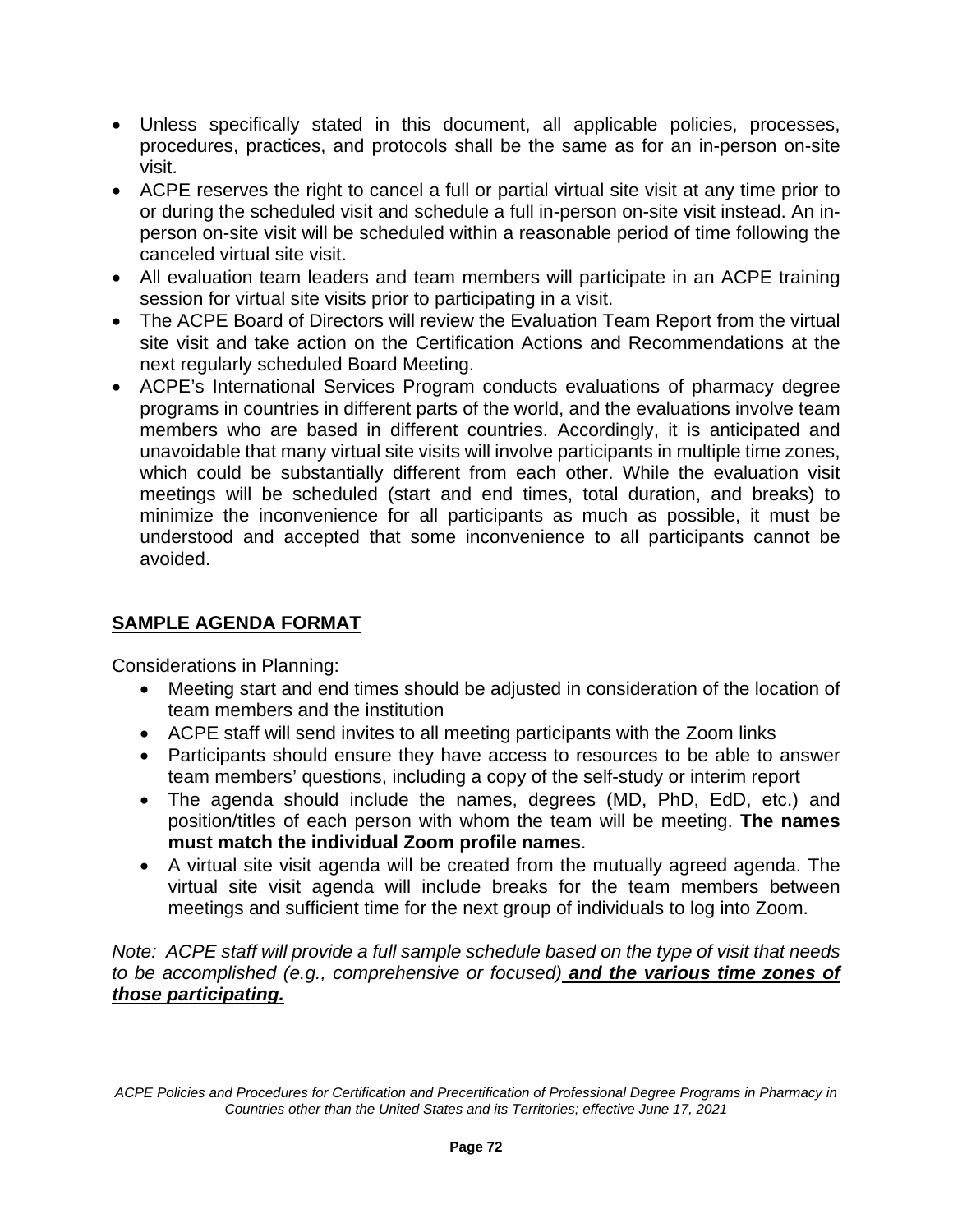- Unless specifically stated in this document, all applicable policies, processes, procedures, practices, and protocols shall be the same as for an in-person on-site visit.
- ACPE reserves the right to cancel a full or partial virtual site visit at any time prior to or during the scheduled visit and schedule a full in-person on-site visit instead. An in-person on-site visit will be scheduled within a reasonable period of time following the canceled virtual site visit.
- All evaluation team leaders and team members will participate in an ACPE training session for virtual site visits prior to participating in a visit.
- The ACPE Board of Directors will review the Evaluation Team Report from the virtual site visit and take action on the Certification Actions and Recommendations at the next regularly scheduled Board Meeting.
- ACPE's International Services Program conducts evaluations of pharmacy degree programs in countries in different parts of the world, and the evaluations involve team members who are based in different countries. Accordingly, it is anticipated and unavoidable that many virtual site visits will involve participants in multiple time zones, which could be substantially different from each other. While the evaluation visit meetings will be scheduled (start and end times, total duration, and breaks) to minimize the inconvenience for all participants as much as possible, it must be understood and accepted that some inconvenience to all participants cannot be avoided.

## SAMPLE AGENDA FORMAT

Considerations in Planning:

- Meeting start and end times should be adjusted in consideration of the location of team members and the institution
- ACPE staff will send invites to all meeting participants with the Zoom links
- Participants should ensure they have access to resources to be able to answer team members' questions, including a copy of the self-study or interim report
- The agenda should include the names, degrees (MD, PhD, EdD, etc.) and position/titles of each person with whom the team will be meeting. **The names must match the individual Zoom profile names**.
- A virtual site visit agenda will be created from the mutually agreed agenda. The virtual site visit agenda will include breaks for the team members between meetings and sufficient time for the next group of individuals to log into Zoom.

*Note: ACPE staff will provide a full sample schedule based on the type of visit that needs to be accomplished (e.g., comprehensive or focused)* ***and the various time zones of those participating.***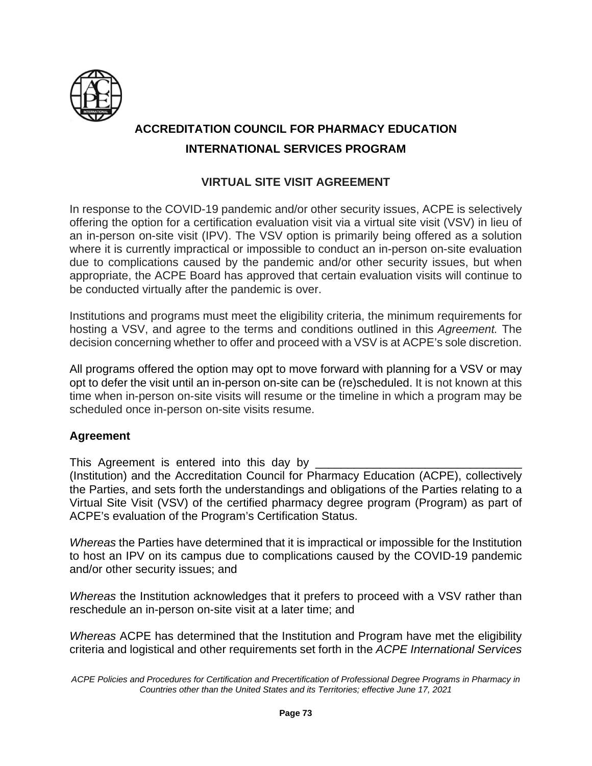**ACCREDITATION COUNCIL FOR PHARMACY EDUCATION**

**INTERNATIONAL SERVICES PROGRAM**

**VIRTUAL SITE VISIT AGREEMENT**

In response to the COVID-19 pandemic and/or other security issues, ACPE is selectively offering the option for a certification evaluation visit via a virtual site visit (VSV) in lieu of an in-person on-site visit (IPV). The VSV option is primarily being offered as a solution where it is currently impractical or impossible to conduct an in-person on-site evaluation due to complications caused by the pandemic and/or other security issues, but when appropriate, the ACPE Board has approved that certain evaluation visits will continue to be conducted virtually after the pandemic is over.

Institutions and programs must meet the eligibility criteria, the minimum requirements for hosting a VSV, and agree to the terms and conditions outlined in this *Agreement.* The decision concerning whether to offer and proceed with a VSV is at ACPE's sole discretion.

All programs offered the option may opt to move forward with planning for a VSV or may opt to defer the visit until an in-person on-site can be (re)scheduled. It is not known at this time when in-person on-site visits will resume or the timeline in which a program may be scheduled once in-person on-site visits resume.

**Agreement**

This Agreement is entered into this day by ________________________________ (Institution) and the Accreditation Council for Pharmacy Education (ACPE), collectively the Parties, and sets forth the understandings and obligations of the Parties relating to a Virtual Site Visit (VSV) of the certified pharmacy degree program (Program) as part of ACPE's evaluation of the Program's Certification Status.

*Whereas* the Parties have determined that it is impractical or impossible for the Institution to host an IPV on its campus due to complications caused by the COVID-19 pandemic and/or other security issues; and

*Whereas* the Institution acknowledges that it prefers to proceed with a VSV rather than reschedule an in-person on-site visit at a later time; and

*Whereas* ACPE has determined that the Institution and Program have met the eligibility criteria and logistical and other requirements set forth in the *ACPE International Services*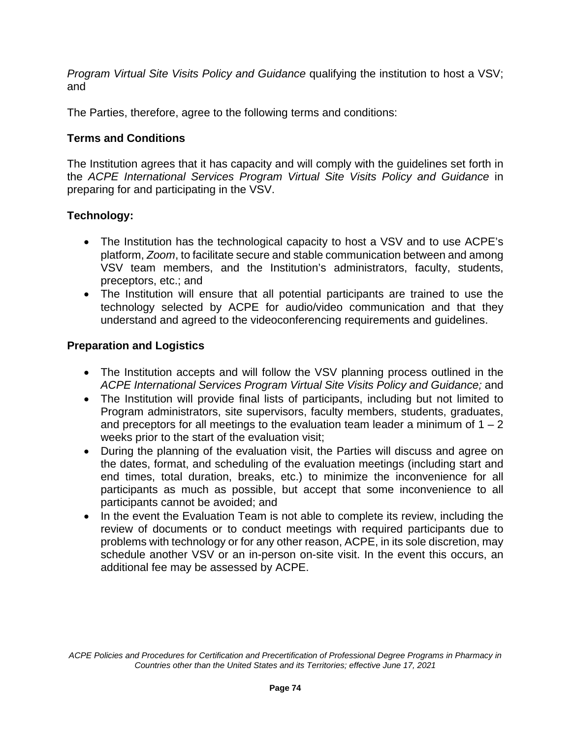*Program Virtual Site Visits Policy and Guidance* qualifying the institution to host a VSV; and

The Parties, therefore, agree to the following terms and conditions:

**Terms and Conditions**

The Institution agrees that it has capacity and will comply with the guidelines set forth in the *ACPE International Services Program Virtual Site Visits Policy and Guidance* in preparing for and participating in the VSV.

**Technology:**

- The Institution has the technological capacity to host a VSV and to use ACPE's platform, *Zoom*, to facilitate secure and stable communication between and among VSV team members, and the Institution's administrators, faculty, students, preceptors, etc.; and
- The Institution will ensure that all potential participants are trained to use the technology selected by ACPE for audio/video communication and that they understand and agreed to the videoconferencing requirements and guidelines.

**Preparation and Logistics**

- The Institution accepts and will follow the VSV planning process outlined in the *ACPE International Services Program Virtual Site Visits Policy and Guidance;* and
- The Institution will provide final lists of participants, including but not limited to Program administrators, site supervisors, faculty members, students, graduates, and preceptors for all meetings to the evaluation team leader a minimum of 1 – 2 weeks prior to the start of the evaluation visit;
- During the planning of the evaluation visit, the Parties will discuss and agree on the dates, format, and scheduling of the evaluation meetings (including start and end times, total duration, breaks, etc.) to minimize the inconvenience for all participants as much as possible, but accept that some inconvenience to all participants cannot be avoided; and
- In the event the Evaluation Team is not able to complete its review, including the review of documents or to conduct meetings with required participants due to problems with technology or for any other reason, ACPE, in its sole discretion, may schedule another VSV or an in-person on-site visit. In the event this occurs, an additional fee may be assessed by ACPE.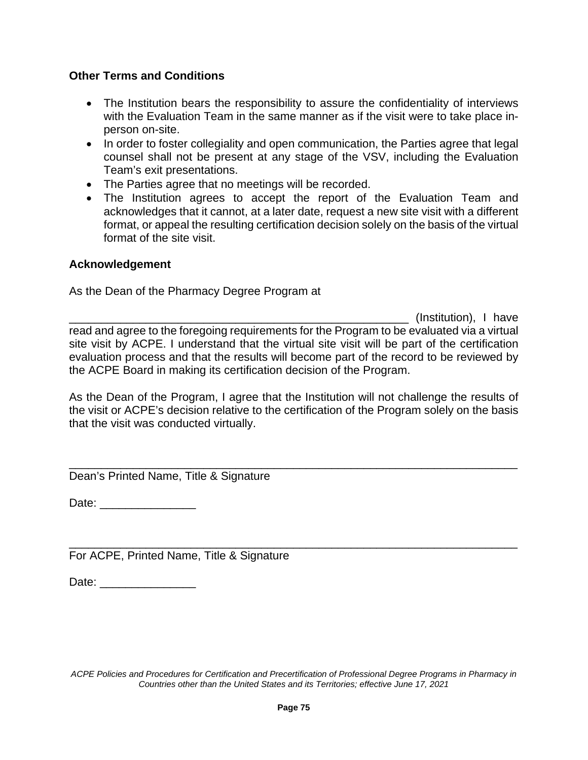### Other Terms and Conditions

- The Institution bears the responsibility to assure the confidentiality of interviews with the Evaluation Team in the same manner as if the visit were to take place in-person on-site.
- In order to foster collegiality and open communication, the Parties agree that legal counsel shall not be present at any stage of the VSV, including the Evaluation Team's exit presentations.
- The Parties agree that no meetings will be recorded.
- The Institution agrees to accept the report of the Evaluation Team and acknowledges that it cannot, at a later date, request a new site visit with a different format, or appeal the resulting certification decision solely on the basis of the virtual format of the site visit.

### Acknowledgement

As the Dean of the Pharmacy Degree Program at

_______________________________________________________ (Institution), I have read and agree to the foregoing requirements for the Program to be evaluated via a virtual site visit by ACPE. I understand that the virtual site visit will be part of the certification evaluation process and that the results will become part of the record to be reviewed by the ACPE Board in making its certification decision of the Program.

As the Dean of the Program, I agree that the Institution will not challenge the results of the visit or ACPE's decision relative to the certification of the Program solely on the basis that the visit was conducted virtually.

_________________________________________________________________________

Dean's Printed Name, Title & Signature

Date: _______________

_________________________________________________________________________

For ACPE, Printed Name, Title & Signature

Date: _______________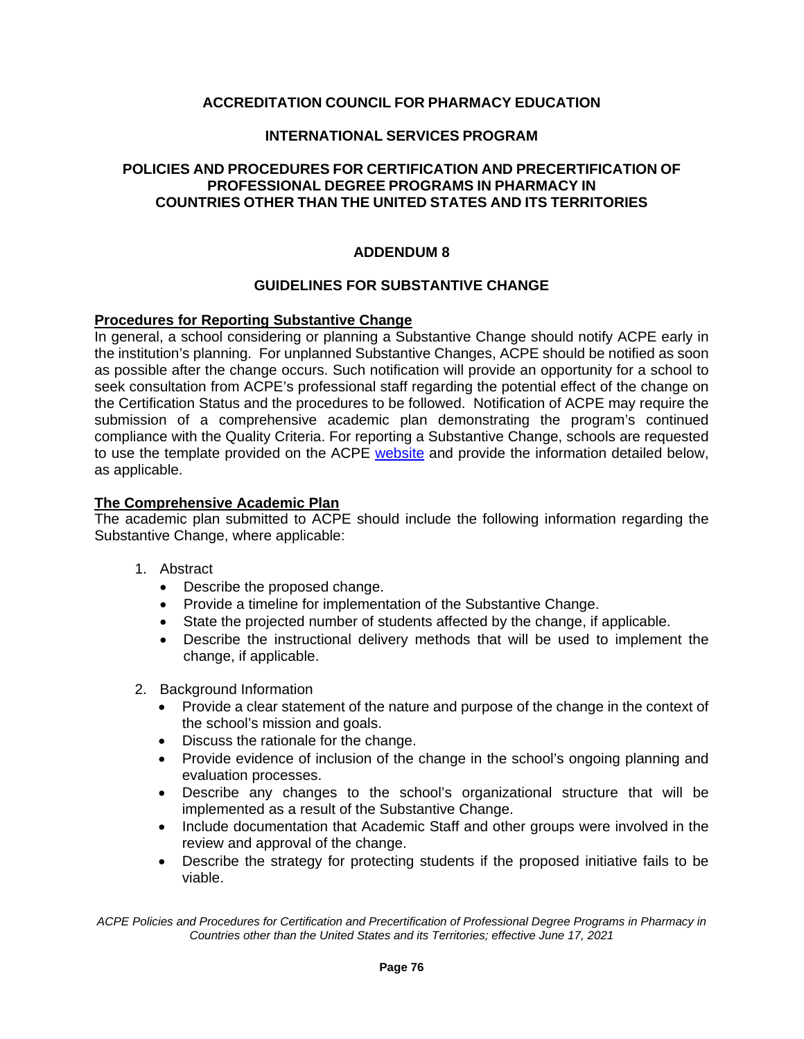**ACCREDITATION COUNCIL FOR PHARMACY EDUCATION**

**INTERNATIONAL SERVICES PROGRAM**

**POLICIES AND PROCEDURES FOR CERTIFICATION AND PRECERTIFICATION OF PROFESSIONAL DEGREE PROGRAMS IN PHARMACY IN COUNTRIES OTHER THAN THE UNITED STATES AND ITS TERRITORIES**

# ADDENDUM 8

## GUIDELINES FOR SUBSTANTIVE CHANGE

### Procedures for Reporting Substantive Change

In general, a school considering or planning a Substantive Change should notify ACPE early in the institution's planning. For unplanned Substantive Changes, ACPE should be notified as soon as possible after the change occurs. Such notification will provide an opportunity for a school to seek consultation from ACPE's professional staff regarding the potential effect of the change on the Certification Status and the procedures to be followed. Notification of ACPE may require the submission of a comprehensive academic plan demonstrating the program's continued compliance with the Quality Criteria. For reporting a Substantive Change, schools are requested to use the template provided on the ACPE website and provide the information detailed below, as applicable.

### The Comprehensive Academic Plan

The academic plan submitted to ACPE should include the following information regarding the Substantive Change, where applicable:

1. Abstract
   - Describe the proposed change.
   - Provide a timeline for implementation of the Substantive Change.
   - State the projected number of students affected by the change, if applicable.
   - Describe the instructional delivery methods that will be used to implement the change, if applicable.

2. Background Information
   - Provide a clear statement of the nature and purpose of the change in the context of the school's mission and goals.
   - Discuss the rationale for the change.
   - Provide evidence of inclusion of the change in the school's ongoing planning and evaluation processes.
   - Describe any changes to the school's organizational structure that will be implemented as a result of the Substantive Change.
   - Include documentation that Academic Staff and other groups were involved in the review and approval of the change.
   - Describe the strategy for protecting students if the proposed initiative fails to be viable.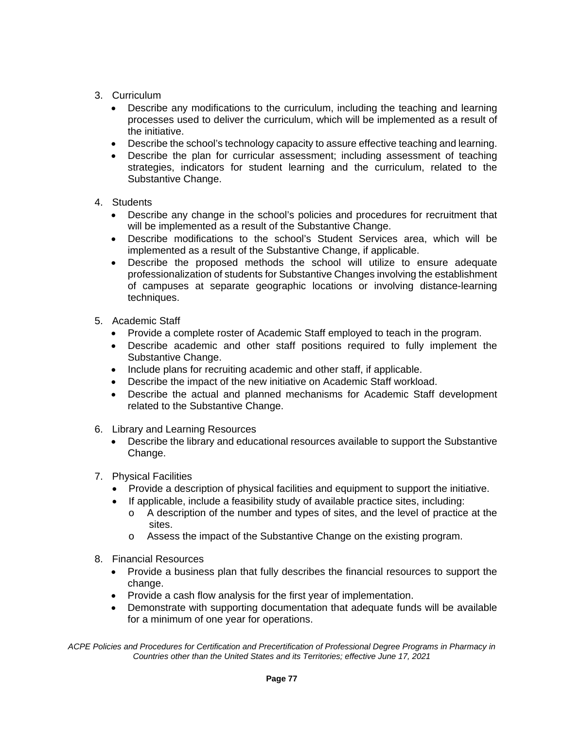3. Curriculum
   - Describe any modifications to the curriculum, including the teaching and learning processes used to deliver the curriculum, which will be implemented as a result of the initiative.
   - Describe the school's technology capacity to assure effective teaching and learning.
   - Describe the plan for curricular assessment; including assessment of teaching strategies, indicators for student learning and the curriculum, related to the Substantive Change.

4. Students
   - Describe any change in the school's policies and procedures for recruitment that will be implemented as a result of the Substantive Change.
   - Describe modifications to the school's Student Services area, which will be implemented as a result of the Substantive Change, if applicable.
   - Describe the proposed methods the school will utilize to ensure adequate professionalization of students for Substantive Changes involving the establishment of campuses at separate geographic locations or involving distance-learning techniques.

5. Academic Staff
   - Provide a complete roster of Academic Staff employed to teach in the program.
   - Describe academic and other staff positions required to fully implement the Substantive Change.
   - Include plans for recruiting academic and other staff, if applicable.
   - Describe the impact of the new initiative on Academic Staff workload.
   - Describe the actual and planned mechanisms for Academic Staff development related to the Substantive Change.

6. Library and Learning Resources
   - Describe the library and educational resources available to support the Substantive Change.

7. Physical Facilities
   - Provide a description of physical facilities and equipment to support the initiative.
   - If applicable, include a feasibility study of available practice sites, including:
     - A description of the number and types of sites, and the level of practice at the sites.
     - Assess the impact of the Substantive Change on the existing program.

8. Financial Resources
   - Provide a business plan that fully describes the financial resources to support the change.
   - Provide a cash flow analysis for the first year of implementation.
   - Demonstrate with supporting documentation that adequate funds will be available for a minimum of one year for operations.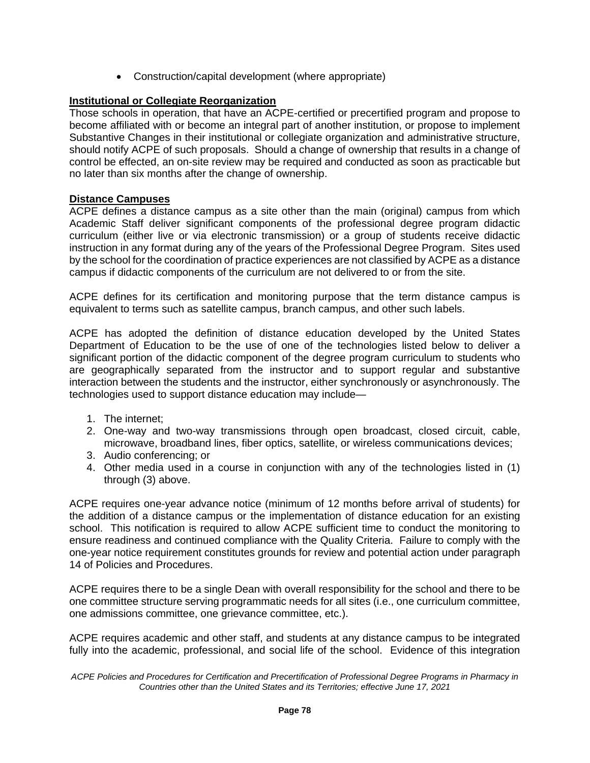- Construction/capital development (where appropriate)

**Institutional or Collegiate Reorganization**

Those schools in operation, that have an ACPE-certified or precertified program and propose to become affiliated with or become an integral part of another institution, or propose to implement Substantive Changes in their institutional or collegiate organization and administrative structure, should notify ACPE of such proposals. Should a change of ownership that results in a change of control be effected, an on-site review may be required and conducted as soon as practicable but no later than six months after the change of ownership.

**Distance Campuses**

ACPE defines a distance campus as a site other than the main (original) campus from which Academic Staff deliver significant components of the professional degree program didactic curriculum (either live or via electronic transmission) or a group of students receive didactic instruction in any format during any of the years of the Professional Degree Program. Sites used by the school for the coordination of practice experiences are not classified by ACPE as a distance campus if didactic components of the curriculum are not delivered to or from the site.

ACPE defines for its certification and monitoring purpose that the term distance campus is equivalent to terms such as satellite campus, branch campus, and other such labels.

ACPE has adopted the definition of distance education developed by the United States Department of Education to be the use of one of the technologies listed below to deliver a significant portion of the didactic component of the degree program curriculum to students who are geographically separated from the instructor and to support regular and substantive interaction between the students and the instructor, either synchronously or asynchronously. The technologies used to support distance education may include—

1. The internet;
2. One-way and two-way transmissions through open broadcast, closed circuit, cable, microwave, broadband lines, fiber optics, satellite, or wireless communications devices;
3. Audio conferencing; or
4. Other media used in a course in conjunction with any of the technologies listed in (1) through (3) above.

ACPE requires one-year advance notice (minimum of 12 months before arrival of students) for the addition of a distance campus or the implementation of distance education for an existing school. This notification is required to allow ACPE sufficient time to conduct the monitoring to ensure readiness and continued compliance with the Quality Criteria. Failure to comply with the one-year notice requirement constitutes grounds for review and potential action under paragraph 14 of Policies and Procedures.

ACPE requires there to be a single Dean with overall responsibility for the school and there to be one committee structure serving programmatic needs for all sites (i.e., one curriculum committee, one admissions committee, one grievance committee, etc.).

ACPE requires academic and other staff, and students at any distance campus to be integrated fully into the academic, professional, and social life of the school. Evidence of this integration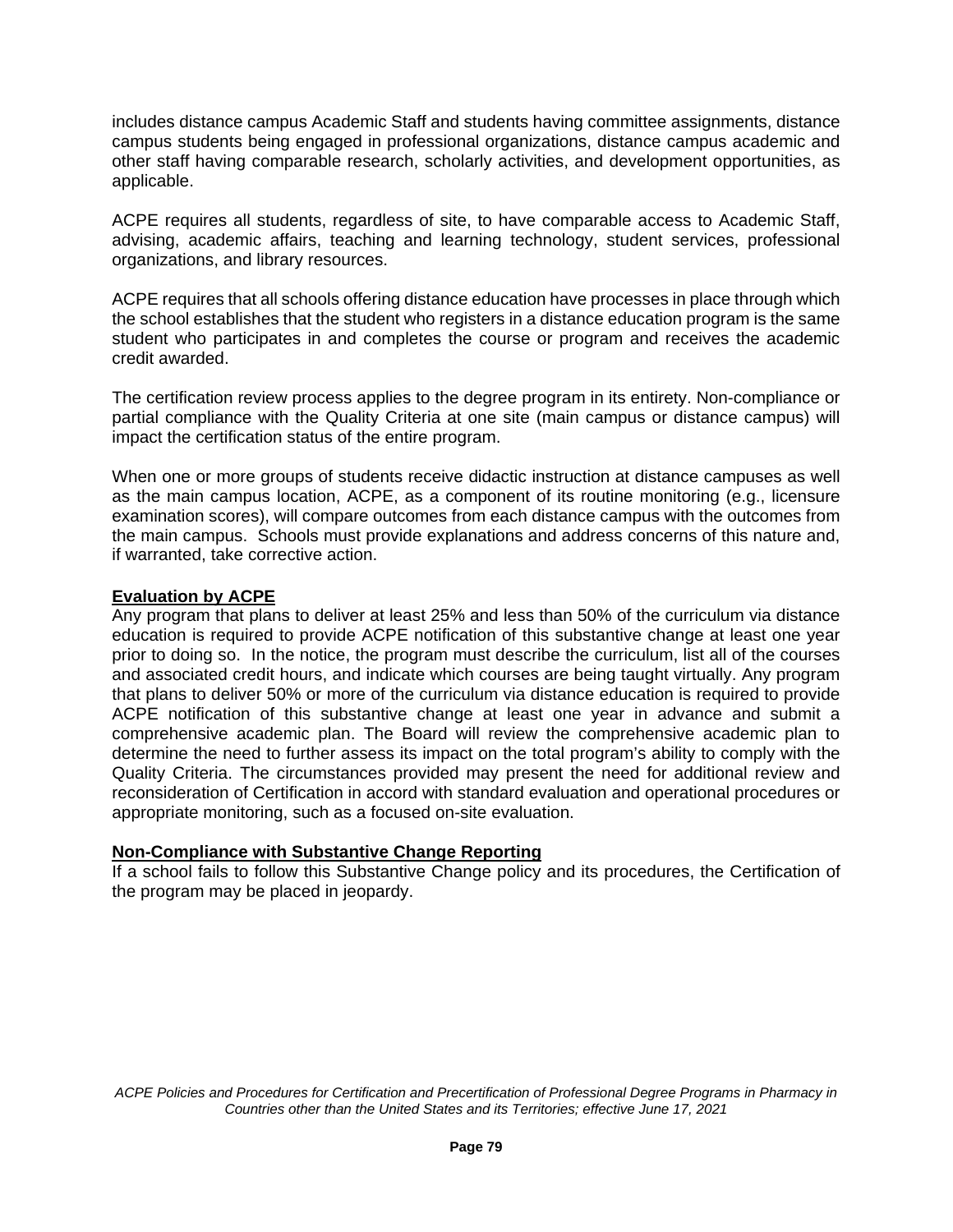includes distance campus Academic Staff and students having committee assignments, distance campus students being engaged in professional organizations, distance campus academic and other staff having comparable research, scholarly activities, and development opportunities, as applicable.

ACPE requires all students, regardless of site, to have comparable access to Academic Staff, advising, academic affairs, teaching and learning technology, student services, professional organizations, and library resources.

ACPE requires that all schools offering distance education have processes in place through which the school establishes that the student who registers in a distance education program is the same student who participates in and completes the course or program and receives the academic credit awarded.

The certification review process applies to the degree program in its entirety. Non-compliance or partial compliance with the Quality Criteria at one site (main campus or distance campus) will impact the certification status of the entire program.

When one or more groups of students receive didactic instruction at distance campuses as well as the main campus location, ACPE, as a component of its routine monitoring (e.g., licensure examination scores), will compare outcomes from each distance campus with the outcomes from the main campus. Schools must provide explanations and address concerns of this nature and, if warranted, take corrective action.

**Evaluation by ACPE**

Any program that plans to deliver at least 25% and less than 50% of the curriculum via distance education is required to provide ACPE notification of this substantive change at least one year prior to doing so. In the notice, the program must describe the curriculum, list all of the courses and associated credit hours, and indicate which courses are being taught virtually. Any program that plans to deliver 50% or more of the curriculum via distance education is required to provide ACPE notification of this substantive change at least one year in advance and submit a comprehensive academic plan. The Board will review the comprehensive academic plan to determine the need to further assess its impact on the total program's ability to comply with the Quality Criteria. The circumstances provided may present the need for additional review and reconsideration of Certification in accord with standard evaluation and operational procedures or appropriate monitoring, such as a focused on-site evaluation.

**Non-Compliance with Substantive Change Reporting**

If a school fails to follow this Substantive Change policy and its procedures, the Certification of the program may be placed in jeopardy.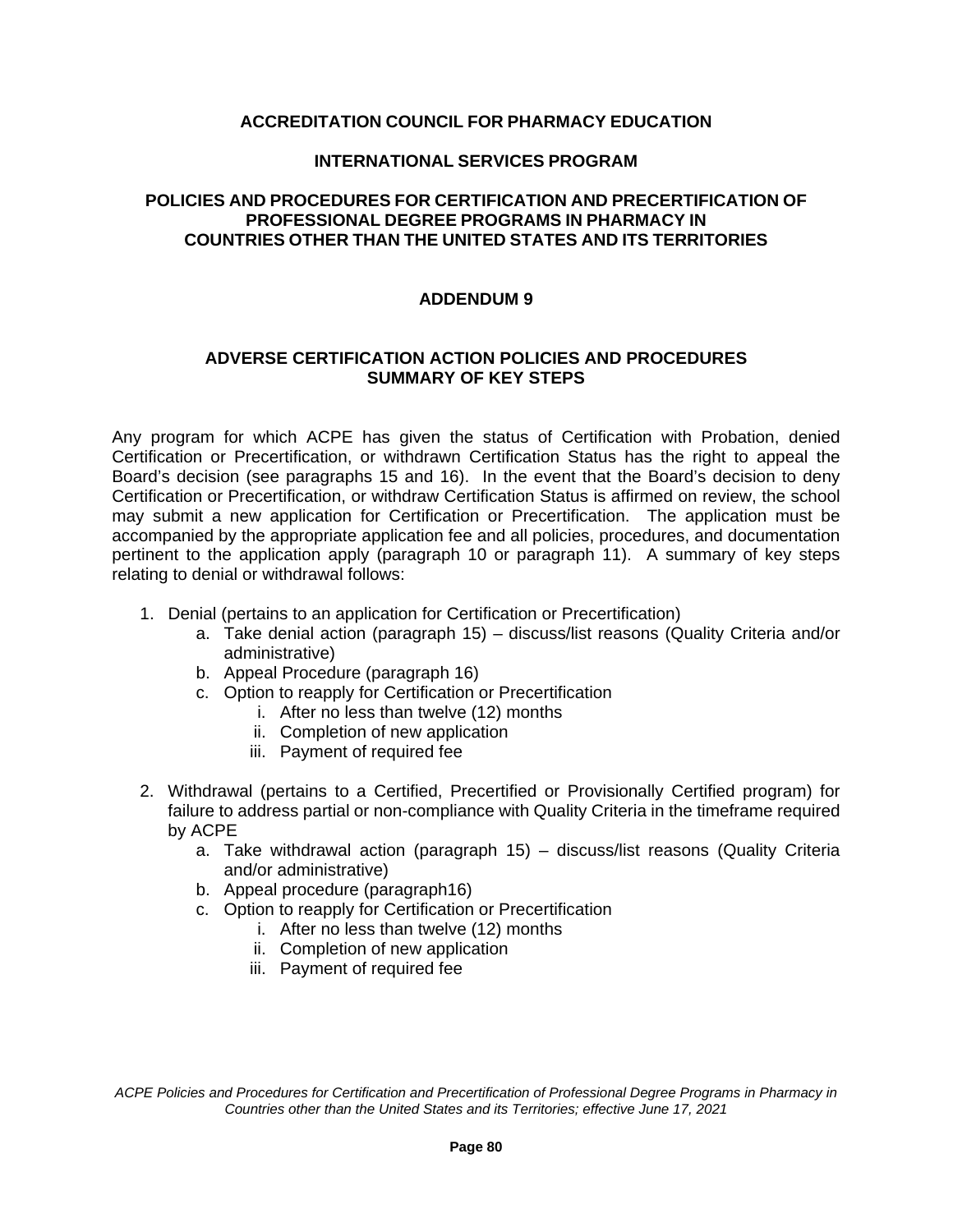**ACCREDITATION COUNCIL FOR PHARMACY EDUCATION**

**INTERNATIONAL SERVICES PROGRAM**

**POLICIES AND PROCEDURES FOR CERTIFICATION AND PRECERTIFICATION OF PROFESSIONAL DEGREE PROGRAMS IN PHARMACY IN COUNTRIES OTHER THAN THE UNITED STATES AND ITS TERRITORIES**

# ADDENDUM 9

## ADVERSE CERTIFICATION ACTION POLICIES AND PROCEDURES SUMMARY OF KEY STEPS

Any program for which ACPE has given the status of Certification with Probation, denied Certification or Precertification, or withdrawn Certification Status has the right to appeal the Board's decision (see paragraphs 15 and 16). In the event that the Board's decision to deny Certification or Precertification, or withdraw Certification Status is affirmed on review, the school may submit a new application for Certification or Precertification. The application must be accompanied by the appropriate application fee and all policies, procedures, and documentation pertinent to the application apply (paragraph 10 or paragraph 11). A summary of key steps relating to denial or withdrawal follows:

1. Denial (pertains to an application for Certification or Precertification)
    a. Take denial action (paragraph 15) – discuss/list reasons (Quality Criteria and/or administrative)
    b. Appeal Procedure (paragraph 16)
    c. Option to reapply for Certification or Precertification
        i. After no less than twelve (12) months
        ii. Completion of new application
        iii. Payment of required fee

2. Withdrawal (pertains to a Certified, Precertified or Provisionally Certified program) for failure to address partial or non-compliance with Quality Criteria in the timeframe required by ACPE
    a. Take withdrawal action (paragraph 15) – discuss/list reasons (Quality Criteria and/or administrative)
    b. Appeal procedure (paragraph16)
    c. Option to reapply for Certification or Precertification
        i. After no less than twelve (12) months
        ii. Completion of new application
        iii. Payment of required fee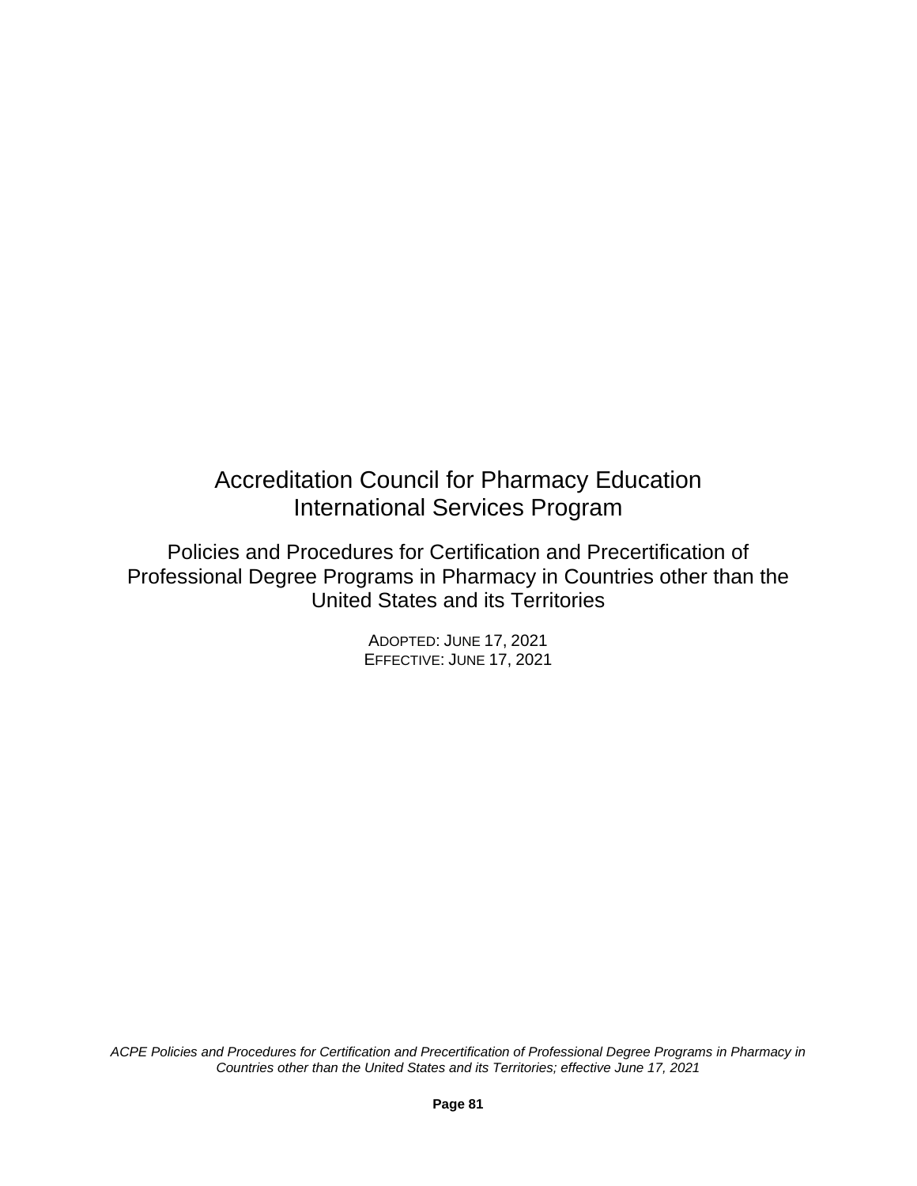# Accreditation Council for Pharmacy Education
# International Services Program

## Policies and Procedures for Certification and Precertification of Professional Degree Programs in Pharmacy in Countries other than the United States and its Territories

ADOPTED: JUNE 17, 2021
EFFECTIVE: JUNE 17, 2021